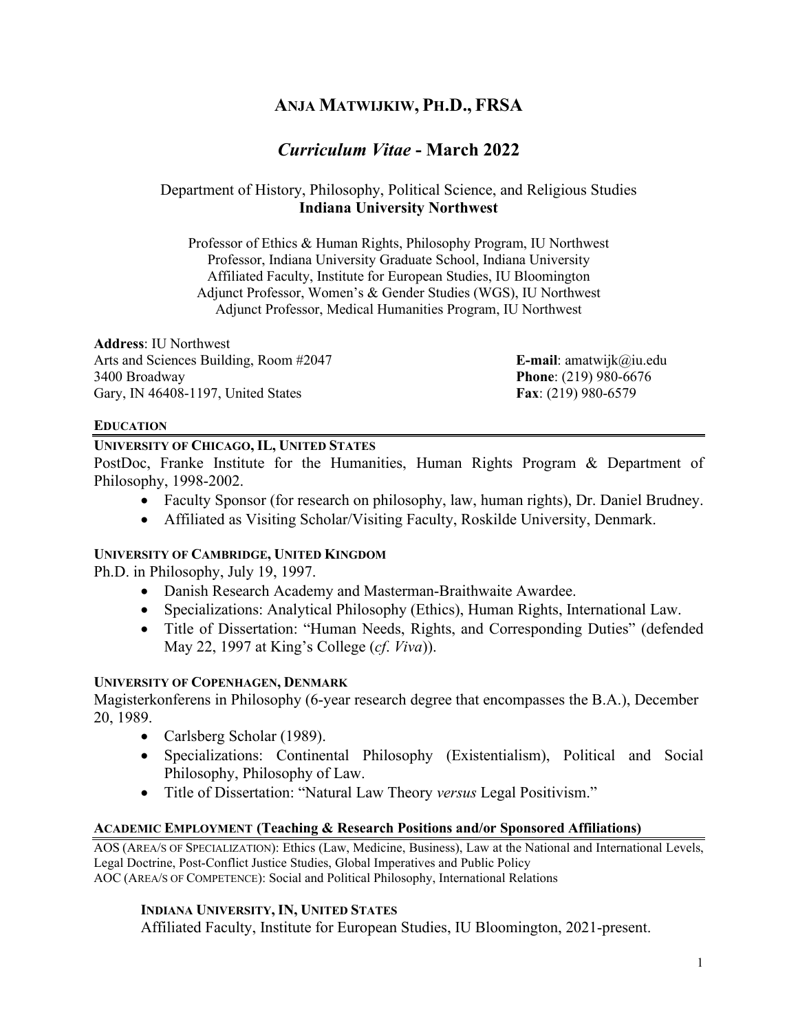# Anja Matwijkiw, Ph.D., FRSA

## *Curriculum Vitae* - March 2022

Department of History, Philosophy, Political Science, and Religious Studies
**Indiana University Northwest**

Professor of Ethics & Human Rights, Philosophy Program, IU Northwest
Professor, Indiana University Graduate School, Indiana University
Affiliated Faculty, Institute for European Studies, IU Bloomington
Adjunct Professor, Women's & Gender Studies (WGS), IU Northwest
Adjunct Professor, Medical Humanities Program, IU Northwest

**Address**: IU Northwest
Arts and Sciences Building, Room #2047
3400 Broadway
Gary, IN 46408-1197, United States

**E-mail**: amatwijk@iu.edu
**Phone**: (219) 980-6676
**Fax**: (219) 980-6579

### EDUCATION

**UNIVERSITY OF CHICAGO, IL, UNITED STATES**

PostDoc, Franke Institute for the Humanities, Human Rights Program & Department of Philosophy, 1998-2002.

- Faculty Sponsor (for research on philosophy, law, human rights), Dr. Daniel Brudney.
- Affiliated as Visiting Scholar/Visiting Faculty, Roskilde University, Denmark.

**UNIVERSITY OF CAMBRIDGE, UNITED KINGDOM**

Ph.D. in Philosophy, July 19, 1997.

- Danish Research Academy and Masterman-Braithwaite Awardee.
- Specializations: Analytical Philosophy (Ethics), Human Rights, International Law.
- Title of Dissertation: "Human Needs, Rights, and Corresponding Duties" (defended May 22, 1997 at King's College (*cf. Viva*)).

**UNIVERSITY OF COPENHAGEN, DENMARK**

Magisterkonferens in Philosophy (6-year research degree that encompasses the B.A.), December 20, 1989.

- Carlsberg Scholar (1989).
- Specializations: Continental Philosophy (Existentialism), Political and Social Philosophy, Philosophy of Law.
- Title of Dissertation: "Natural Law Theory *versus* Legal Positivism."

### ACADEMIC EMPLOYMENT (Teaching & Research Positions and/or Sponsored Affiliations)

AOS (AREA/S OF SPECIALIZATION): Ethics (Law, Medicine, Business), Law at the National and International Levels, Legal Doctrine, Post-Conflict Justice Studies, Global Imperatives and Public Policy
AOC (AREA/S OF COMPETENCE): Social and Political Philosophy, International Relations

**INDIANA UNIVERSITY, IN, UNITED STATES**

Affiliated Faculty, Institute for European Studies, IU Bloomington, 2021-present.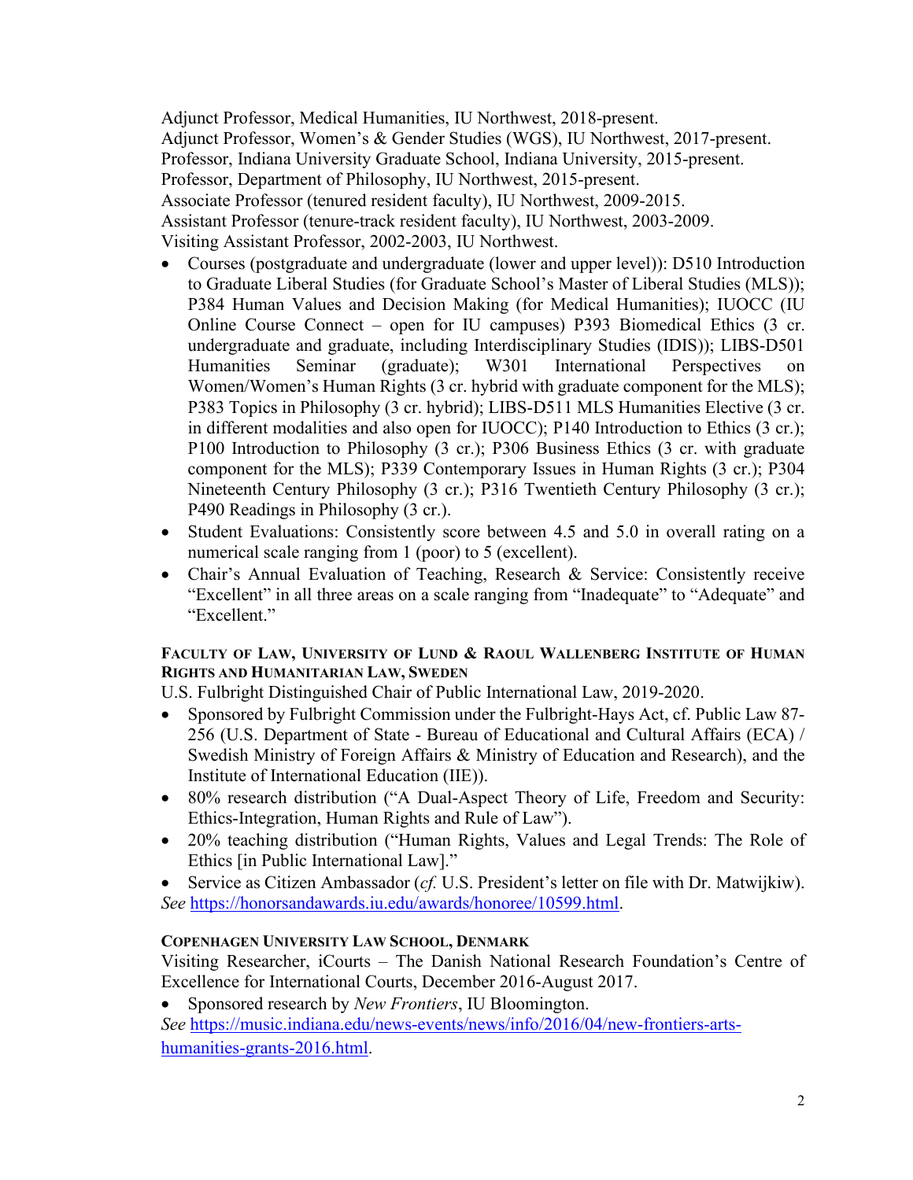Adjunct Professor, Medical Humanities, IU Northwest, 2018-present.
Adjunct Professor, Women's & Gender Studies (WGS), IU Northwest, 2017-present.
Professor, Indiana University Graduate School, Indiana University, 2015-present.
Professor, Department of Philosophy, IU Northwest, 2015-present.
Associate Professor (tenured resident faculty), IU Northwest, 2009-2015.
Assistant Professor (tenure-track resident faculty), IU Northwest, 2003-2009.
Visiting Assistant Professor, 2002-2003, IU Northwest.

- Courses (postgraduate and undergraduate (lower and upper level)): D510 Introduction to Graduate Liberal Studies (for Graduate School's Master of Liberal Studies (MLS)); P384 Human Values and Decision Making (for Medical Humanities); IUOCC (IU Online Course Connect – open for IU campuses) P393 Biomedical Ethics (3 cr. undergraduate and graduate, including Interdisciplinary Studies (IDIS)); LIBS-D501 Humanities Seminar (graduate); W301 International Perspectives on Women/Women's Human Rights (3 cr. hybrid with graduate component for the MLS); P383 Topics in Philosophy (3 cr. hybrid); LIBS-D511 MLS Humanities Elective (3 cr. in different modalities and also open for IUOCC); P140 Introduction to Ethics (3 cr.); P100 Introduction to Philosophy (3 cr.); P306 Business Ethics (3 cr. with graduate component for the MLS); P339 Contemporary Issues in Human Rights (3 cr.); P304 Nineteenth Century Philosophy (3 cr.); P316 Twentieth Century Philosophy (3 cr.); P490 Readings in Philosophy (3 cr.).
- Student Evaluations: Consistently score between 4.5 and 5.0 in overall rating on a numerical scale ranging from 1 (poor) to 5 (excellent).
- Chair's Annual Evaluation of Teaching, Research & Service: Consistently receive "Excellent" in all three areas on a scale ranging from "Inadequate" to "Adequate" and "Excellent."

**FACULTY OF LAW, UNIVERSITY OF LUND & RAOUL WALLENBERG INSTITUTE OF HUMAN RIGHTS AND HUMANITARIAN LAW, SWEDEN**

U.S. Fulbright Distinguished Chair of Public International Law, 2019-2020.

- Sponsored by Fulbright Commission under the Fulbright-Hays Act, cf. Public Law 87-256 (U.S. Department of State - Bureau of Educational and Cultural Affairs (ECA) / Swedish Ministry of Foreign Affairs & Ministry of Education and Research), and the Institute of International Education (IIE)).
- 80% research distribution ("A Dual-Aspect Theory of Life, Freedom and Security: Ethics-Integration, Human Rights and Rule of Law").
- 20% teaching distribution ("Human Rights, Values and Legal Trends: The Role of Ethics [in Public International Law]."
- Service as Citizen Ambassador (*cf.* U.S. President's letter on file with Dr. Matwijkiw).

*See* https://honorsandawards.iu.edu/awards/honoree/10599.html.

**COPENHAGEN UNIVERSITY LAW SCHOOL, DENMARK**

Visiting Researcher, iCourts – The Danish National Research Foundation's Centre of Excellence for International Courts, December 2016-August 2017.

- Sponsored research by *New Frontiers*, IU Bloomington.

*See* https://music.indiana.edu/news-events/news/info/2016/04/new-frontiers-arts-humanities-grants-2016.html.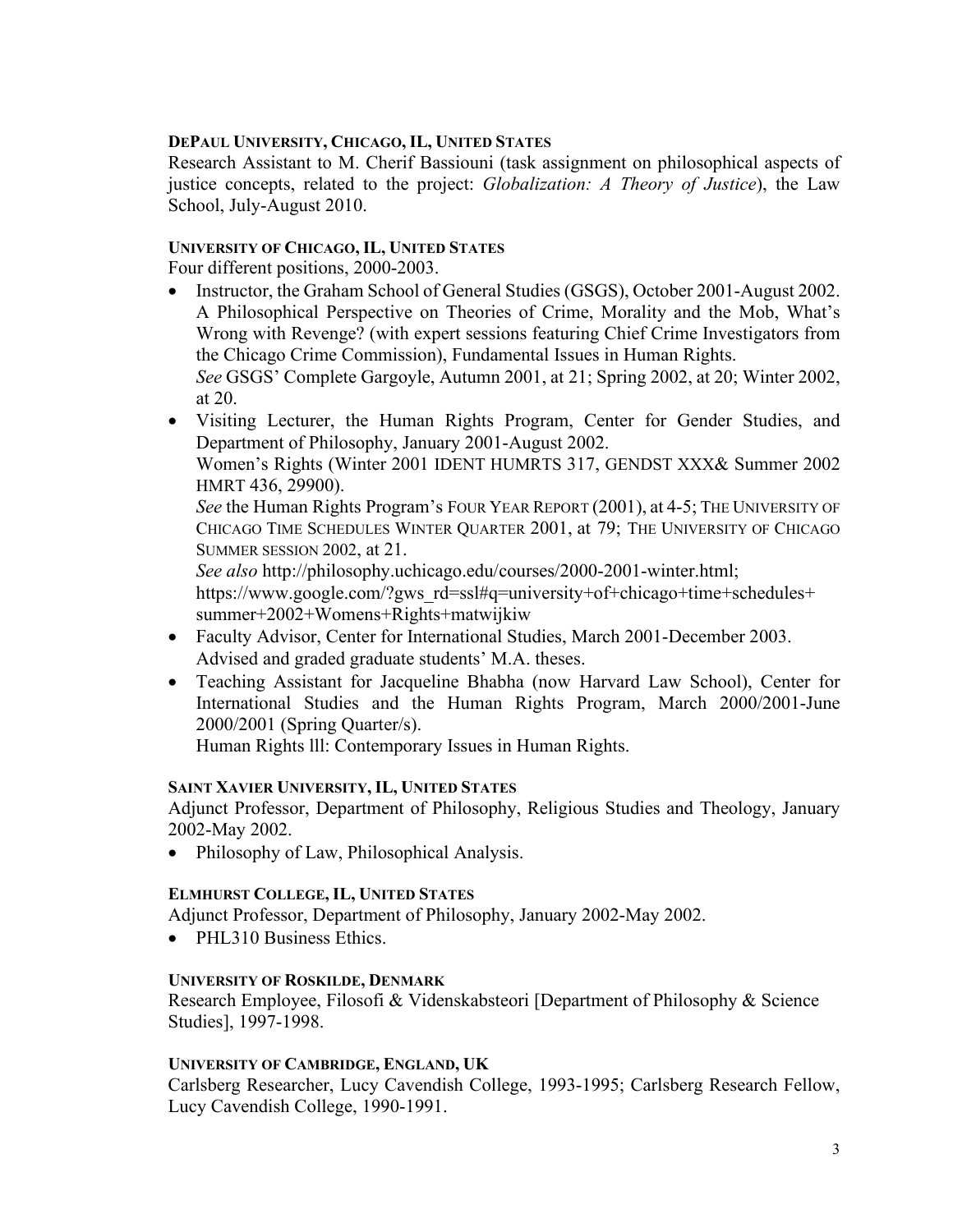#### DEPAUL UNIVERSITY, CHICAGO, IL, UNITED STATES

Research Assistant to M. Cherif Bassiouni (task assignment on philosophical aspects of justice concepts, related to the project: *Globalization: A Theory of Justice*), the Law School, July-August 2010.

#### UNIVERSITY OF CHICAGO, IL, UNITED STATES

Four different positions, 2000-2003.

- Instructor, the Graham School of General Studies (GSGS), October 2001-August 2002. A Philosophical Perspective on Theories of Crime, Morality and the Mob, What's Wrong with Revenge? (with expert sessions featuring Chief Crime Investigators from the Chicago Crime Commission), Fundamental Issues in Human Rights.
  *See* GSGS' Complete Gargoyle, Autumn 2001, at 21; Spring 2002, at 20; Winter 2002, at 20.
- Visiting Lecturer, the Human Rights Program, Center for Gender Studies, and Department of Philosophy, January 2001-August 2002.
  Women's Rights (Winter 2001 IDENT HUMRTS 317, GENDST XXX& Summer 2002 HMRT 436, 29900).
  *See* the Human Rights Program's FOUR YEAR REPORT (2001), at 4-5; THE UNIVERSITY OF CHICAGO TIME SCHEDULES WINTER QUARTER 2001, at 79; THE UNIVERSITY OF CHICAGO SUMMER SESSION 2002, at 21.
  *See also* http://philosophy.uchicago.edu/courses/2000-2001-winter.html; https://www.google.com/?gws_rd=ssl#q=university+of+chicago+time+schedules+summer+2002+Womens+Rights+matwijkiw
- Faculty Advisor, Center for International Studies, March 2001-December 2003.
  Advised and graded graduate students' M.A. theses.
- Teaching Assistant for Jacqueline Bhabha (now Harvard Law School), Center for International Studies and the Human Rights Program, March 2000/2001-June 2000/2001 (Spring Quarter/s).
  Human Rights lll: Contemporary Issues in Human Rights.

#### SAINT XAVIER UNIVERSITY, IL, UNITED STATES

Adjunct Professor, Department of Philosophy, Religious Studies and Theology, January 2002-May 2002.

- Philosophy of Law, Philosophical Analysis.

#### ELMHURST COLLEGE, IL, UNITED STATES

Adjunct Professor, Department of Philosophy, January 2002-May 2002.

- PHL310 Business Ethics.

#### UNIVERSITY OF ROSKILDE, DENMARK

Research Employee, Filosofi & Videnskabsteori [Department of Philosophy & Science Studies], 1997-1998.

#### UNIVERSITY OF CAMBRIDGE, ENGLAND, UK

Carlsberg Researcher, Lucy Cavendish College, 1993-1995; Carlsberg Research Fellow, Lucy Cavendish College, 1990-1991.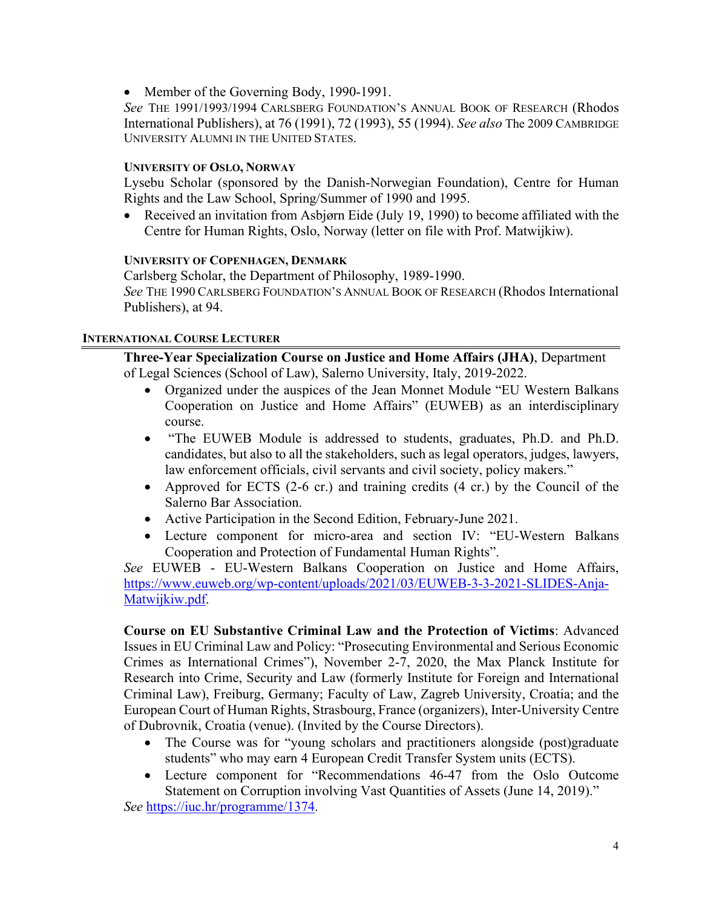- Member of the Governing Body, 1990-1991.

*See* THE 1991/1993/1994 CARLSBERG FOUNDATION'S ANNUAL BOOK OF RESEARCH (Rhodos International Publishers), at 76 (1991), 72 (1993), 55 (1994). *See also* The 2009 CAMBRIDGE UNIVERSITY ALUMNI IN THE UNITED STATES.

#### UNIVERSITY OF OSLO, NORWAY

Lysebu Scholar (sponsored by the Danish-Norwegian Foundation), Centre for Human Rights and the Law School, Spring/Summer of 1990 and 1995.

- Received an invitation from Asbjørn Eide (July 19, 1990) to become affiliated with the Centre for Human Rights, Oslo, Norway (letter on file with Prof. Matwijkiw).

#### UNIVERSITY OF COPENHAGEN, DENMARK

Carlsberg Scholar, the Department of Philosophy, 1989-1990.

*See* THE 1990 CARLSBERG FOUNDATION'S ANNUAL BOOK OF RESEARCH (Rhodos International Publishers), at 94.

### INTERNATIONAL COURSE LECTURER

**Three-Year Specialization Course on Justice and Home Affairs (JHA)**, Department of Legal Sciences (School of Law), Salerno University, Italy, 2019-2022.

- Organized under the auspices of the Jean Monnet Module "EU Western Balkans Cooperation on Justice and Home Affairs" (EUWEB) as an interdisciplinary course.
- "The EUWEB Module is addressed to students, graduates, Ph.D. and Ph.D. candidates, but also to all the stakeholders, such as legal operators, judges, lawyers, law enforcement officials, civil servants and civil society, policy makers."
- Approved for ECTS (2-6 cr.) and training credits (4 cr.) by the Council of the Salerno Bar Association.
- Active Participation in the Second Edition, February-June 2021.
- Lecture component for micro-area and section IV: "EU-Western Balkans Cooperation and Protection of Fundamental Human Rights".

*See* EUWEB - EU-Western Balkans Cooperation on Justice and Home Affairs, https://www.euweb.org/wp-content/uploads/2021/03/EUWEB-3-3-2021-SLIDES-Anja-Matwijkiw.pdf.

**Course on EU Substantive Criminal Law and the Protection of Victims**: Advanced Issues in EU Criminal Law and Policy: "Prosecuting Environmental and Serious Economic Crimes as International Crimes"), November 2-7, 2020, the Max Planck Institute for Research into Crime, Security and Law (formerly Institute for Foreign and International Criminal Law), Freiburg, Germany; Faculty of Law, Zagreb University, Croatia; and the European Court of Human Rights, Strasbourg, France (organizers), Inter-University Centre of Dubrovnik, Croatia (venue). (Invited by the Course Directors).

- The Course was for "young scholars and practitioners alongside (post)graduate students" who may earn 4 European Credit Transfer System units (ECTS).
- Lecture component for "Recommendations 46-47 from the Oslo Outcome Statement on Corruption involving Vast Quantities of Assets (June 14, 2019)."

*See* https://iuc.hr/programme/1374.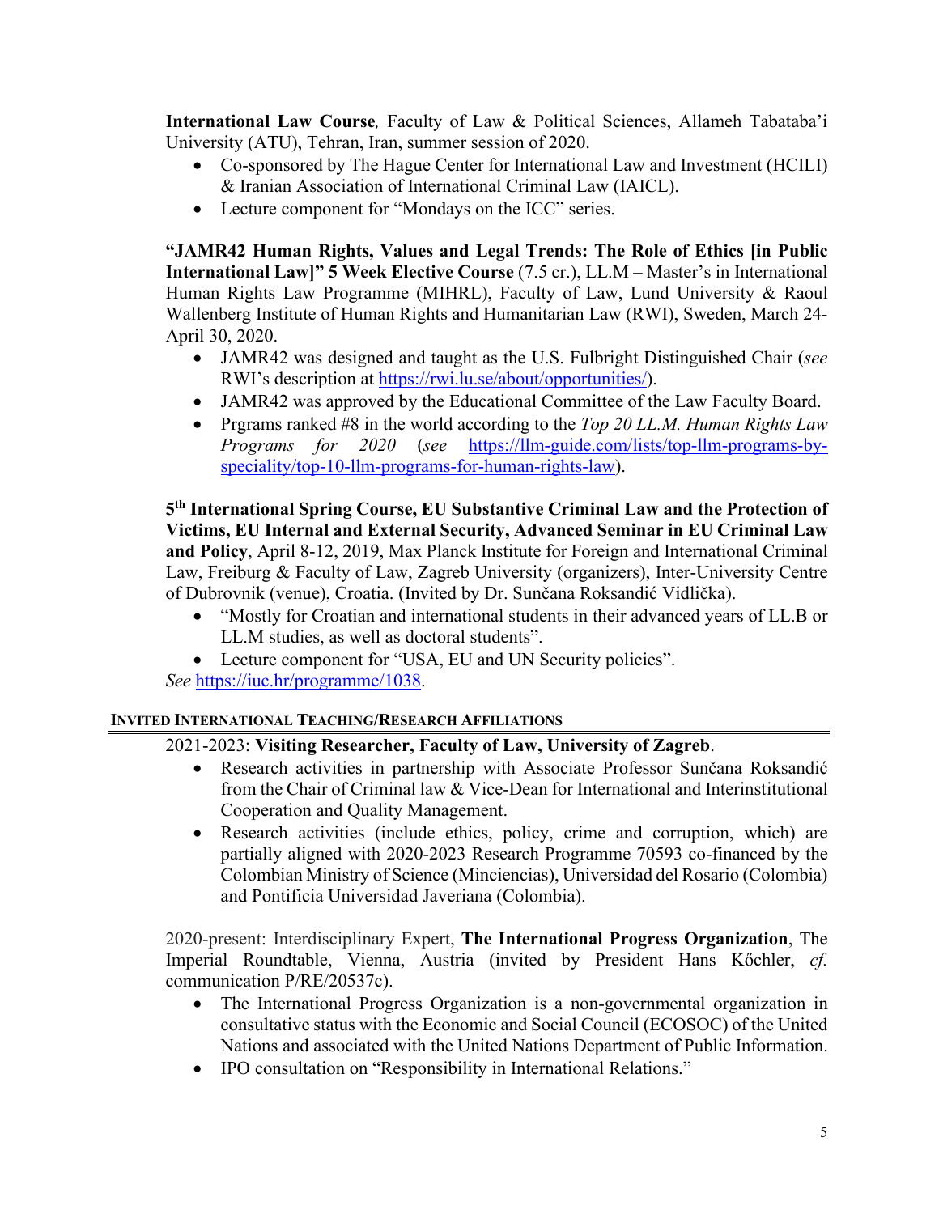**International Law Course***,* Faculty of Law & Political Sciences, Allameh Tabataba'i University (ATU), Tehran, Iran, summer session of 2020.

- Co-sponsored by The Hague Center for International Law and Investment (HCILI) & Iranian Association of International Criminal Law (IAICL).
- Lecture component for "Mondays on the ICC" series.

**"JAMR42 Human Rights, Values and Legal Trends: The Role of Ethics [in Public International Law]" 5 Week Elective Course** (7.5 cr.), LL.M – Master's in International Human Rights Law Programme (MIHRL), Faculty of Law, Lund University & Raoul Wallenberg Institute of Human Rights and Humanitarian Law (RWI), Sweden, March 24-April 30, 2020.

- JAMR42 was designed and taught as the U.S. Fulbright Distinguished Chair (*see* RWI's description at https://rwi.lu.se/about/opportunities/).
- JAMR42 was approved by the Educational Committee of the Law Faculty Board.
- Prgrams ranked #8 in the world according to the *Top 20 LL.M. Human Rights Law Programs for 2020* (*see* https://llm-guide.com/lists/top-llm-programs-by-speciality/top-10-llm-programs-for-human-rights-law).

**5th International Spring Course, EU Substantive Criminal Law and the Protection of Victims, EU Internal and External Security, Advanced Seminar in EU Criminal Law and Policy**, April 8-12, 2019, Max Planck Institute for Foreign and International Criminal Law, Freiburg & Faculty of Law, Zagreb University (organizers), Inter-University Centre of Dubrovnik (venue), Croatia. (Invited by Dr. Sunčana Roksandić Vidlička).

- "Mostly for Croatian and international students in their advanced years of LL.B or LL.M studies, as well as doctoral students".
- Lecture component for "USA, EU and UN Security policies".

*See* https://iuc.hr/programme/1038.

## INVITED INTERNATIONAL TEACHING/RESEARCH AFFILIATIONS

2021-2023: **Visiting Researcher, Faculty of Law, University of Zagreb**.

- Research activities in partnership with Associate Professor Sunčana Roksandić from the Chair of Criminal law & Vice-Dean for International and Interinstitutional Cooperation and Quality Management.
- Research activities (include ethics, policy, crime and corruption, which) are partially aligned with 2020-2023 Research Programme 70593 co-financed by the Colombian Ministry of Science (Minciencias), Universidad del Rosario (Colombia) and Pontificia Universidad Javeriana (Colombia).

2020-present: Interdisciplinary Expert, **The International Progress Organization**, The Imperial Roundtable, Vienna, Austria (invited by President Hans Kőchler, *cf.* communication P/RE/20537c).

- The International Progress Organization is a non-governmental organization in consultative status with the Economic and Social Council (ECOSOC) of the United Nations and associated with the United Nations Department of Public Information.
- IPO consultation on "Responsibility in International Relations."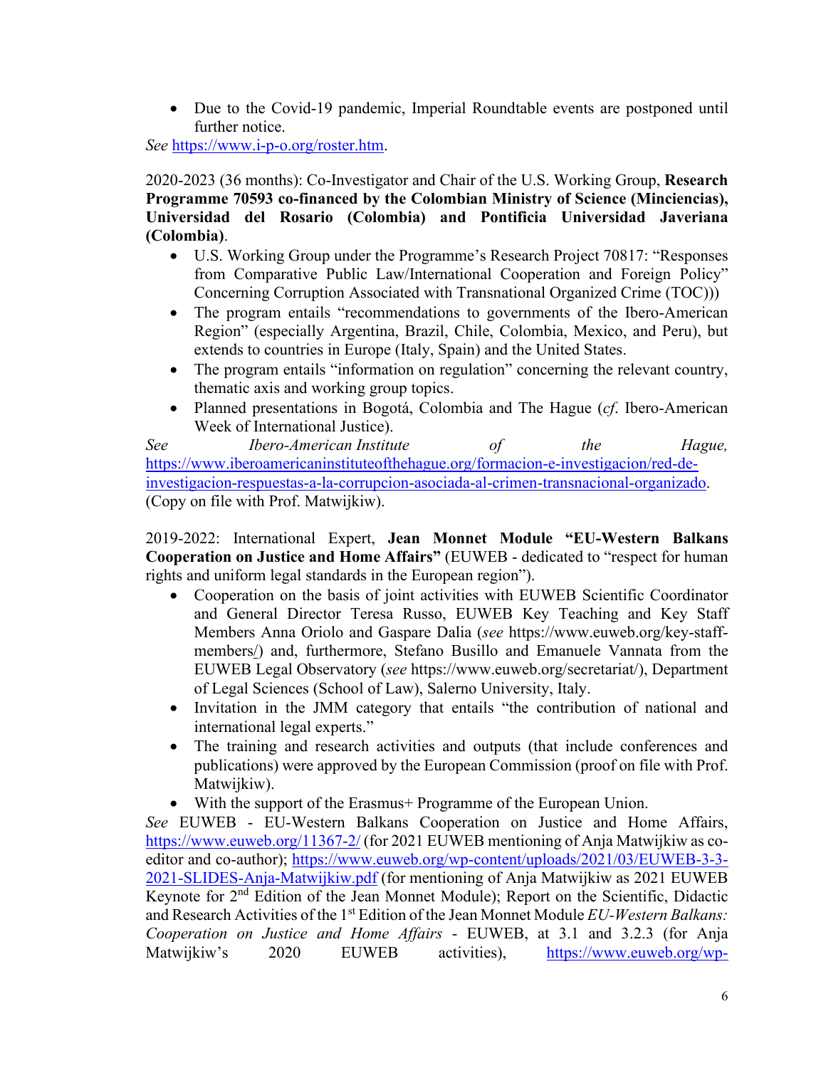- Due to the Covid-19 pandemic, Imperial Roundtable events are postponed until further notice.

*See* https://www.i-p-o.org/roster.htm.

2020-2023 (36 months): Co-Investigator and Chair of the U.S. Working Group, **Research Programme 70593 co-financed by the Colombian Ministry of Science (Minciencias), Universidad del Rosario (Colombia) and Pontificia Universidad Javeriana (Colombia)**.

- U.S. Working Group under the Programme's Research Project 70817: "Responses from Comparative Public Law/International Cooperation and Foreign Policy" Concerning Corruption Associated with Transnational Organized Crime (TOC)))
- The program entails "recommendations to governments of the Ibero-American Region" (especially Argentina, Brazil, Chile, Colombia, Mexico, and Peru), but extends to countries in Europe (Italy, Spain) and the United States.
- The program entails "information on regulation" concerning the relevant country, thematic axis and working group topics.
- Planned presentations in Bogotá, Colombia and The Hague (*cf*. Ibero-American Week of International Justice).

*See Ibero-American Institute of the Hague,* https://www.iberoamericaninstituteofthehague.org/formacion-e-investigacion/red-de-investigacion-respuestas-a-la-corrupcion-asociada-al-crimen-transnacional-organizado. (Copy on file with Prof. Matwijkiw).

2019-2022: International Expert, **Jean Monnet Module "EU-Western Balkans Cooperation on Justice and Home Affairs"** (EUWEB - dedicated to "respect for human rights and uniform legal standards in the European region").

- Cooperation on the basis of joint activities with EUWEB Scientific Coordinator and General Director Teresa Russo, EUWEB Key Teaching and Key Staff Members Anna Oriolo and Gaspare Dalia (*see* https://www.euweb.org/key-staff-members/) and, furthermore, Stefano Busillo and Emanuele Vannata from the EUWEB Legal Observatory (*see* https://www.euweb.org/secretariat/), Department of Legal Sciences (School of Law), Salerno University, Italy.
- Invitation in the JMM category that entails "the contribution of national and international legal experts."
- The training and research activities and outputs (that include conferences and publications) were approved by the European Commission (proof on file with Prof. Matwijkiw).
- With the support of the Erasmus+ Programme of the European Union.

*See* EUWEB - EU-Western Balkans Cooperation on Justice and Home Affairs, https://www.euweb.org/11367-2/ (for 2021 EUWEB mentioning of Anja Matwijkiw as co-editor and co-author); https://www.euweb.org/wp-content/uploads/2021/03/EUWEB-3-3-2021-SLIDES-Anja-Matwijkiw.pdf (for mentioning of Anja Matwijkiw as 2021 EUWEB Keynote for 2nd Edition of the Jean Monnet Module); Report on the Scientific, Didactic and Research Activities of the 1st Edition of the Jean Monnet Module *EU-Western Balkans: Cooperation on Justice and Home Affairs* - EUWEB, at 3.1 and 3.2.3 (for Anja Matwijkiw's 2020 EUWEB activities), https://www.euweb.org/wp-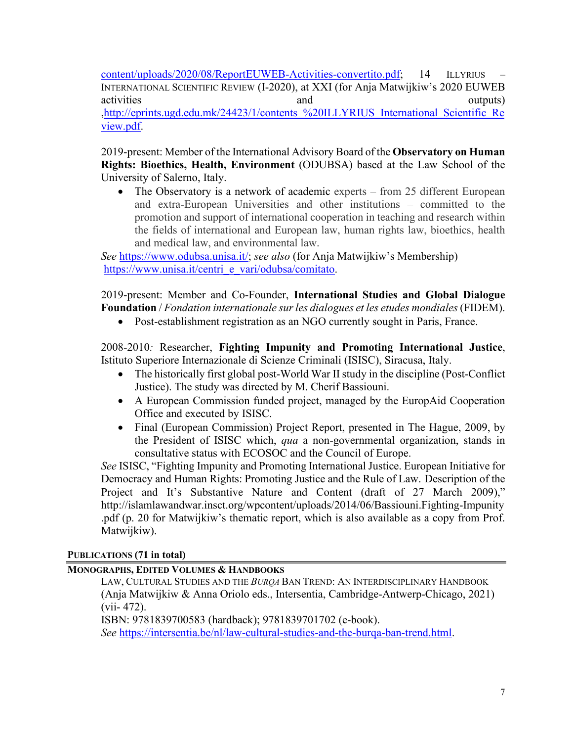content/uploads/2020/08/ReportEUWEB-Activities-convertito.pdf; 14 ILLYRIUS – INTERNATIONAL SCIENTIFIC REVIEW (I-2020), at XXI (for Anja Matwijkiw's 2020 EUWEB activities and outputs) ,http://eprints.ugd.edu.mk/24423/1/contents_%20ILLYRIUS_International_Scientific_Review.pdf.

2019-present: Member of the International Advisory Board of the **Observatory on Human Rights: Bioethics, Health, Environment** (ODUBSA) based at the Law School of the University of Salerno, Italy.

- The Observatory is a network of academic experts – from 25 different European and extra-European Universities and other institutions – committed to the promotion and support of international cooperation in teaching and research within the fields of international and European law, human rights law, bioethics, health and medical law, and environmental law.

*See* https://www.odubsa.unisa.it/; *see also* (for Anja Matwijkiw's Membership) https://www.unisa.it/centri_e_vari/odubsa/comitato.

2019-present: Member and Co-Founder, **International Studies and Global Dialogue Foundation** / *Fondation internationale sur les dialogues et les etudes mondiales* (FIDEM).

- Post-establishment registration as an NGO currently sought in Paris, France.

2008-2010*:* Researcher, **Fighting Impunity and Promoting International Justice**, Istituto Superiore Internazionale di Scienze Criminali (ISISC), Siracusa, Italy.

- The historically first global post-World War II study in the discipline (Post-Conflict Justice). The study was directed by M. Cherif Bassiouni.
- A European Commission funded project, managed by the EuropAid Cooperation Office and executed by ISISC.
- Final (European Commission) Project Report, presented in The Hague, 2009, by the President of ISISC which, *qua* a non-governmental organization, stands in consultative status with ECOSOC and the Council of Europe.

*See* ISISC, "Fighting Impunity and Promoting International Justice. European Initiative for Democracy and Human Rights: Promoting Justice and the Rule of Law. Description of the Project and It's Substantive Nature and Content (draft of 27 March 2009)," http://islamlawandwar.insct.org/wpcontent/uploads/2014/06/Bassiouni.Fighting-Impunity.pdf (p. 20 for Matwijkiw's thematic report, which is also available as a copy from Prof. Matwijkiw).

**PUBLICATIONS (71 in total)**

**MONOGRAPHS, EDITED VOLUMES & HANDBOOKS**

LAW, CULTURAL STUDIES AND THE *BURQA* BAN TREND: AN INTERDISCIPLINARY HANDBOOK (Anja Matwijkiw & Anna Oriolo eds., Intersentia, Cambridge-Antwerp-Chicago, 2021) (vii- 472).
ISBN: 9781839700583 (hardback); 9781839701702 (e-book).
*See* https://intersentia.be/nl/law-cultural-studies-and-the-burqa-ban-trend.html.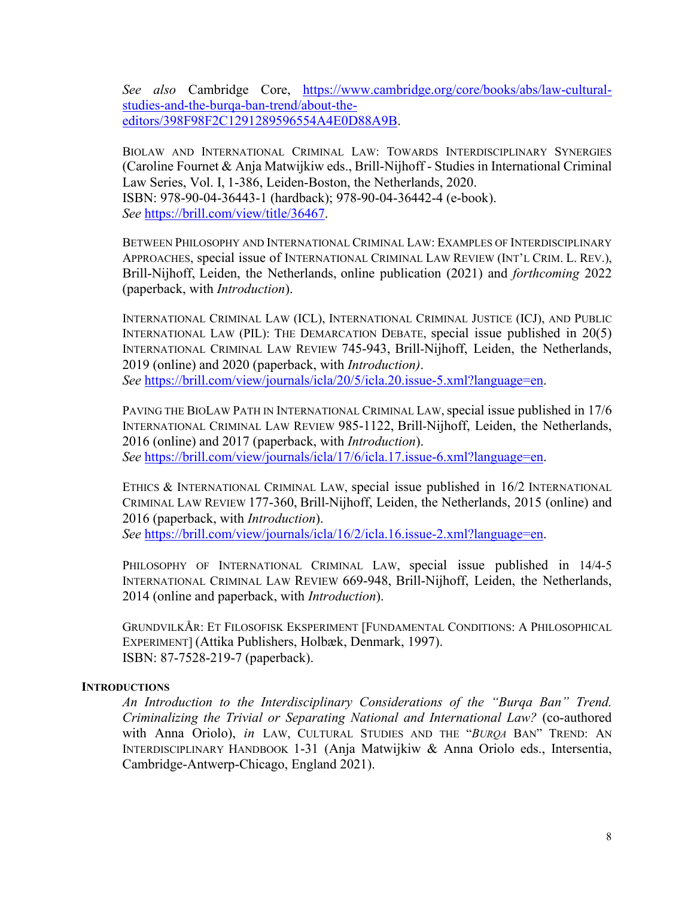*See also* Cambridge Core, https://www.cambridge.org/core/books/abs/law-cultural-studies-and-the-burqa-ban-trend/about-the-editors/398F98F2C1291289596554A4E0D88A9B.

BIOLAW AND INTERNATIONAL CRIMINAL LAW: TOWARDS INTERDISCIPLINARY SYNERGIES (Caroline Fournet & Anja Matwijkiw eds., Brill-Nijhoff - Studies in International Criminal Law Series, Vol. I, 1-386, Leiden-Boston, the Netherlands, 2020.
ISBN: 978-90-04-36443-1 (hardback); 978-90-04-36442-4 (e-book).
*See* https://brill.com/view/title/36467.

BETWEEN PHILOSOPHY AND INTERNATIONAL CRIMINAL LAW: EXAMPLES OF INTERDISCIPLINARY APPROACHES, special issue of INTERNATIONAL CRIMINAL LAW REVIEW (INT'L CRIM. L. REV.), Brill-Nijhoff, Leiden, the Netherlands, online publication (2021) and *forthcoming* 2022 (paperback, with *Introduction*).

INTERNATIONAL CRIMINAL LAW (ICL), INTERNATIONAL CRIMINAL JUSTICE (ICJ), AND PUBLIC INTERNATIONAL LAW (PIL): THE DEMARCATION DEBATE, special issue published in 20(5) INTERNATIONAL CRIMINAL LAW REVIEW 745-943, Brill-Nijhoff, Leiden, the Netherlands, 2019 (online) and 2020 (paperback, with *Introduction)*.
*See* https://brill.com/view/journals/icla/20/5/icla.20.issue-5.xml?language=en.

PAVING THE BIOLAW PATH IN INTERNATIONAL CRIMINAL LAW, special issue published in 17/6 INTERNATIONAL CRIMINAL LAW REVIEW 985-1122, Brill-Nijhoff, Leiden, the Netherlands, 2016 (online) and 2017 (paperback, with *Introduction*).
*See* https://brill.com/view/journals/icla/17/6/icla.17.issue-6.xml?language=en.

ETHICS & INTERNATIONAL CRIMINAL LAW, special issue published in 16/2 INTERNATIONAL CRIMINAL LAW REVIEW 177-360, Brill-Nijhoff, Leiden, the Netherlands, 2015 (online) and 2016 (paperback, with *Introduction*).
*See* https://brill.com/view/journals/icla/16/2/icla.16.issue-2.xml?language=en.

PHILOSOPHY OF INTERNATIONAL CRIMINAL LAW, special issue published in 14/4-5 INTERNATIONAL CRIMINAL LAW REVIEW 669-948, Brill-Nijhoff, Leiden, the Netherlands, 2014 (online and paperback, with *Introduction*).

GRUNDVILKÅR: ET FILOSOFISK EKSPERIMENT [FUNDAMENTAL CONDITIONS: A PHILOSOPHICAL EXPERIMENT] (Attika Publishers, Holbæk, Denmark, 1997).
ISBN: 87-7528-219-7 (paperback).

**INTRODUCTIONS**

*An Introduction to the Interdisciplinary Considerations of the "Burqa Ban" Trend. Criminalizing the Trivial or Separating National and International Law?* (co-authored with Anna Oriolo), *in* LAW, CULTURAL STUDIES AND THE "*BURQA* BAN" TREND: AN INTERDISCIPLINARY HANDBOOK 1-31 (Anja Matwijkiw & Anna Oriolo eds., Intersentia, Cambridge-Antwerp-Chicago, England 2021).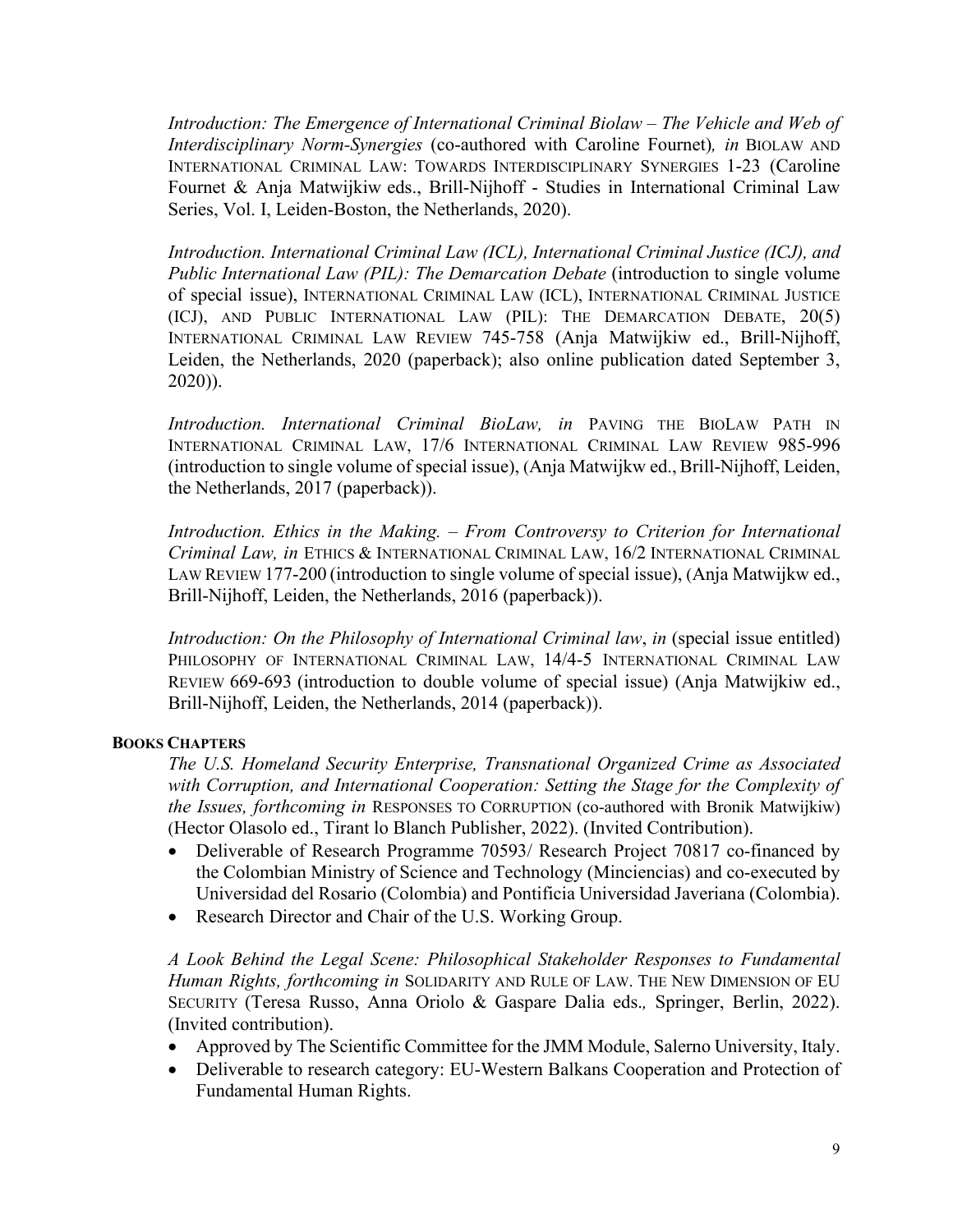*Introduction: The Emergence of International Criminal Biolaw – The Vehicle and Web of Interdisciplinary Norm-Synergies* (co-authored with Caroline Fournet)*, in* BIOLAW AND INTERNATIONAL CRIMINAL LAW: TOWARDS INTERDISCIPLINARY SYNERGIES 1-23 (Caroline Fournet & Anja Matwijkiw eds., Brill-Nijhoff - Studies in International Criminal Law Series, Vol. I, Leiden-Boston, the Netherlands, 2020).

*Introduction. International Criminal Law (ICL), International Criminal Justice (ICJ), and Public International Law (PIL): The Demarcation Debate* (introduction to single volume of special issue), INTERNATIONAL CRIMINAL LAW (ICL), INTERNATIONAL CRIMINAL JUSTICE (ICJ), AND PUBLIC INTERNATIONAL LAW (PIL): THE DEMARCATION DEBATE, 20(5) INTERNATIONAL CRIMINAL LAW REVIEW 745-758 (Anja Matwijkiw ed., Brill-Nijhoff, Leiden, the Netherlands, 2020 (paperback); also online publication dated September 3, 2020)).

*Introduction. International Criminal BioLaw, in* PAVING THE BIOLAW PATH IN INTERNATIONAL CRIMINAL LAW, 17/6 INTERNATIONAL CRIMINAL LAW REVIEW 985-996 (introduction to single volume of special issue), (Anja Matwijkw ed., Brill-Nijhoff, Leiden, the Netherlands, 2017 (paperback)).

*Introduction. Ethics in the Making. – From Controversy to Criterion for International Criminal Law, in* ETHICS & INTERNATIONAL CRIMINAL LAW, 16/2 INTERNATIONAL CRIMINAL LAW REVIEW 177-200 (introduction to single volume of special issue), (Anja Matwijkw ed., Brill-Nijhoff, Leiden, the Netherlands, 2016 (paperback)).

*Introduction: On the Philosophy of International Criminal law*, *in* (special issue entitled) PHILOSOPHY OF INTERNATIONAL CRIMINAL LAW, 14/4-5 INTERNATIONAL CRIMINAL LAW REVIEW 669-693 (introduction to double volume of special issue) (Anja Matwijkiw ed., Brill-Nijhoff, Leiden, the Netherlands, 2014 (paperback)).

**BOOKS CHAPTERS**

*The U.S. Homeland Security Enterprise, Transnational Organized Crime as Associated with Corruption, and International Cooperation: Setting the Stage for the Complexity of the Issues, forthcoming in* RESPONSES TO CORRUPTION (co-authored with Bronik Matwijkiw) (Hector Olasolo ed., Tirant lo Blanch Publisher, 2022). (Invited Contribution).

- Deliverable of Research Programme 70593/ Research Project 70817 co-financed by the Colombian Ministry of Science and Technology (Minciencias) and co-executed by Universidad del Rosario (Colombia) and Pontificia Universidad Javeriana (Colombia).
- Research Director and Chair of the U.S. Working Group.

*A Look Behind the Legal Scene: Philosophical Stakeholder Responses to Fundamental Human Rights, forthcoming in* SOLIDARITY AND RULE OF LAW. THE NEW DIMENSION OF EU SECURITY (Teresa Russo, Anna Oriolo & Gaspare Dalia eds.*,* Springer, Berlin, 2022). (Invited contribution).

- Approved by The Scientific Committee for the JMM Module, Salerno University, Italy.
- Deliverable to research category: EU-Western Balkans Cooperation and Protection of Fundamental Human Rights.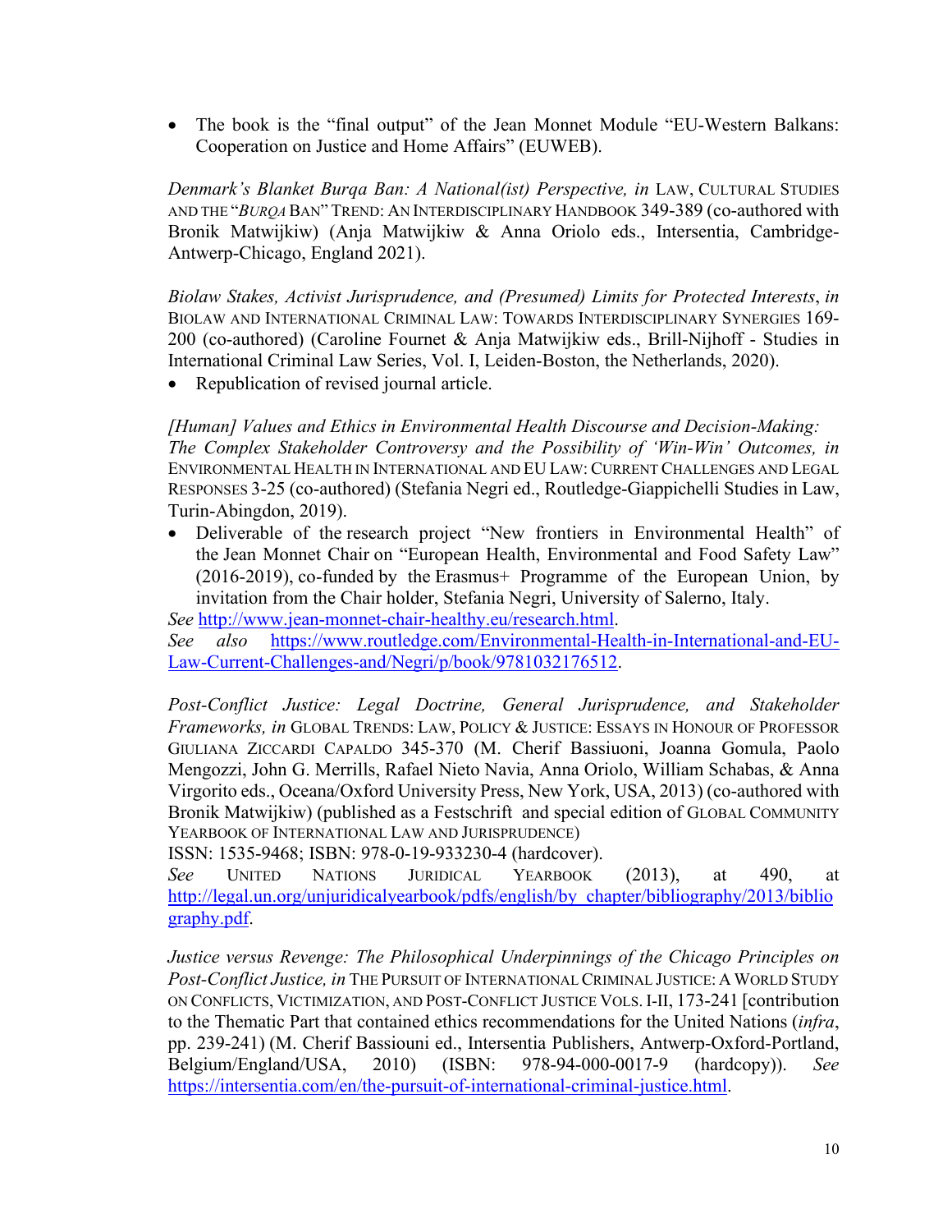- The book is the "final output" of the Jean Monnet Module "EU-Western Balkans: Cooperation on Justice and Home Affairs" (EUWEB).

*Denmark's Blanket Burqa Ban: A National(ist) Perspective, in* LAW, CULTURAL STUDIES AND THE "*BURQA* BAN" TREND: AN INTERDISCIPLINARY HANDBOOK 349-389 (co-authored with Bronik Matwijkiw) (Anja Matwijkiw & Anna Oriolo eds., Intersentia, Cambridge-Antwerp-Chicago, England 2021).

*Biolaw Stakes, Activist Jurisprudence, and (Presumed) Limits for Protected Interests*, *in* BIOLAW AND INTERNATIONAL CRIMINAL LAW: TOWARDS INTERDISCIPLINARY SYNERGIES 169-200 (co-authored) (Caroline Fournet & Anja Matwijkiw eds., Brill-Nijhoff - Studies in International Criminal Law Series, Vol. I, Leiden-Boston, the Netherlands, 2020).

- Republication of revised journal article.

*[Human] Values and Ethics in Environmental Health Discourse and Decision-Making: The Complex Stakeholder Controversy and the Possibility of 'Win-Win' Outcomes, in* ENVIRONMENTAL HEALTH IN INTERNATIONAL AND EU LAW: CURRENT CHALLENGES AND LEGAL RESPONSES 3-25 (co-authored) (Stefania Negri ed., Routledge-Giappichelli Studies in Law, Turin-Abingdon, 2019).

- Deliverable of the research project "New frontiers in Environmental Health" of the Jean Monnet Chair on "European Health, Environmental and Food Safety Law" (2016-2019), co-funded by the Erasmus+ Programme of the European Union, by invitation from the Chair holder, Stefania Negri, University of Salerno, Italy.

*See* http://www.jean-monnet-chair-healthy.eu/research.html.
*See also* https://www.routledge.com/Environmental-Health-in-International-and-EU-Law-Current-Challenges-and/Negri/p/book/9781032176512.

*Post-Conflict Justice: Legal Doctrine, General Jurisprudence, and Stakeholder Frameworks, in* GLOBAL TRENDS: LAW, POLICY & JUSTICE: ESSAYS IN HONOUR OF PROFESSOR GIULIANA ZICCARDI CAPALDO 345-370 (M. Cherif Bassiuoni, Joanna Gomula, Paolo Mengozzi, John G. Merrills, Rafael Nieto Navia, Anna Oriolo, William Schabas, & Anna Virgorito eds., Oceana/Oxford University Press, New York, USA, 2013) (co-authored with Bronik Matwijkiw) (published as a Festschrift and special edition of GLOBAL COMMUNITY YEARBOOK OF INTERNATIONAL LAW AND JURISPRUDENCE)
ISSN: 1535-9468; ISBN: 978-0-19-933230-4 (hardcover).
*See* UNITED NATIONS JURIDICAL YEARBOOK (2013), at 490, at http://legal.un.org/unjuridicalyearbook/pdfs/english/by_chapter/bibliography/2013/bibliography.pdf.

*Justice versus Revenge: The Philosophical Underpinnings of the Chicago Principles on Post-Conflict Justice, in* THE PURSUIT OF INTERNATIONAL CRIMINAL JUSTICE: A WORLD STUDY ON CONFLICTS, VICTIMIZATION, AND POST-CONFLICT JUSTICE VOLS. I-II, 173-241 [contribution to the Thematic Part that contained ethics recommendations for the United Nations (*infra*, pp. 239-241) (M. Cherif Bassiouni ed., Intersentia Publishers, Antwerp-Oxford-Portland, Belgium/England/USA, 2010) (ISBN: 978-94-000-0017-9 (hardcopy)). *See* https://intersentia.com/en/the-pursuit-of-international-criminal-justice.html.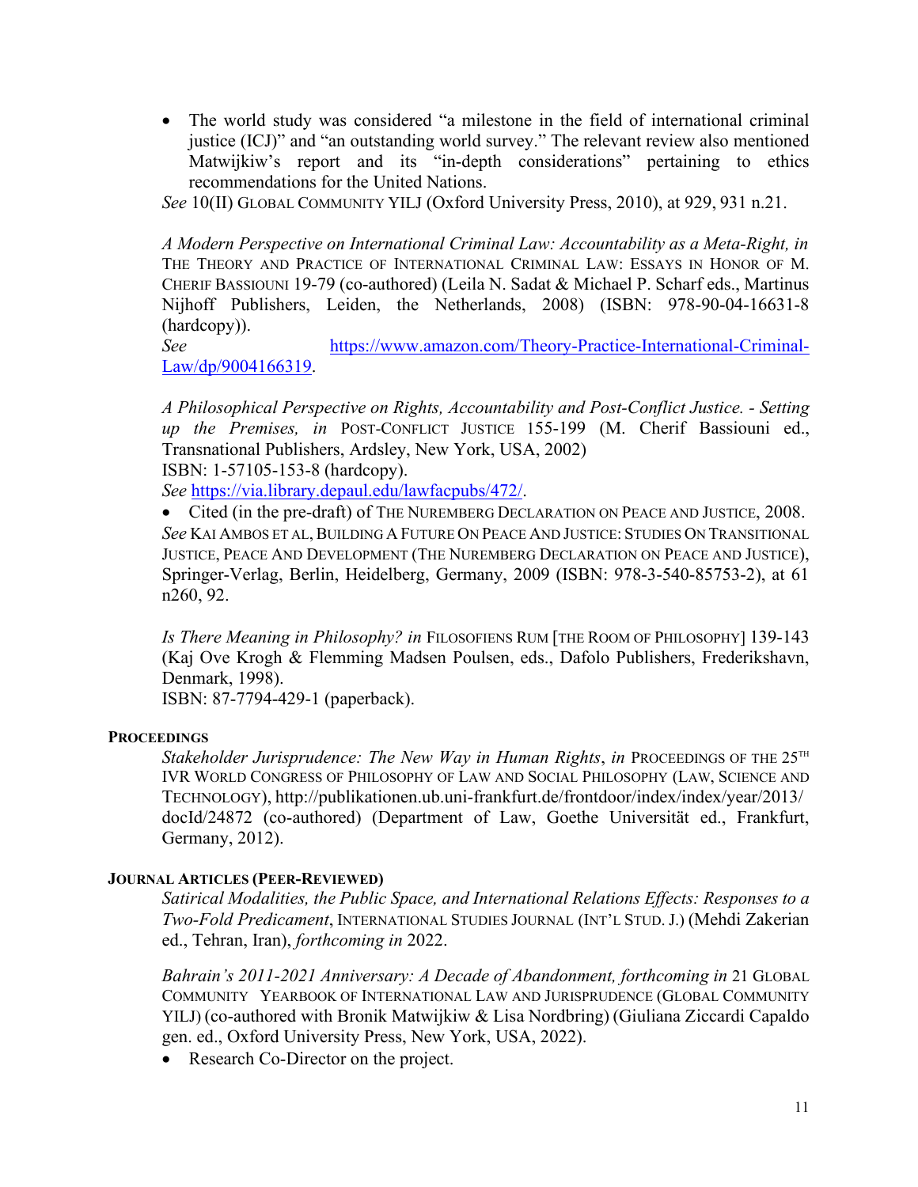- The world study was considered "a milestone in the field of international criminal justice (ICJ)" and "an outstanding world survey." The relevant review also mentioned Matwijkiw's report and its "in-depth considerations" pertaining to ethics recommendations for the United Nations.

*See* 10(II) GLOBAL COMMUNITY YILJ (Oxford University Press, 2010), at 929, 931 n.21.

*A Modern Perspective on International Criminal Law: Accountability as a Meta-Right, in* THE THEORY AND PRACTICE OF INTERNATIONAL CRIMINAL LAW: ESSAYS IN HONOR OF M. CHERIF BASSIOUNI 19-79 (co-authored) (Leila N. Sadat & Michael P. Scharf eds., Martinus Nijhoff Publishers, Leiden, the Netherlands, 2008) (ISBN: 978-90-04-16631-8 (hardcopy)).
*See* https://www.amazon.com/Theory-Practice-International-Criminal-Law/dp/9004166319.

*A Philosophical Perspective on Rights, Accountability and Post-Conflict Justice. - Setting up the Premises, in* POST-CONFLICT JUSTICE 155-199 (M. Cherif Bassiouni ed., Transnational Publishers, Ardsley, New York, USA, 2002)
ISBN: 1-57105-153-8 (hardcopy).
*See* https://via.library.depaul.edu/lawfacpubs/472/.

- Cited (in the pre-draft) of THE NUREMBERG DECLARATION ON PEACE AND JUSTICE, 2008.

*See* KAI AMBOS ET AL, BUILDING A FUTURE ON PEACE AND JUSTICE: STUDIES ON TRANSITIONAL JUSTICE, PEACE AND DEVELOPMENT (THE NUREMBERG DECLARATION ON PEACE AND JUSTICE), Springer-Verlag, Berlin, Heidelberg, Germany, 2009 (ISBN: 978-3-540-85753-2), at 61 n260, 92.

*Is There Meaning in Philosophy? in* FILOSOFIENS RUM [THE ROOM OF PHILOSOPHY] 139-143 (Kaj Ove Krogh & Flemming Madsen Poulsen, eds., Dafolo Publishers, Frederikshavn, Denmark, 1998).
ISBN: 87-7794-429-1 (paperback).

**PROCEEDINGS**

*Stakeholder Jurisprudence: The New Way in Human Rights*, *in* PROCEEDINGS OF THE 25TH IVR WORLD CONGRESS OF PHILOSOPHY OF LAW AND SOCIAL PHILOSOPHY (LAW, SCIENCE AND TECHNOLOGY), http://publikationen.ub.uni-frankfurt.de/frontdoor/index/index/year/2013/docId/24872 (co-authored) (Department of Law, Goethe Universität ed., Frankfurt, Germany, 2012).

**JOURNAL ARTICLES (PEER-REVIEWED)**

*Satirical Modalities, the Public Space, and International Relations Effects: Responses to a Two-Fold Predicament*, INTERNATIONAL STUDIES JOURNAL (INT'L STUD. J.) (Mehdi Zakerian ed., Tehran, Iran), *forthcoming in* 2022.

*Bahrain's 2011-2021 Anniversary: A Decade of Abandonment, forthcoming in* 21 GLOBAL COMMUNITY YEARBOOK OF INTERNATIONAL LAW AND JURISPRUDENCE (GLOBAL COMMUNITY YILJ) (co-authored with Bronik Matwijkiw & Lisa Nordbring) (Giuliana Ziccardi Capaldo gen. ed., Oxford University Press, New York, USA, 2022).

- Research Co-Director on the project.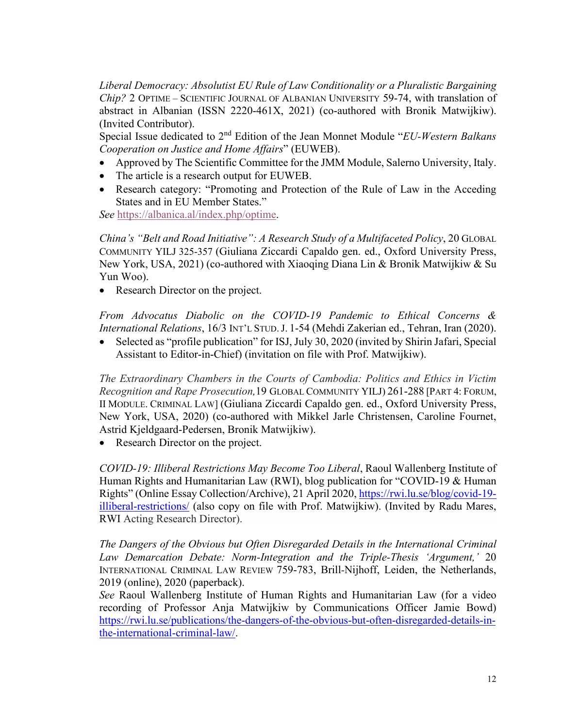*Liberal Democracy: Absolutist EU Rule of Law Conditionality or a Pluralistic Bargaining Chip?* 2 OPTIME – SCIENTIFIC JOURNAL OF ALBANIAN UNIVERSITY 59-74, with translation of abstract in Albanian (ISSN 2220-461X, 2021) (co-authored with Bronik Matwijkiw). (Invited Contributor).
Special Issue dedicated to 2nd Edition of the Jean Monnet Module "*EU-Western Balkans Cooperation on Justice and Home Affairs*" (EUWEB).

- Approved by The Scientific Committee for the JMM Module, Salerno University, Italy.
- The article is a research output for EUWEB.
- Research category: "Promoting and Protection of the Rule of Law in the Acceding States and in EU Member States."

*See* https://albanica.al/index.php/optime.

*China's "Belt and Road Initiative": A Research Study of a Multifaceted Policy*, 20 GLOBAL COMMUNITY YILJ 325-357 (Giuliana Ziccardi Capaldo gen. ed., Oxford University Press, New York, USA, 2021) (co-authored with Xiaoqing Diana Lin & Bronik Matwijkiw & Su Yun Woo).

- Research Director on the project.

*From Advocatus Diabolic on the COVID-19 Pandemic to Ethical Concerns & International Relations*, 16/3 INT'L STUD. J. 1-54 (Mehdi Zakerian ed., Tehran, Iran (2020).

- Selected as "profile publication" for ISJ, July 30, 2020 (invited by Shirin Jafari, Special Assistant to Editor-in-Chief) (invitation on file with Prof. Matwijkiw).

*The Extraordinary Chambers in the Courts of Cambodia: Politics and Ethics in Victim Recognition and Rape Prosecution,* 19 GLOBAL COMMUNITY YILJ) 261-288 [PART 4: FORUM, II MODULE. CRIMINAL LAW] (Giuliana Ziccardi Capaldo gen. ed., Oxford University Press, New York, USA, 2020) (co-authored with Mikkel Jarle Christensen, Caroline Fournet, Astrid Kjeldgaard-Pedersen, Bronik Matwijkiw).

- Research Director on the project.

*COVID-19: Illiberal Restrictions May Become Too Liberal*, Raoul Wallenberg Institute of Human Rights and Humanitarian Law (RWI), blog publication for "COVID-19 & Human Rights" (Online Essay Collection/Archive), 21 April 2020, https://rwi.lu.se/blog/covid-19-illiberal-restrictions/ (also copy on file with Prof. Matwijkiw). (Invited by Radu Mares, RWI Acting Research Director).

*The Dangers of the Obvious but Often Disregarded Details in the International Criminal Law Demarcation Debate: Norm-Integration and the Triple-Thesis 'Argument,'* 20 INTERNATIONAL CRIMINAL LAW REVIEW 759-783, Brill-Nijhoff, Leiden, the Netherlands, 2019 (online), 2020 (paperback).
*See* Raoul Wallenberg Institute of Human Rights and Humanitarian Law (for a video recording of Professor Anja Matwijkiw by Communications Officer Jamie Bowd) https://rwi.lu.se/publications/the-dangers-of-the-obvious-but-often-disregarded-details-in-the-international-criminal-law/.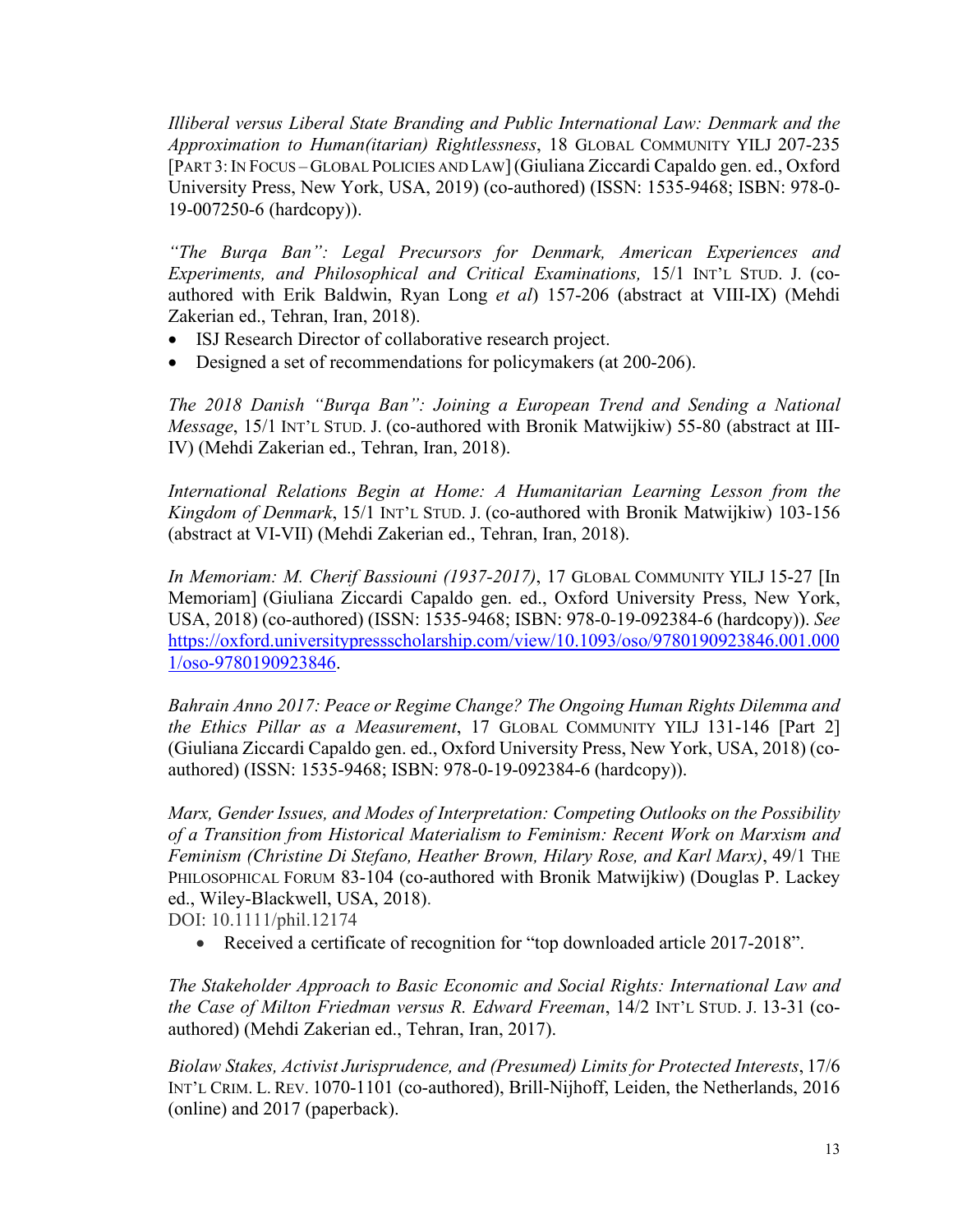*Illiberal versus Liberal State Branding and Public International Law: Denmark and the Approximation to Human(itarian) Rightlessness*, 18 GLOBAL COMMUNITY YILJ 207-235 [PART 3: IN FOCUS – GLOBAL POLICIES AND LAW] (Giuliana Ziccardi Capaldo gen. ed., Oxford University Press, New York, USA, 2019) (co-authored) (ISSN: 1535-9468; ISBN: 978-0-19-007250-6 (hardcopy)).

*"The Burqa Ban": Legal Precursors for Denmark, American Experiences and Experiments, and Philosophical and Critical Examinations,* 15/1 INT'L STUD. J. (co-authored with Erik Baldwin, Ryan Long *et al*) 157-206 (abstract at VIII-IX) (Mehdi Zakerian ed., Tehran, Iran, 2018).

- ISJ Research Director of collaborative research project.
- Designed a set of recommendations for policymakers (at 200-206).

*The 2018 Danish "Burqa Ban": Joining a European Trend and Sending a National Message*, 15/1 INT'L STUD. J. (co-authored with Bronik Matwijkiw) 55-80 (abstract at III-IV) (Mehdi Zakerian ed., Tehran, Iran, 2018).

*International Relations Begin at Home: A Humanitarian Learning Lesson from the Kingdom of Denmark*, 15/1 INT'L STUD. J. (co-authored with Bronik Matwijkiw) 103-156 (abstract at VI-VII) (Mehdi Zakerian ed., Tehran, Iran, 2018).

*In Memoriam: M. Cherif Bassiouni (1937-2017)*, 17 GLOBAL COMMUNITY YILJ 15-27 [In Memoriam] (Giuliana Ziccardi Capaldo gen. ed., Oxford University Press, New York, USA, 2018) (co-authored) (ISSN: 1535-9468; ISBN: 978-0-19-092384-6 (hardcopy)). *See* https://oxford.universitypressscholarship.com/view/10.1093/oso/9780190923846.001.0001/oso-9780190923846.

*Bahrain Anno 2017: Peace or Regime Change? The Ongoing Human Rights Dilemma and the Ethics Pillar as a Measurement*, 17 GLOBAL COMMUNITY YILJ 131-146 [Part 2] (Giuliana Ziccardi Capaldo gen. ed., Oxford University Press, New York, USA, 2018) (co-authored) (ISSN: 1535-9468; ISBN: 978-0-19-092384-6 (hardcopy)).

*Marx, Gender Issues, and Modes of Interpretation: Competing Outlooks on the Possibility of a Transition from Historical Materialism to Feminism: Recent Work on Marxism and Feminism (Christine Di Stefano, Heather Brown, Hilary Rose, and Karl Marx)*, 49/1 THE PHILOSOPHICAL FORUM 83-104 (co-authored with Bronik Matwijkiw) (Douglas P. Lackey ed., Wiley-Blackwell, USA, 2018).
DOI: 10.1111/phil.12174

- Received a certificate of recognition for "top downloaded article 2017-2018".

*The Stakeholder Approach to Basic Economic and Social Rights: International Law and the Case of Milton Friedman versus R. Edward Freeman*, 14/2 INT'L STUD. J. 13-31 (co-authored) (Mehdi Zakerian ed., Tehran, Iran, 2017).

*Biolaw Stakes, Activist Jurisprudence, and (Presumed) Limits for Protected Interests*, 17/6 INT'L CRIM. L. REV. 1070-1101 (co-authored), Brill-Nijhoff, Leiden, the Netherlands, 2016 (online) and 2017 (paperback).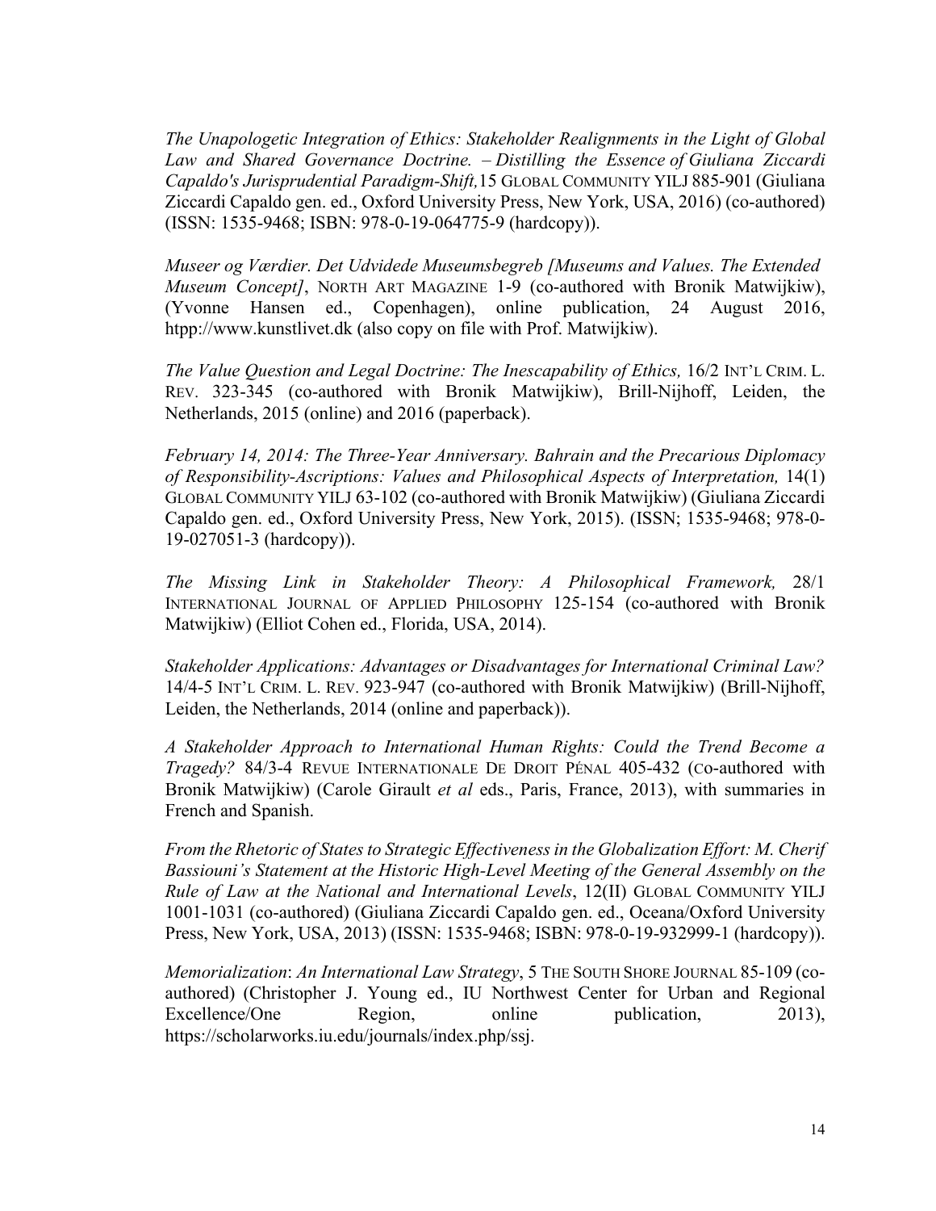*The Unapologetic Integration of Ethics: Stakeholder Realignments in the Light of Global Law and Shared Governance Doctrine. – Distilling the Essence of Giuliana Ziccardi Capaldo's Jurisprudential Paradigm-Shift,* 15 GLOBAL COMMUNITY YILJ 885-901 (Giuliana Ziccardi Capaldo gen. ed., Oxford University Press, New York, USA, 2016) (co-authored) (ISSN: 1535-9468; ISBN: 978-0-19-064775-9 (hardcopy)).

*Museer og Værdier. Det Udvidede Museumsbegreb [Museums and Values. The Extended Museum Concept]*, NORTH ART MAGAZINE 1-9 (co-authored with Bronik Matwijkiw), (Yvonne Hansen ed., Copenhagen), online publication, 24 August 2016, htpp://www.kunstlivet.dk (also copy on file with Prof. Matwijkiw).

*The Value Question and Legal Doctrine: The Inescapability of Ethics,* 16/2 INT'L CRIM. L. REV. 323-345 (co-authored with Bronik Matwijkiw), Brill-Nijhoff, Leiden, the Netherlands, 2015 (online) and 2016 (paperback).

*February 14, 2014: The Three-Year Anniversary. Bahrain and the Precarious Diplomacy of Responsibility-Ascriptions: Values and Philosophical Aspects of Interpretation,* 14(1) GLOBAL COMMUNITY YILJ 63-102 (co-authored with Bronik Matwijkiw) (Giuliana Ziccardi Capaldo gen. ed., Oxford University Press, New York, 2015). (ISSN; 1535-9468; 978-0-19-027051-3 (hardcopy)).

*The Missing Link in Stakeholder Theory: A Philosophical Framework,* 28/1 INTERNATIONAL JOURNAL OF APPLIED PHILOSOPHY 125-154 (co-authored with Bronik Matwijkiw) (Elliot Cohen ed., Florida, USA, 2014).

*Stakeholder Applications: Advantages or Disadvantages for International Criminal Law?* 14/4-5 INT'L CRIM. L. REV. 923-947 (co-authored with Bronik Matwijkiw) (Brill-Nijhoff, Leiden, the Netherlands, 2014 (online and paperback)).

*A Stakeholder Approach to International Human Rights: Could the Trend Become a Tragedy?* 84/3-4 REVUE INTERNATIONALE DE DROIT PÉNAL 405-432 (Co-authored with Bronik Matwijkiw) (Carole Girault *et al* eds., Paris, France, 2013), with summaries in French and Spanish.

*From the Rhetoric of States to Strategic Effectiveness in the Globalization Effort: M. Cherif Bassiouni's Statement at the Historic High-Level Meeting of the General Assembly on the Rule of Law at the National and International Levels*, 12(II) GLOBAL COMMUNITY YILJ 1001-1031 (co-authored) (Giuliana Ziccardi Capaldo gen. ed., Oceana/Oxford University Press, New York, USA, 2013) (ISSN: 1535-9468; ISBN: 978-0-19-932999-1 (hardcopy)).

*Memorialization*: *An International Law Strategy*, 5 THE SOUTH SHORE JOURNAL 85-109 (co-authored) (Christopher J. Young ed., IU Northwest Center for Urban and Regional Excellence/One Region, online publication, 2013), https://scholarworks.iu.edu/journals/index.php/ssj.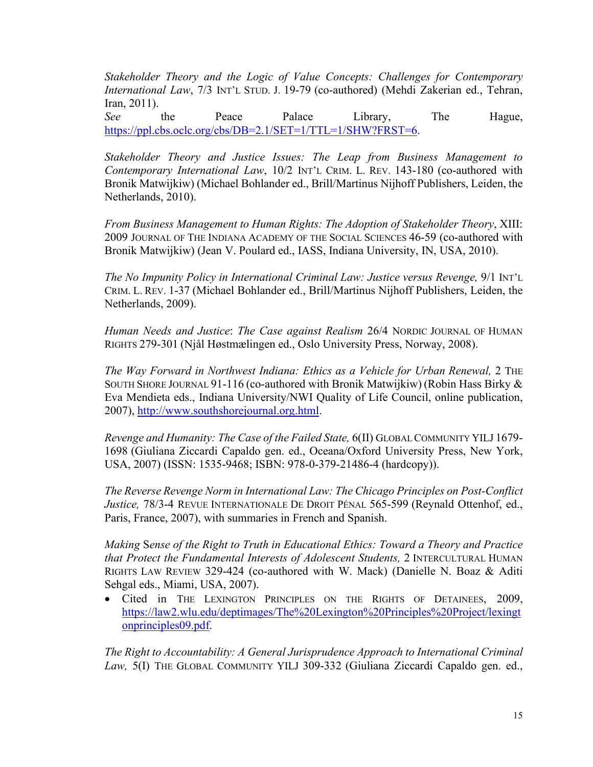*Stakeholder Theory and the Logic of Value Concepts: Challenges for Contemporary International Law*, 7/3 INT'L STUD. J. 19-79 (co-authored) (Mehdi Zakerian ed., Tehran, Iran, 2011).
*See* the Peace Palace Library, The Hague, https://ppl.cbs.oclc.org/cbs/DB=2.1/SET=1/TTL=1/SHW?FRST=6.

*Stakeholder Theory and Justice Issues: The Leap from Business Management to Contemporary International Law*, 10/2 INT'L CRIM. L. REV. 143-180 (co-authored with Bronik Matwijkiw) (Michael Bohlander ed., Brill/Martinus Nijhoff Publishers, Leiden, the Netherlands, 2010).

*From Business Management to Human Rights: The Adoption of Stakeholder Theory*, XIII: 2009 JOURNAL OF THE INDIANA ACADEMY OF THE SOCIAL SCIENCES 46-59 (co-authored with Bronik Matwijkiw) (Jean V. Poulard ed., IASS, Indiana University, IN, USA, 2010).

*The No Impunity Policy in International Criminal Law: Justice versus Revenge,* 9/1 INT'L CRIM. L. REV. 1-37 (Michael Bohlander ed., Brill/Martinus Nijhoff Publishers, Leiden, the Netherlands, 2009).

*Human Needs and Justice*: *The Case against Realism* 26/4 NORDIC JOURNAL OF HUMAN RIGHTS 279-301 (Njål Høstmælingen ed., Oslo University Press, Norway, 2008).

*The Way Forward in Northwest Indiana: Ethics as a Vehicle for Urban Renewal,* 2 THE SOUTH SHORE JOURNAL 91-116 (co-authored with Bronik Matwijkiw) (Robin Hass Birky & Eva Mendieta eds., Indiana University/NWI Quality of Life Council, online publication, 2007), http://www.southshorejournal.org.html.

*Revenge and Humanity: The Case of the Failed State,* 6(II) GLOBAL COMMUNITY YILJ 1679-1698 (Giuliana Ziccardi Capaldo gen. ed., Oceana/Oxford University Press, New York, USA, 2007) (ISSN: 1535-9468; ISBN: 978-0-379-21486-4 (hardcopy)).

*The Reverse Revenge Norm in International Law: The Chicago Principles on Post-Conflict Justice,* 78/3-4 REVUE INTERNATIONALE DE DROIT PÉNAL 565-599 (Reynald Ottenhof, ed., Paris, France, 2007), with summaries in French and Spanish.

*Making* Sense *of the Right to Truth in Educational Ethics: Toward a Theory and Practice that Protect the Fundamental Interests of Adolescent Students,* 2 INTERCULTURAL HUMAN RIGHTS LAW REVIEW 329-424 (co-authored with W. Mack) (Danielle N. Boaz & Aditi Sehgal eds., Miami, USA, 2007).

- Cited in THE LEXINGTON PRINCIPLES ON THE RIGHTS OF DETAINEES, 2009, https://law2.wlu.edu/deptimages/The%20Lexington%20Principles%20Project/lexingtonprinciples09.pdf.

*The Right to Accountability: A General Jurisprudence Approach to International Criminal Law,* 5(I) THE GLOBAL COMMUNITY YILJ 309-332 (Giuliana Ziccardi Capaldo gen. ed.,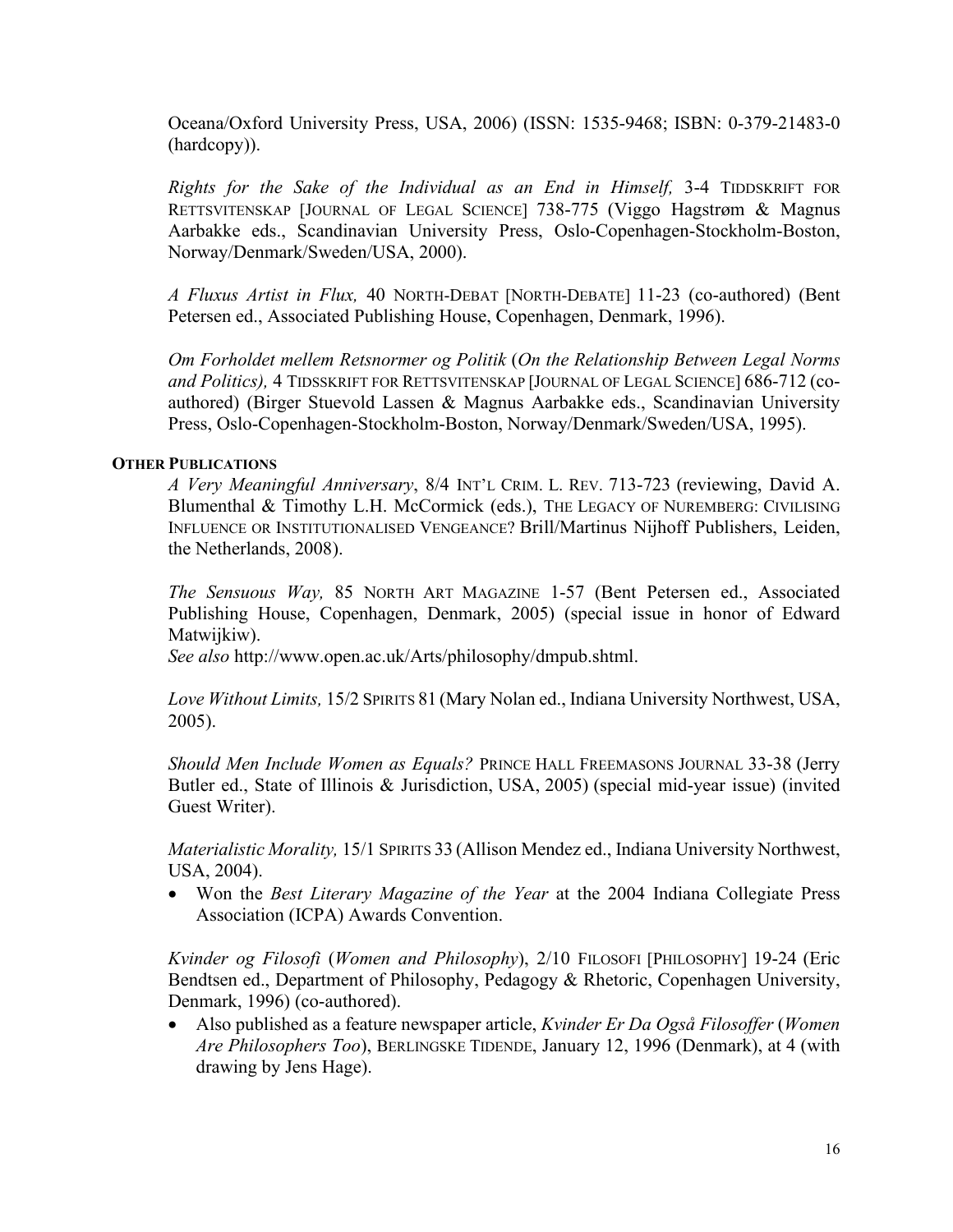Oceana/Oxford University Press, USA, 2006) (ISSN: 1535-9468; ISBN: 0-379-21483-0 (hardcopy)).

*Rights for the Sake of the Individual as an End in Himself,* 3-4 TIDDSKRIFT FOR RETTSVITENSKAP [JOURNAL OF LEGAL SCIENCE] 738-775 (Viggo Hagstrøm & Magnus Aarbakke eds., Scandinavian University Press, Oslo-Copenhagen-Stockholm-Boston, Norway/Denmark/Sweden/USA, 2000).

*A Fluxus Artist in Flux,* 40 NORTH-DEBAT [NORTH-DEBATE] 11-23 (co-authored) (Bent Petersen ed., Associated Publishing House, Copenhagen, Denmark, 1996).

*Om Forholdet mellem Retsnormer og Politik* (*On the Relationship Between Legal Norms and Politics),* 4 TIDSSKRIFT FOR RETTSVITENSKAP [JOURNAL OF LEGAL SCIENCE] 686-712 (co-authored) (Birger Stuevold Lassen & Magnus Aarbakke eds., Scandinavian University Press, Oslo-Copenhagen-Stockholm-Boston, Norway/Denmark/Sweden/USA, 1995).

**OTHER PUBLICATIONS**

*A Very Meaningful Anniversary*, 8/4 INT'L CRIM. L. REV. 713-723 (reviewing, David A. Blumenthal & Timothy L.H. McCormick (eds.), THE LEGACY OF NUREMBERG: CIVILISING INFLUENCE OR INSTITUTIONALISED VENGEANCE? Brill/Martinus Nijhoff Publishers, Leiden, the Netherlands, 2008).

*The Sensuous Way,* 85 NORTH ART MAGAZINE 1-57 (Bent Petersen ed., Associated Publishing House, Copenhagen, Denmark, 2005) (special issue in honor of Edward Matwijkiw).
*See also* http://www.open.ac.uk/Arts/philosophy/dmpub.shtml.

*Love Without Limits,* 15/2 SPIRITS 81 (Mary Nolan ed., Indiana University Northwest, USA, 2005).

*Should Men Include Women as Equals?* PRINCE HALL FREEMASONS JOURNAL 33-38 (Jerry Butler ed., State of Illinois & Jurisdiction, USA, 2005) (special mid-year issue) (invited Guest Writer).

*Materialistic Morality,* 15/1 SPIRITS 33 (Allison Mendez ed., Indiana University Northwest, USA, 2004).

- Won the *Best Literary Magazine of the Year* at the 2004 Indiana Collegiate Press Association (ICPA) Awards Convention.

*Kvinder og Filosofi* (*Women and Philosophy*), 2/10 FILOSOFI [PHILOSOPHY] 19-24 (Eric Bendtsen ed., Department of Philosophy, Pedagogy & Rhetoric, Copenhagen University, Denmark, 1996) (co-authored).

- Also published as a feature newspaper article, *Kvinder Er Da Også Filosoffer* (*Women Are Philosophers Too*), BERLINGSKE TIDENDE, January 12, 1996 (Denmark), at 4 (with drawing by Jens Hage).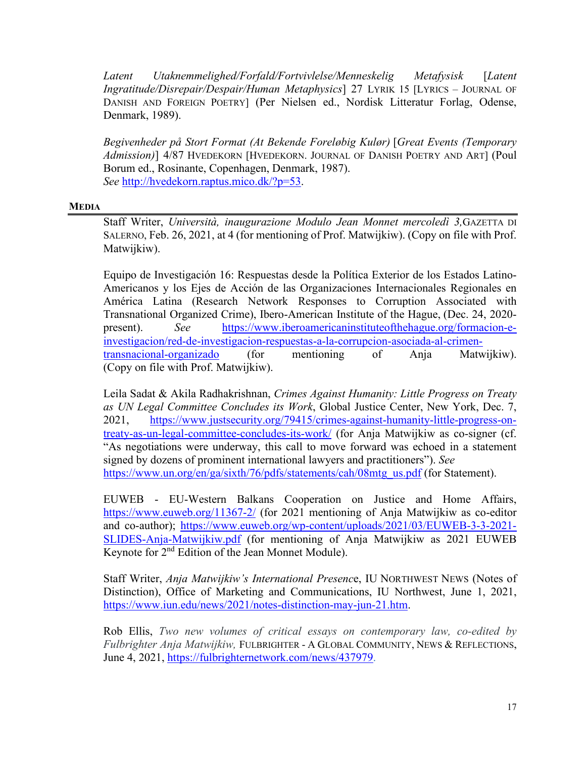*Latent Utaknemmelighed/Forfald/Fortvivlelse/Menneskelig Metafysisk* [*Latent Ingratitude/Disrepair/Despair/Human Metaphysics*] 27 LYRIK 15 [LYRICS – JOURNAL OF DANISH AND FOREIGN POETRY] (Per Nielsen ed., Nordisk Litteratur Forlag, Odense, Denmark, 1989).

*Begivenheder på Stort Format (At Bekende Foreløbig Kulør)* [*Great Events (Temporary Admission)*] 4/87 HVEDEKORN [HVEDEKORN. JOURNAL OF DANISH POETRY AND ART] (Poul Borum ed., Rosinante, Copenhagen, Denmark, 1987). *See* http://hvedekorn.raptus.mico.dk/?p=53.

## MEDIA

Staff Writer, *Università, inaugurazione Modulo Jean Monnet mercoledì 3,* GAZETTA DI SALERNO, Feb. 26, 2021, at 4 (for mentioning of Prof. Matwijkiw). (Copy on file with Prof. Matwijkiw).

Equipo de Investigación 16: Respuestas desde la Política Exterior de los Estados Latino-Americanos y los Ejes de Acción de las Organizaciones Internacionales Regionales en América Latina (Research Network Responses to Corruption Associated with Transnational Organized Crime), Ibero-American Institute of the Hague, (Dec. 24, 2020-present). *See* https://www.iberoamericaninstituteofthehague.org/formacion-e-investigacion/red-de-investigacion-respuestas-a-la-corrupcion-asociada-al-crimen-transnacional-organizado (for mentioning of Anja Matwijkiw). (Copy on file with Prof. Matwijkiw).

Leila Sadat & Akila Radhakrishnan, *Crimes Against Humanity: Little Progress on Treaty as UN Legal Committee Concludes its Work*, Global Justice Center, New York, Dec. 7, 2021, https://www.justsecurity.org/79415/crimes-against-humanity-little-progress-on-treaty-as-un-legal-committee-concludes-its-work/ (for Anja Matwijkiw as co-signer (cf. "As negotiations were underway, this call to move forward was echoed in a statement signed by dozens of prominent international lawyers and practitioners"). *See* https://www.un.org/en/ga/sixth/76/pdfs/statements/cah/08mtg_us.pdf (for Statement).

EUWEB - EU-Western Balkans Cooperation on Justice and Home Affairs, https://www.euweb.org/11367-2/ (for 2021 mentioning of Anja Matwijkiw as co-editor and co-author); https://www.euweb.org/wp-content/uploads/2021/03/EUWEB-3-3-2021-SLIDES-Anja-Matwijkiw.pdf (for mentioning of Anja Matwijkiw as 2021 EUWEB Keynote for 2nd Edition of the Jean Monnet Module).

Staff Writer, *Anja Matwijkiw's International Presence*, IU NORTHWEST NEWS (Notes of Distinction), Office of Marketing and Communications, IU Northwest, June 1, 2021, https://www.iun.edu/news/2021/notes-distinction-may-jun-21.htm.

Rob Ellis, *Two new volumes of critical essays on contemporary law, co-edited by Fulbrighter Anja Matwijkiw,* FULBRIGHTER - A GLOBAL COMMUNITY, NEWS & REFLECTIONS, June 4, 2021, https://fulbrighternetwork.com/news/437979.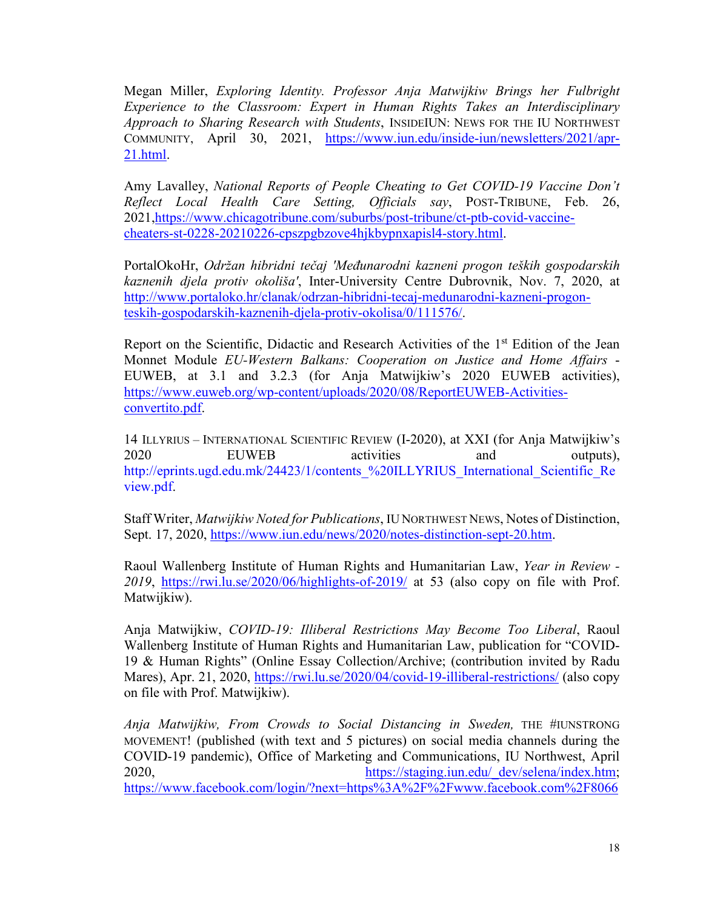Megan Miller, *Exploring Identity. Professor Anja Matwijkiw Brings her Fulbright Experience to the Classroom: Expert in Human Rights Takes an Interdisciplinary Approach to Sharing Research with Students*, INSIDEIUN: NEWS FOR THE IU NORTHWEST COMMUNITY, April 30, 2021, [https://www.iun.edu/inside-iun/newsletters/2021/apr-21.html](https://www.iun.edu/inside-iun/newsletters/2021/apr-21.html).

Amy Lavalley, *National Reports of People Cheating to Get COVID-19 Vaccine Don't Reflect Local Health Care Setting, Officials say*, POST-TRIBUNE, Feb. 26, 2021,[https://www.chicagotribune.com/suburbs/post-tribune/ct-ptb-covid-vaccine-cheaters-st-0228-20210226-cpszpgbzove4hjkbypnxapisl4-story.html](https://www.chicagotribune.com/suburbs/post-tribune/ct-ptb-covid-vaccine-cheaters-st-0228-20210226-cpszpgbzove4hjkbypnxapisl4-story.html).

PortalOkoHr, *Održan hibridni tečaj 'Međunarodni kazneni progon teških gospodarskih kaznenih djela protiv okoliša'*, Inter-University Centre Dubrovnik, Nov. 7, 2020, at [http://www.portaloko.hr/clanak/odrzan-hibridni-tecaj-medunarodni-kazneni-progon-teskih-gospodarskih-kaznenih-djela-protiv-okolisa/0/111576/](http://www.portaloko.hr/clanak/odrzan-hibridni-tecaj-medunarodni-kazneni-progon-teskih-gospodarskih-kaznenih-djela-protiv-okolisa/0/111576/).

Report on the Scientific, Didactic and Research Activities of the 1st Edition of the Jean Monnet Module *EU-Western Balkans: Cooperation on Justice and Home Affairs* - EUWEB, at 3.1 and 3.2.3 (for Anja Matwijkiw's 2020 EUWEB activities), [https://www.euweb.org/wp-content/uploads/2020/08/ReportEUWEB-Activities-convertito.pdf](https://www.euweb.org/wp-content/uploads/2020/08/ReportEUWEB-Activities-convertito.pdf).

14 ILLYRIUS – INTERNATIONAL SCIENTIFIC REVIEW (I-2020), at XXI (for Anja Matwijkiw's 2020 EUWEB activities and outputs), http://eprints.ugd.edu.mk/24423/1/contents_%20ILLYRIUS_International_Scientific_Review.pdf.

Staff Writer, *Matwijkiw Noted for Publications*, IU NORTHWEST NEWS, Notes of Distinction, Sept. 17, 2020, [https://www.iun.edu/news/2020/notes-distinction-sept-20.htm](https://www.iun.edu/news/2020/notes-distinction-sept-20.htm).

Raoul Wallenberg Institute of Human Rights and Humanitarian Law, *Year in Review - 2019*, [https://rwi.lu.se/2020/06/highlights-of-2019/](https://rwi.lu.se/2020/06/highlights-of-2019/) at 53 (also copy on file with Prof. Matwijkiw).

Anja Matwijkiw, *COVID-19: Illiberal Restrictions May Become Too Liberal*, Raoul Wallenberg Institute of Human Rights and Humanitarian Law, publication for "COVID-19 & Human Rights" (Online Essay Collection/Archive; (contribution invited by Radu Mares), Apr. 21, 2020, [https://rwi.lu.se/2020/04/covid-19-illiberal-restrictions/](https://rwi.lu.se/2020/04/covid-19-illiberal-restrictions/) (also copy on file with Prof. Matwijkiw).

*Anja Matwijkiw, From Crowds to Social Distancing in Sweden,* THE #IUNSTRONG MOVEMENT! (published (with text and 5 pictures) on social media channels during the COVID-19 pandemic), Office of Marketing and Communications, IU Northwest, April 2020, [https://staging.iun.edu/_dev/selena/index.htm](https://staging.iun.edu/_dev/selena/index.htm); [https://www.facebook.com/login/?next=https%3A%2F%2Fwww.facebook.com%2F8066](https://www.facebook.com/login/?next=https%3A%2F%2Fwww.facebook.com%2F8066)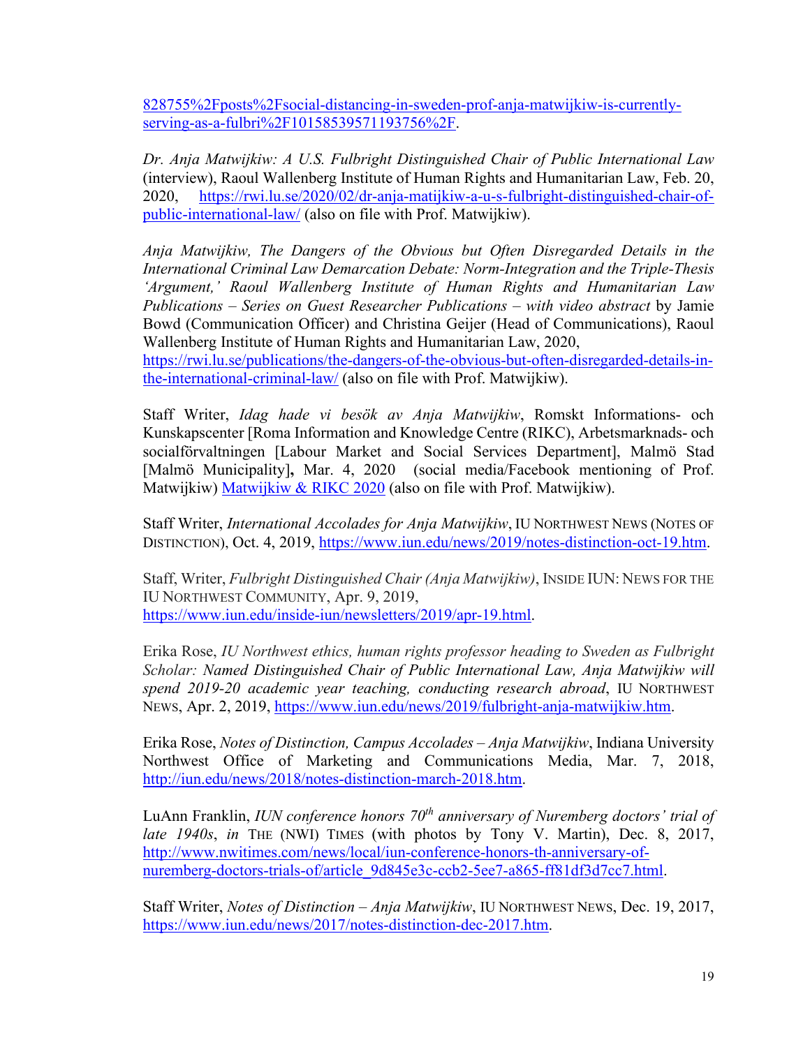828755%2Fposts%2Fsocial-distancing-in-sweden-prof-anja-matwijkiw-is-currently-serving-as-a-fulbri%2F10158539571193756%2F.

*Dr. Anja Matwijkiw: A U.S. Fulbright Distinguished Chair of Public International Law* (interview), Raoul Wallenberg Institute of Human Rights and Humanitarian Law, Feb. 20, 2020, https://rwi.lu.se/2020/02/dr-anja-matijkiw-a-u-s-fulbright-distinguished-chair-of-public-international-law/ (also on file with Prof. Matwijkiw).

*Anja Matwijkiw, The Dangers of the Obvious but Often Disregarded Details in the International Criminal Law Demarcation Debate: Norm-Integration and the Triple-Thesis 'Argument,' Raoul Wallenberg Institute of Human Rights and Humanitarian Law Publications – Series on Guest Researcher Publications – with video abstract* by Jamie Bowd (Communication Officer) and Christina Geijer (Head of Communications), Raoul Wallenberg Institute of Human Rights and Humanitarian Law, 2020, https://rwi.lu.se/publications/the-dangers-of-the-obvious-but-often-disregarded-details-in-the-international-criminal-law/ (also on file with Prof. Matwijkiw).

Staff Writer, *Idag hade vi besök av Anja Matwijkiw*, Romskt Informations- och Kunskapscenter [Roma Information and Knowledge Centre (RIKC), Arbetsmarknads- och socialförvaltningen [Labour Market and Social Services Department], Malmö Stad [Malmö Municipality]**,** Mar. 4, 2020 (social media/Facebook mentioning of Prof. Matwijkiw) Matwijkiw & RIKC 2020 (also on file with Prof. Matwijkiw).

Staff Writer, *International Accolades for Anja Matwijkiw*, IU NORTHWEST NEWS (NOTES OF DISTINCTION), Oct. 4, 2019, https://www.iun.edu/news/2019/notes-distinction-oct-19.htm.

Staff, Writer, *Fulbright Distinguished Chair (Anja Matwijkiw)*, INSIDE IUN: NEWS FOR THE IU NORTHWEST COMMUNITY, Apr. 9, 2019, https://www.iun.edu/inside-iun/newsletters/2019/apr-19.html.

Erika Rose, *IU Northwest ethics, human rights professor heading to Sweden as Fulbright Scholar: Named Distinguished Chair of Public International Law, Anja Matwijkiw will spend 2019-20 academic year teaching, conducting research abroad*, IU NORTHWEST NEWS, Apr. 2, 2019, https://www.iun.edu/news/2019/fulbright-anja-matwijkiw.htm.

Erika Rose, *Notes of Distinction, Campus Accolades – Anja Matwijkiw*, Indiana University Northwest Office of Marketing and Communications Media, Mar. 7, 2018, http://iun.edu/news/2018/notes-distinction-march-2018.htm.

LuAnn Franklin, *IUN conference honors 70th anniversary of Nuremberg doctors' trial of late 1940s*, *in* THE (NWI) TIMES (with photos by Tony V. Martin), Dec. 8, 2017, http://www.nwitimes.com/news/local/iun-conference-honors-th-anniversary-of-nuremberg-doctors-trials-of/article_9d845e3c-ccb2-5ee7-a865-ff81df3d7cc7.html.

Staff Writer, *Notes of Distinction – Anja Matwijkiw*, IU NORTHWEST NEWS, Dec. 19, 2017, https://www.iun.edu/news/2017/notes-distinction-dec-2017.htm.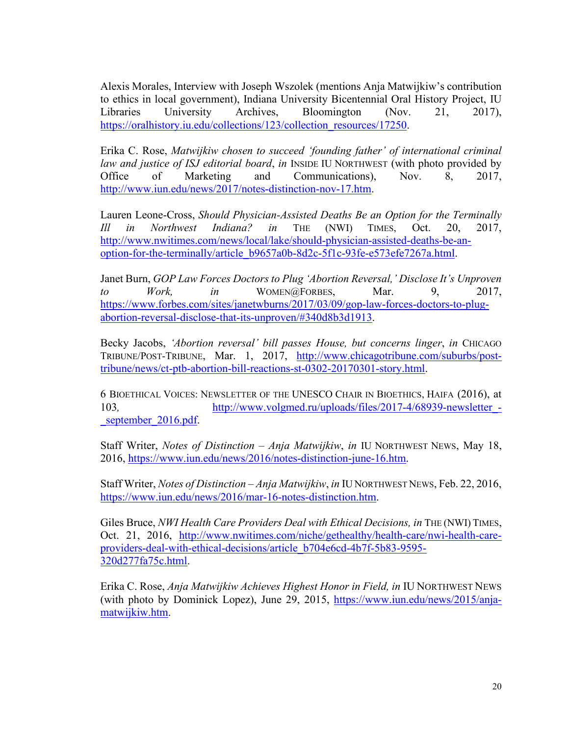Alexis Morales, Interview with Joseph Wszolek (mentions Anja Matwijkiw's contribution to ethics in local government), Indiana University Bicentennial Oral History Project, IU Libraries University Archives, Bloomington (Nov. 21, 2017), https://oralhistory.iu.edu/collections/123/collection_resources/17250.

Erika C. Rose, *Matwijkiw chosen to succeed 'founding father' of international criminal law and justice of ISJ editorial board*, *in* INSIDE IU NORTHWEST (with photo provided by Office of Marketing and Communications), Nov. 8, 2017, http://www.iun.edu/news/2017/notes-distinction-nov-17.htm.

Lauren Leone-Cross, *Should Physician-Assisted Deaths Be an Option for the Terminally Ill in Northwest Indiana? in* THE (NWI) TIMES, Oct. 20, 2017, http://www.nwitimes.com/news/local/lake/should-physician-assisted-deaths-be-an-option-for-the-terminally/article_b9657a0b-8d2c-5f1c-93fe-e573efe7267a.html.

Janet Burn, *GOP Law Forces Doctors to Plug 'Abortion Reversal,' Disclose It's Unproven to Work, in* WOMEN@FORBES, Mar. 9, 2017, https://www.forbes.com/sites/janetwburns/2017/03/09/gop-law-forces-doctors-to-plug-abortion-reversal-disclose-that-its-unproven/#340d8b3d1913.

Becky Jacobs, *'Abortion reversal' bill passes House, but concerns linger*, *in* CHICAGO TRIBUNE/POST-TRIBUNE, Mar. 1, 2017, http://www.chicagotribune.com/suburbs/post-tribune/news/ct-ptb-abortion-bill-reactions-st-0302-20170301-story.html.

6 BIOETHICAL VOICES: NEWSLETTER OF THE UNESCO CHAIR IN BIOETHICS, HAIFA (2016), at 103*,* http://www.volgmed.ru/uploads/files/2017-4/68939-newsletter_-_september_2016.pdf.

Staff Writer, *Notes of Distinction – Anja Matwijkiw*, *in* IU NORTHWEST NEWS, May 18, 2016, https://www.iun.edu/news/2016/notes-distinction-june-16.htm.

Staff Writer, *Notes of Distinction – Anja Matwijkiw*, *in* IU NORTHWEST NEWS, Feb. 22, 2016, https://www.iun.edu/news/2016/mar-16-notes-distinction.htm.

Giles Bruce, *NWI Health Care Providers Deal with Ethical Decisions, in* THE (NWI) TIMES, Oct. 21, 2016, http://www.nwitimes.com/niche/gethealthy/health-care/nwi-health-care-providers-deal-with-ethical-decisions/article_b704e6cd-4b7f-5b83-9595-320d277fa75c.html.

Erika C. Rose, *Anja Matwijkiw Achieves Highest Honor in Field, in* IU NORTHWEST NEWS (with photo by Dominick Lopez), June 29, 2015, https://www.iun.edu/news/2015/anja-matwijkiw.htm.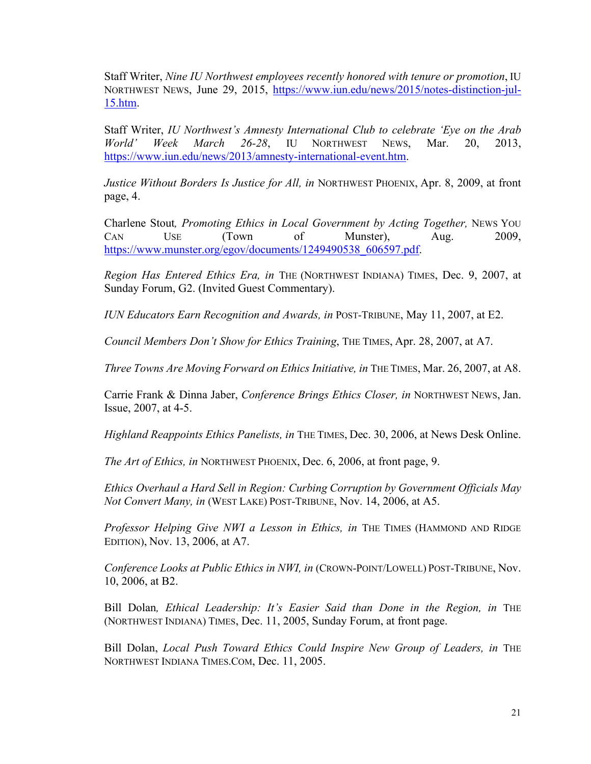Staff Writer, *Nine IU Northwest employees recently honored with tenure or promotion*, IU NORTHWEST NEWS, June 29, 2015, https://www.iun.edu/news/2015/notes-distinction-jul-15.htm.

Staff Writer, *IU Northwest's Amnesty International Club to celebrate 'Eye on the Arab World' Week March 26-28*, IU NORTHWEST NEWS, Mar. 20, 2013, https://www.iun.edu/news/2013/amnesty-international-event.htm.

*Justice Without Borders Is Justice for All, in* NORTHWEST PHOENIX, Apr. 8, 2009, at front page, 4.

Charlene Stout*, Promoting Ethics in Local Government by Acting Together,* NEWS YOU CAN USE (Town of Munster), Aug. 2009, https://www.munster.org/egov/documents/1249490538_606597.pdf.

*Region Has Entered Ethics Era, in* THE (NORTHWEST INDIANA) TIMES, Dec. 9, 2007, at Sunday Forum, G2. (Invited Guest Commentary).

*IUN Educators Earn Recognition and Awards, in* POST-TRIBUNE, May 11, 2007, at E2.

*Council Members Don't Show for Ethics Training*, THE TIMES, Apr. 28, 2007, at A7.

*Three Towns Are Moving Forward on Ethics Initiative, in* THE TIMES, Mar. 26, 2007, at A8.

Carrie Frank & Dinna Jaber, *Conference Brings Ethics Closer, in* NORTHWEST NEWS, Jan. Issue, 2007, at 4-5.

*Highland Reappoints Ethics Panelists, in* THE TIMES, Dec. 30, 2006, at News Desk Online.

*The Art of Ethics, in* NORTHWEST PHOENIX, Dec. 6, 2006, at front page, 9.

*Ethics Overhaul a Hard Sell in Region: Curbing Corruption by Government Officials May Not Convert Many, in* (WEST LAKE) POST-TRIBUNE, Nov. 14, 2006, at A5.

*Professor Helping Give NWI a Lesson in Ethics, in* THE TIMES (HAMMOND AND RIDGE EDITION), Nov. 13, 2006, at A7.

*Conference Looks at Public Ethics in NWI, in* (CROWN-POINT/LOWELL) POST-TRIBUNE, Nov. 10, 2006, at B2.

Bill Dolan*, Ethical Leadership: It's Easier Said than Done in the Region, in* THE (NORTHWEST INDIANA) TIMES, Dec. 11, 2005, Sunday Forum, at front page.

Bill Dolan, *Local Push Toward Ethics Could Inspire New Group of Leaders, in* THE NORTHWEST INDIANA TIMES.COM, Dec. 11, 2005.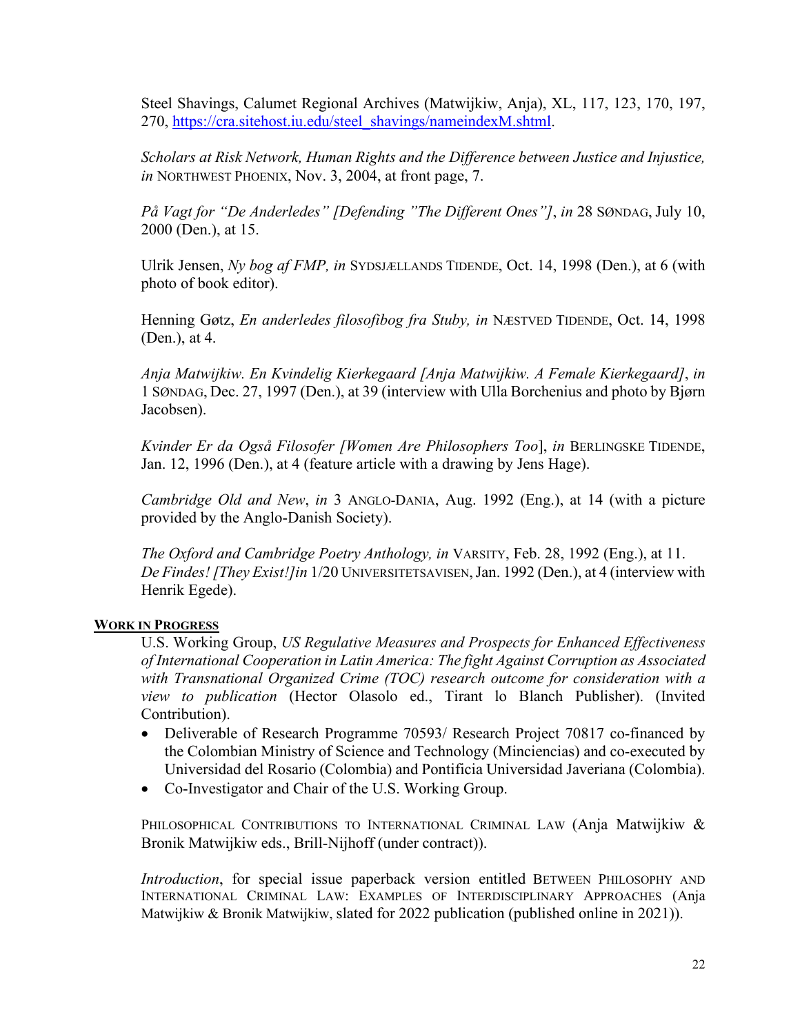Steel Shavings, Calumet Regional Archives (Matwijkiw, Anja), XL, 117, 123, 170, 197, 270, https://cra.sitehost.iu.edu/steel_shavings/nameindexM.shtml.

*Scholars at Risk Network, Human Rights and the Difference between Justice and Injustice, in* NORTHWEST PHOENIX, Nov. 3, 2004, at front page, 7.

*På Vagt for "De Anderledes" [Defending "The Different Ones"]*, *in* 28 SØNDAG, July 10, 2000 (Den.), at 15.

Ulrik Jensen, *Ny bog af FMP, in* SYDSJÆLLANDS TIDENDE, Oct. 14, 1998 (Den.), at 6 (with photo of book editor).

Henning Gøtz, *En anderledes filosofibog fra Stuby, in* NÆSTVED TIDENDE, Oct. 14, 1998 (Den.), at 4.

*Anja Matwijkiw. En Kvindelig Kierkegaard [Anja Matwijkiw. A Female Kierkegaard]*, *in* 1 SØNDAG, Dec. 27, 1997 (Den.), at 39 (interview with Ulla Borchenius and photo by Bjørn Jacobsen).

*Kvinder Er da Også Filosofer [Women Are Philosophers Too*], *in* BERLINGSKE TIDENDE, Jan. 12, 1996 (Den.), at 4 (feature article with a drawing by Jens Hage).

*Cambridge Old and New*, *in* 3 ANGLO-DANIA, Aug. 1992 (Eng.), at 14 (with a picture provided by the Anglo-Danish Society).

*The Oxford and Cambridge Poetry Anthology, in* VARSITY, Feb. 28, 1992 (Eng.), at 11.
*De Findes! [They Exist!]in* 1/20 UNIVERSITETSAVISEN, Jan. 1992 (Den.), at 4 (interview with Henrik Egede).

**WORK IN PROGRESS**

U.S. Working Group, *US Regulative Measures and Prospects for Enhanced Effectiveness of International Cooperation in Latin America: The fight Against Corruption as Associated with Transnational Organized Crime (TOC) research outcome for consideration with a view to publication* (Hector Olasolo ed., Tirant lo Blanch Publisher). (Invited Contribution).

- Deliverable of Research Programme 70593/ Research Project 70817 co-financed by the Colombian Ministry of Science and Technology (Minciencias) and co-executed by Universidad del Rosario (Colombia) and Pontificia Universidad Javeriana (Colombia).
- Co-Investigator and Chair of the U.S. Working Group.

PHILOSOPHICAL CONTRIBUTIONS TO INTERNATIONAL CRIMINAL LAW (Anja Matwijkiw & Bronik Matwijkiw eds., Brill-Nijhoff (under contract)).

*Introduction*, for special issue paperback version entitled BETWEEN PHILOSOPHY AND INTERNATIONAL CRIMINAL LAW: EXAMPLES OF INTERDISCIPLINARY APPROACHES (Anja Matwijkiw & Bronik Matwijkiw, slated for 2022 publication (published online in 2021)).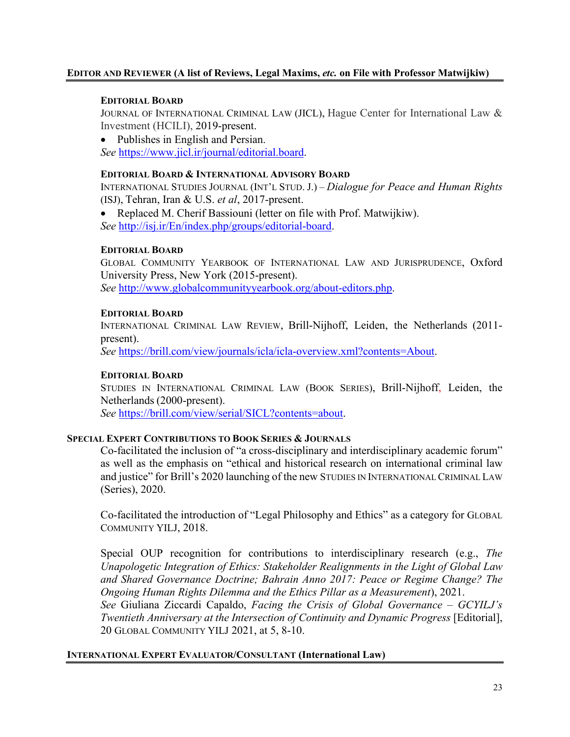## Editor and Reviewer (A list of Reviews, Legal Maxims, *etc.* on File with Professor Matwijkiw)

**Editorial Board**

Journal of International Criminal Law (JICL), Hague Center for International Law & Investment (HCILI), 2019-present.

- Publishes in English and Persian.

*See* https://www.jicl.ir/journal/editorial.board.

**Editorial Board & International Advisory Board**

International Studies Journal (Int'l Stud. J.) – *Dialogue for Peace and Human Rights* (ISJ), Tehran, Iran & U.S. *et al*, 2017-present.

- Replaced M. Cherif Bassiouni (letter on file with Prof. Matwijkiw).

*See* http://isj.ir/En/index.php/groups/editorial-board.

**Editorial Board**

Global Community Yearbook of International Law and Jurisprudence, Oxford University Press, New York (2015-present).

*See* http://www.globalcommunityyearbook.org/about-editors.php.

**Editorial Board**

International Criminal Law Review, Brill-Nijhoff, Leiden, the Netherlands (2011-present).

*See* https://brill.com/view/journals/icla/icla-overview.xml?contents=About.

**Editorial Board**

Studies in International Criminal Law (Book Series), Brill-Nijhoff, Leiden, the Netherlands (2000-present).

*See* https://brill.com/view/serial/SICL?contents=about.

## Special Expert Contributions to Book Series & Journals

Co-facilitated the inclusion of "a cross-disciplinary and interdisciplinary academic forum" as well as the emphasis on "ethical and historical research on international criminal law and justice" for Brill's 2020 launching of the new Studies in International Criminal Law (Series), 2020.

Co-facilitated the introduction of "Legal Philosophy and Ethics" as a category for Global Community YILJ, 2018.

Special OUP recognition for contributions to interdisciplinary research (e.g., *The Unapologetic Integration of Ethics: Stakeholder Realignments in the Light of Global Law and Shared Governance Doctrine; Bahrain Anno 2017: Peace or Regime Change? The Ongoing Human Rights Dilemma and the Ethics Pillar as a Measurement*), 2021.

*See* Giuliana Ziccardi Capaldo, *Facing the Crisis of Global Governance – GCYILJ's Twentieth Anniversary at the Intersection of Continuity and Dynamic Progress* [Editorial], 20 Global Community YILJ 2021, at 5, 8-10.

## International Expert Evaluator/Consultant (International Law)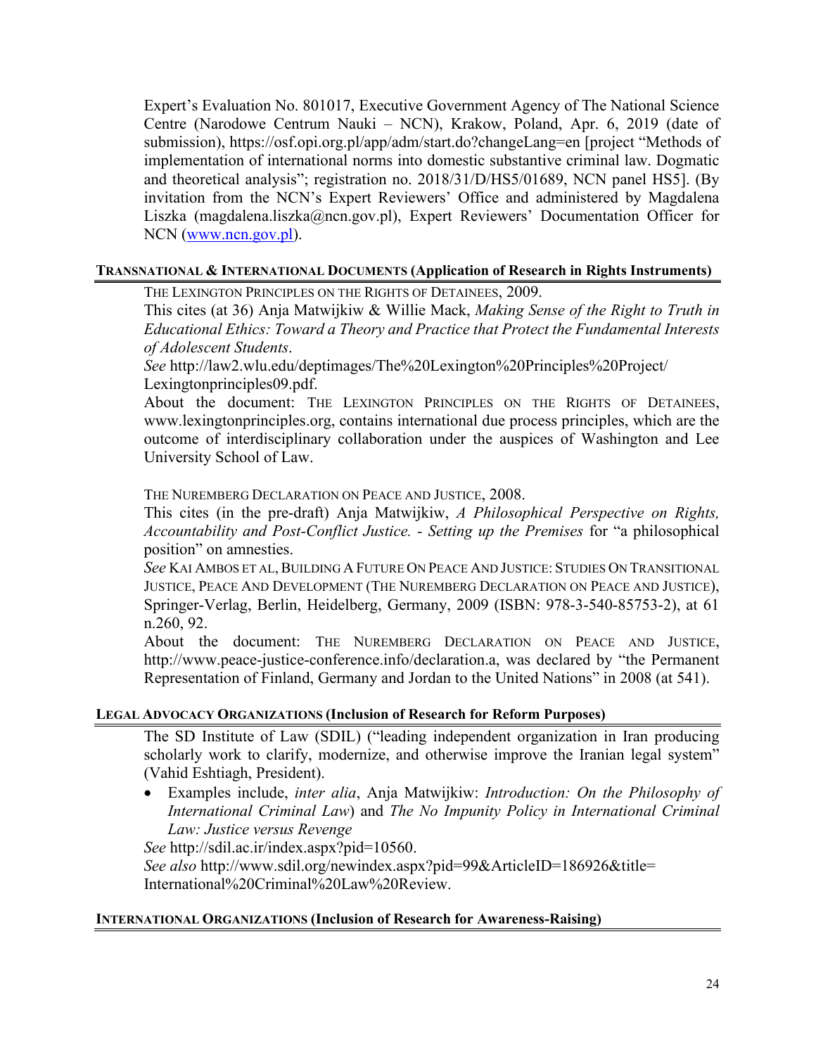Expert's Evaluation No. 801017, Executive Government Agency of The National Science Centre (Narodowe Centrum Nauki – NCN), Krakow, Poland, Apr. 6, 2019 (date of submission), https://osf.opi.org.pl/app/adm/start.do?changeLang=en [project "Methods of implementation of international norms into domestic substantive criminal law. Dogmatic and theoretical analysis"; registration no. 2018/31/D/HS5/01689, NCN panel HS5]. (By invitation from the NCN's Expert Reviewers' Office and administered by Magdalena Liszka (magdalena.liszka@ncn.gov.pl), Expert Reviewers' Documentation Officer for NCN (www.ncn.gov.pl).

#### TRANSNATIONAL & INTERNATIONAL DOCUMENTS (Application of Research in Rights Instruments)

THE LEXINGTON PRINCIPLES ON THE RIGHTS OF DETAINEES, 2009.
This cites (at 36) Anja Matwijkiw & Willie Mack, *Making Sense of the Right to Truth in Educational Ethics: Toward a Theory and Practice that Protect the Fundamental Interests of Adolescent Students*.
*See* http://law2.wlu.edu/deptimages/The%20Lexington%20Principles%20Project/Lexingtonprinciples09.pdf.
About the document: THE LEXINGTON PRINCIPLES ON THE RIGHTS OF DETAINEES, www.lexingtonprinciples.org, contains international due process principles, which are the outcome of interdisciplinary collaboration under the auspices of Washington and Lee University School of Law.

THE NUREMBERG DECLARATION ON PEACE AND JUSTICE, 2008.
This cites (in the pre-draft) Anja Matwijkiw, *A Philosophical Perspective on Rights, Accountability and Post-Conflict Justice. - Setting up the Premises* for "a philosophical position" on amnesties.
*See* KAI AMBOS ET AL, BUILDING A FUTURE ON PEACE AND JUSTICE: STUDIES ON TRANSITIONAL JUSTICE, PEACE AND DEVELOPMENT (THE NUREMBERG DECLARATION ON PEACE AND JUSTICE), Springer-Verlag, Berlin, Heidelberg, Germany, 2009 (ISBN: 978-3-540-85753-2), at 61 n.260, 92.
About the document: THE NUREMBERG DECLARATION ON PEACE AND JUSTICE, http://www.peace-justice-conference.info/declaration.a, was declared by "the Permanent Representation of Finland, Germany and Jordan to the United Nations" in 2008 (at 541).

#### LEGAL ADVOCACY ORGANIZATIONS (Inclusion of Research for Reform Purposes)

The SD Institute of Law (SDIL) ("leading independent organization in Iran producing scholarly work to clarify, modernize, and otherwise improve the Iranian legal system" (Vahid Eshtiagh, President).

- Examples include, *inter alia*, Anja Matwijkiw: *Introduction: On the Philosophy of International Criminal Law*) and *The No Impunity Policy in International Criminal Law: Justice versus Revenge*

*See* http://sdil.ac.ir/index.aspx?pid=10560.
*See also* http://www.sdil.org/newindex.aspx?pid=99&ArticleID=186926&title=International%20Criminal%20Law%20Review.

#### INTERNATIONAL ORGANIZATIONS (Inclusion of Research for Awareness-Raising)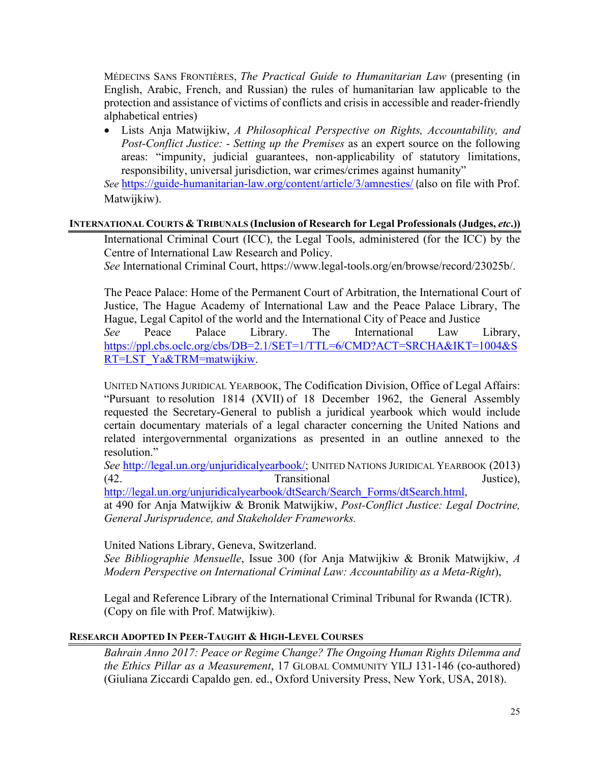MÉDECINS SANS FRONTIÈRES, *The Practical Guide to Humanitarian Law* (presenting (in English, Arabic, French, and Russian) the rules of humanitarian law applicable to the protection and assistance of victims of conflicts and crisis in accessible and reader-friendly alphabetical entries)

- Lists Anja Matwijkiw, *A Philosophical Perspective on Rights, Accountability, and Post-Conflict Justice: - Setting up the Premises* as an expert source on the following areas: "impunity, judicial guarantees, non-applicability of statutory limitations, responsibility, universal jurisdiction, war crimes/crimes against humanity"

*See* https://guide-humanitarian-law.org/content/article/3/amnesties/ (also on file with Prof. Matwijkiw).

## INTERNATIONAL COURTS & TRIBUNALS (Inclusion of Research for Legal Professionals (Judges, *etc*.))

International Criminal Court (ICC), the Legal Tools, administered (for the ICC) by the Centre of International Law Research and Policy.
*See* International Criminal Court, https://www.legal-tools.org/en/browse/record/23025b/.

The Peace Palace: Home of the Permanent Court of Arbitration, the International Court of Justice, The Hague Academy of International Law and the Peace Palace Library, The Hague, Legal Capitol of the world and the International City of Peace and Justice
*See* Peace Palace Library. The International Law Library, https://ppl.cbs.oclc.org/cbs/DB=2.1/SET=1/TTL=6/CMD?ACT=SRCHA&IKT=1004&SRT=LST_Ya&TRM=matwijkiw.

UNITED NATIONS JURIDICAL YEARBOOK, The Codification Division, Office of Legal Affairs: "Pursuant to resolution 1814 (XVII) of 18 December 1962, the General Assembly requested the Secretary-General to publish a juridical yearbook which would include certain documentary materials of a legal character concerning the United Nations and related intergovernmental organizations as presented in an outline annexed to the resolution."
*See* http://legal.un.org/unjuridicalyearbook/; UNITED NATIONS JURIDICAL YEARBOOK (2013) (42. Transitional Justice), http://legal.un.org/unjuridicalyearbook/dtSearch/Search_Forms/dtSearch.html, at 490 for Anja Matwijkiw & Bronik Matwijkiw, *Post-Conflict Justice: Legal Doctrine, General Jurisprudence, and Stakeholder Frameworks.*

United Nations Library, Geneva, Switzerland.
*See Bibliographie Mensuelle*, Issue 300 (for Anja Matwijkiw & Bronik Matwijkiw, *A Modern Perspective on International Criminal Law: Accountability as a Meta-Right*),

Legal and Reference Library of the International Criminal Tribunal for Rwanda (ICTR). (Copy on file with Prof. Matwijkiw).

## RESEARCH ADOPTED IN PEER-TAUGHT & HIGH-LEVEL COURSES

*Bahrain Anno 2017: Peace or Regime Change? The Ongoing Human Rights Dilemma and the Ethics Pillar as a Measurement*, 17 GLOBAL COMMUNITY YILJ 131-146 (co-authored) (Giuliana Ziccardi Capaldo gen. ed., Oxford University Press, New York, USA, 2018).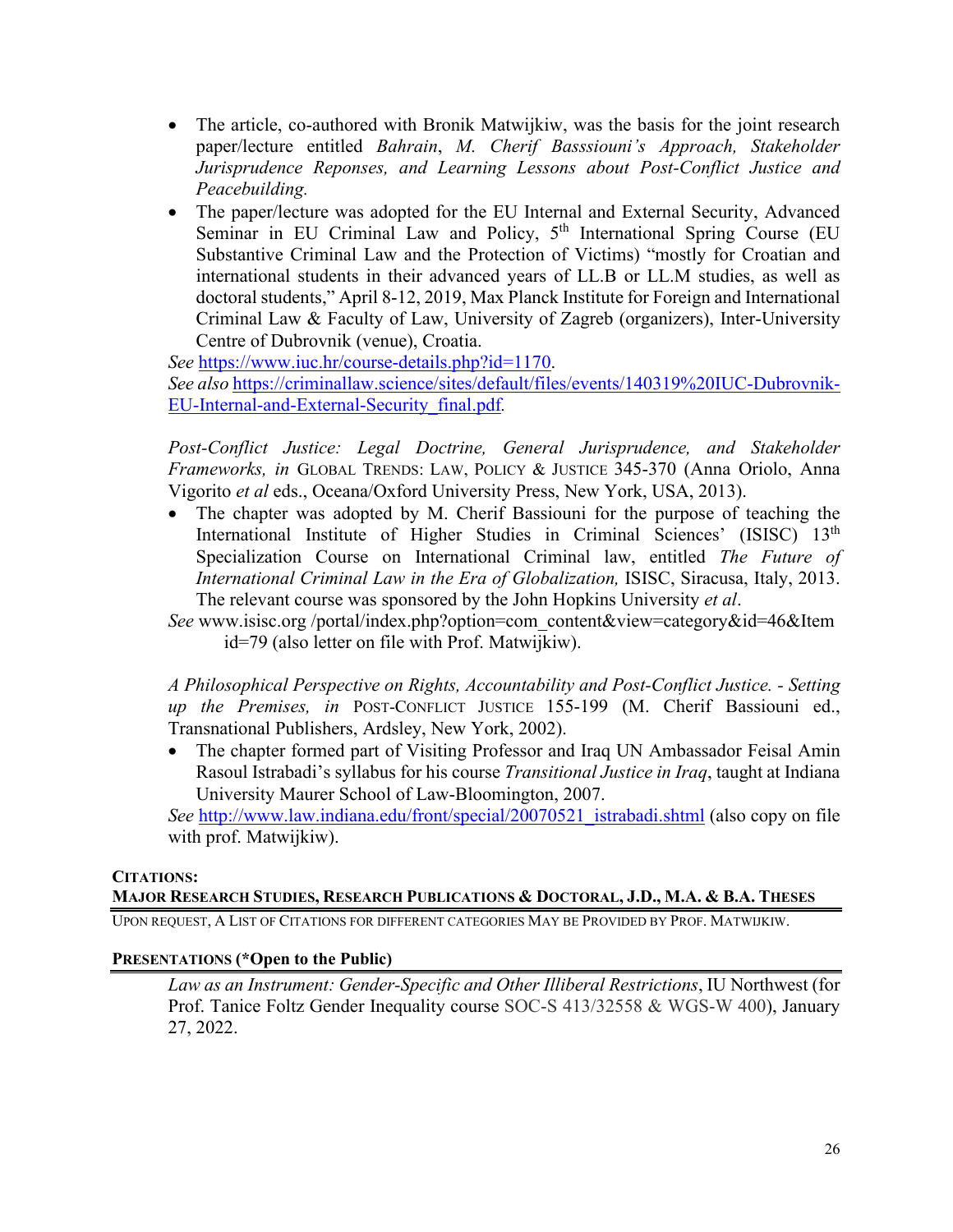- The article, co-authored with Bronik Matwijkiw, was the basis for the joint research paper/lecture entitled *Bahrain*, *M. Cherif Basssiouni's Approach, Stakeholder Jurisprudence Reponses, and Learning Lessons about Post-Conflict Justice and Peacebuilding.*
- The paper/lecture was adopted for the EU Internal and External Security, Advanced Seminar in EU Criminal Law and Policy, 5th International Spring Course (EU Substantive Criminal Law and the Protection of Victims) "mostly for Croatian and international students in their advanced years of LL.B or LL.M studies, as well as doctoral students," April 8-12, 2019, Max Planck Institute for Foreign and International Criminal Law & Faculty of Law, University of Zagreb (organizers), Inter-University Centre of Dubrovnik (venue), Croatia.

*See* https://www.iuc.hr/course-details.php?id=1170.
*See also* https://criminallaw.science/sites/default/files/events/140319%20IUC-Dubrovnik-EU-Internal-and-External-Security_final.pdf.

*Post-Conflict Justice: Legal Doctrine, General Jurisprudence, and Stakeholder Frameworks, in* GLOBAL TRENDS: LAW, POLICY & JUSTICE 345-370 (Anna Oriolo, Anna Vigorito *et al* eds., Oceana/Oxford University Press, New York, USA, 2013).

- The chapter was adopted by M. Cherif Bassiouni for the purpose of teaching the International Institute of Higher Studies in Criminal Sciences' (ISISC) 13th Specialization Course on International Criminal law, entitled *The Future of International Criminal Law in the Era of Globalization,* ISISC, Siracusa, Italy, 2013. The relevant course was sponsored by the John Hopkins University *et al*.

*See* www.isisc.org /portal/index.php?option=com_content&view=category&id=46&Itemid=79 (also letter on file with Prof. Matwijkiw).

*A Philosophical Perspective on Rights, Accountability and Post-Conflict Justice. - Setting up the Premises, in* POST-CONFLICT JUSTICE 155-199 (M. Cherif Bassiouni ed., Transnational Publishers, Ardsley, New York, 2002).

- The chapter formed part of Visiting Professor and Iraq UN Ambassador Feisal Amin Rasoul Istrabadi's syllabus for his course *Transitional Justice in Iraq*, taught at Indiana University Maurer School of Law-Bloomington, 2007.

*See* http://www.law.indiana.edu/front/special/20070521_istrabadi.shtml (also copy on file with prof. Matwijkiw).

**CITATIONS:**

**MAJOR RESEARCH STUDIES, RESEARCH PUBLICATIONS & DOCTORAL, J.D., M.A. & B.A. THESES**

UPON REQUEST, A LIST OF CITATIONS FOR DIFFERENT CATEGORIES MAY BE PROVIDED BY PROF. MATWIJKIW.

**PRESENTATIONS (*Open to the Public)**

*Law as an Instrument: Gender-Specific and Other Illiberal Restrictions*, IU Northwest (for Prof. Tanice Foltz Gender Inequality course SOC-S 413/32558 & WGS-W 400), January 27, 2022.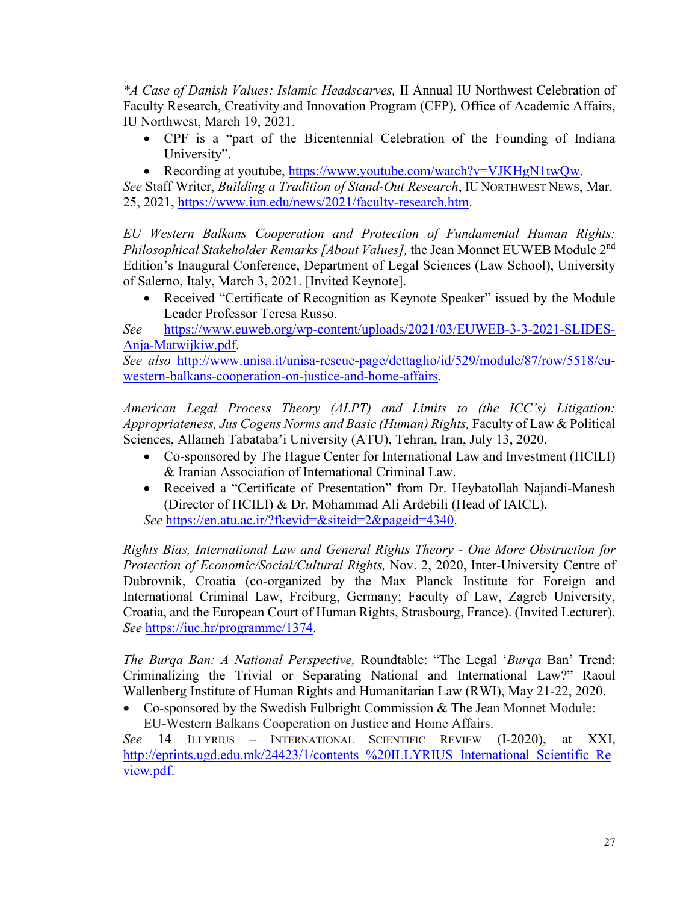**A Case of Danish Values: Islamic Headscarves,* II Annual IU Northwest Celebration of Faculty Research, Creativity and Innovation Program (CFP)*,* Office of Academic Affairs, IU Northwest, March 19, 2021.

- CPF is a "part of the Bicentennial Celebration of the Founding of Indiana University".
- Recording at youtube, https://www.youtube.com/watch?v=VJKHgN1twQw.

*See* Staff Writer, *Building a Tradition of Stand-Out Research*, IU NORTHWEST NEWS, Mar. 25, 2021, https://www.iun.edu/news/2021/faculty-research.htm.

*EU Western Balkans Cooperation and Protection of Fundamental Human Rights: Philosophical Stakeholder Remarks [About Values],* the Jean Monnet EUWEB Module 2nd Edition's Inaugural Conference, Department of Legal Sciences (Law School), University of Salerno, Italy, March 3, 2021. [Invited Keynote].

- Received "Certificate of Recognition as Keynote Speaker" issued by the Module Leader Professor Teresa Russo.

*See* https://www.euweb.org/wp-content/uploads/2021/03/EUWEB-3-3-2021-SLIDES-Anja-Matwijkiw.pdf.
*See also* http://www.unisa.it/unisa-rescue-page/dettaglio/id/529/module/87/row/5518/eu-western-balkans-cooperation-on-justice-and-home-affairs.

*American Legal Process Theory (ALPT) and Limits to (the ICC's) Litigation: Appropriateness, Jus Cogens Norms and Basic (Human) Rights,* Faculty of Law & Political Sciences, Allameh Tabataba'i University (ATU), Tehran, Iran, July 13, 2020.

- Co-sponsored by The Hague Center for International Law and Investment (HCILI) & Iranian Association of International Criminal Law.
- Received a "Certificate of Presentation" from Dr. Heybatollah Najandi-Manesh (Director of HCILI) & Dr. Mohammad Ali Ardebili (Head of IAICL).

*See* https://en.atu.ac.ir/?fkeyid=&siteid=2&pageid=4340.

*Rights Bias, International Law and General Rights Theory - One More Obstruction for Protection of Economic/Social/Cultural Rights,* Nov. 2, 2020, Inter-University Centre of Dubrovnik, Croatia (co-organized by the Max Planck Institute for Foreign and International Criminal Law, Freiburg, Germany; Faculty of Law, Zagreb University, Croatia, and the European Court of Human Rights, Strasbourg, France). (Invited Lecturer). *See* https://iuc.hr/programme/1374.

*The Burqa Ban: A National Perspective,* Roundtable: "The Legal '*Burqa* Ban' Trend: Criminalizing the Trivial or Separating National and International Law?" Raoul Wallenberg Institute of Human Rights and Humanitarian Law (RWI), May 21-22, 2020.

- Co-sponsored by the Swedish Fulbright Commission & The Jean Monnet Module: EU-Western Balkans Cooperation on Justice and Home Affairs.

*See* 14 ILLYRIUS – INTERNATIONAL SCIENTIFIC REVIEW (I-2020), at XXI, http://eprints.ugd.edu.mk/24423/1/contents_%20ILLYRIUS_International_Scientific_Review.pdf.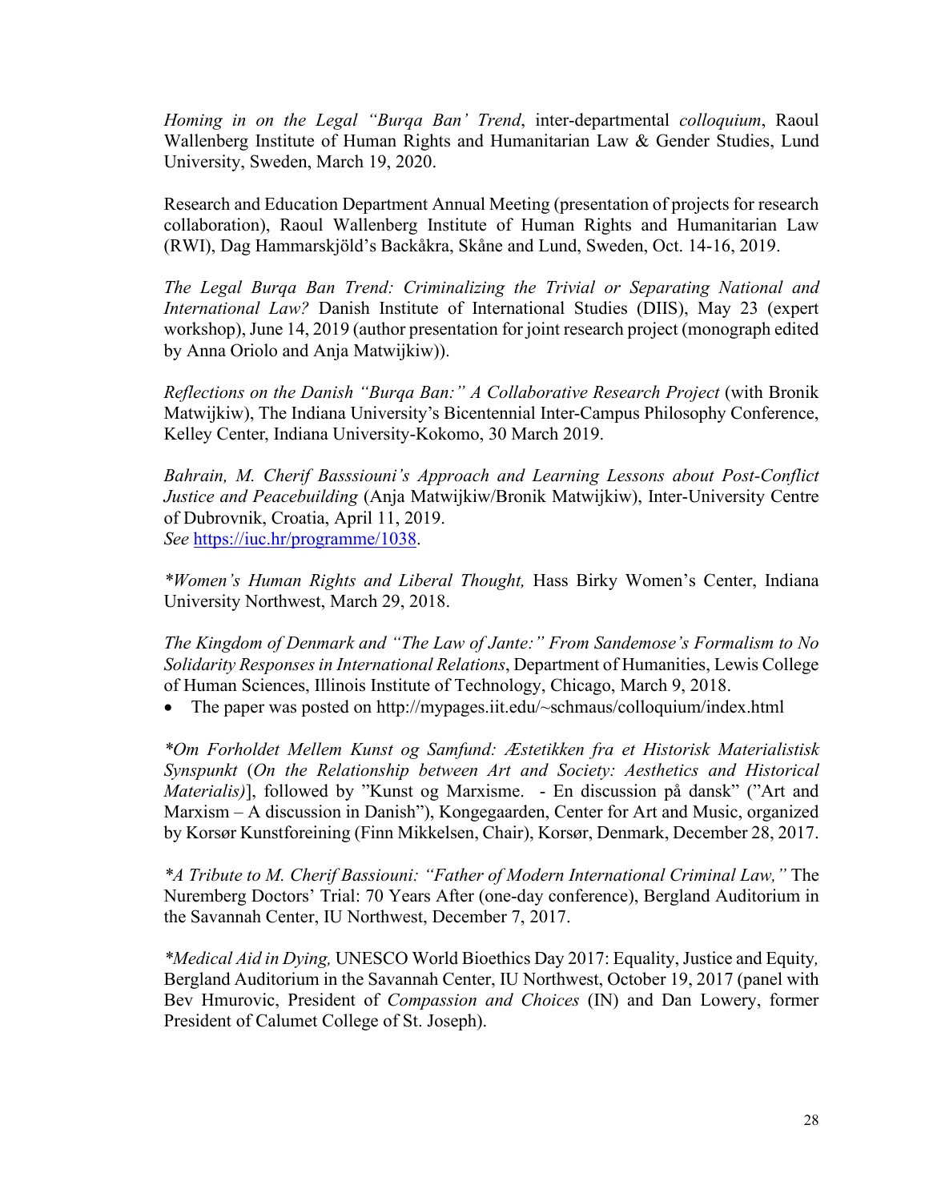*Homing in on the Legal "Burqa Ban' Trend*, inter-departmental *colloquium*, Raoul Wallenberg Institute of Human Rights and Humanitarian Law & Gender Studies, Lund University, Sweden, March 19, 2020.

Research and Education Department Annual Meeting (presentation of projects for research collaboration), Raoul Wallenberg Institute of Human Rights and Humanitarian Law (RWI), Dag Hammarskjöld's Backåkra, Skåne and Lund, Sweden, Oct. 14-16, 2019.

*The Legal Burqa Ban Trend: Criminalizing the Trivial or Separating National and International Law?* Danish Institute of International Studies (DIIS), May 23 (expert workshop), June 14, 2019 (author presentation for joint research project (monograph edited by Anna Oriolo and Anja Matwijkiw)).

*Reflections on the Danish "Burqa Ban:" A Collaborative Research Project* (with Bronik Matwijkiw), The Indiana University's Bicentennial Inter-Campus Philosophy Conference, Kelley Center, Indiana University-Kokomo, 30 March 2019.

*Bahrain, M. Cherif Basssiouni's Approach and Learning Lessons about Post-Conflict Justice and Peacebuilding* (Anja Matwijkiw/Bronik Matwijkiw), Inter-University Centre of Dubrovnik, Croatia, April 11, 2019.
*See* https://iuc.hr/programme/1038.

**Women's Human Rights and Liberal Thought,* Hass Birky Women's Center, Indiana University Northwest, March 29, 2018.

*The Kingdom of Denmark and "The Law of Jante:" From Sandemose's Formalism to No Solidarity Responses in International Relations*, Department of Humanities, Lewis College of Human Sciences, Illinois Institute of Technology, Chicago, March 9, 2018.

- The paper was posted on http://mypages.iit.edu/~schmaus/colloquium/index.html

**Om Forholdet Mellem Kunst og Samfund: Æstetikken fra et Historisk Materialistisk Synspunkt* (*On the Relationship between Art and Society: Aesthetics and Historical Materialis)*], followed by "Kunst og Marxisme. - En discussion på dansk" ("Art and Marxism – A discussion in Danish"), Kongegaarden, Center for Art and Music, organized by Korsør Kunstforeining (Finn Mikkelsen, Chair), Korsør, Denmark, December 28, 2017.

**A Tribute to M. Cherif Bassiouni: "Father of Modern International Criminal Law,"* The Nuremberg Doctors' Trial: 70 Years After (one-day conference), Bergland Auditorium in the Savannah Center, IU Northwest, December 7, 2017.

**Medical Aid in Dying,* UNESCO World Bioethics Day 2017: Equality, Justice and Equity*,* Bergland Auditorium in the Savannah Center, IU Northwest, October 19, 2017 (panel with Bev Hmurovic, President of *Compassion and Choices* (IN) and Dan Lowery, former President of Calumet College of St. Joseph).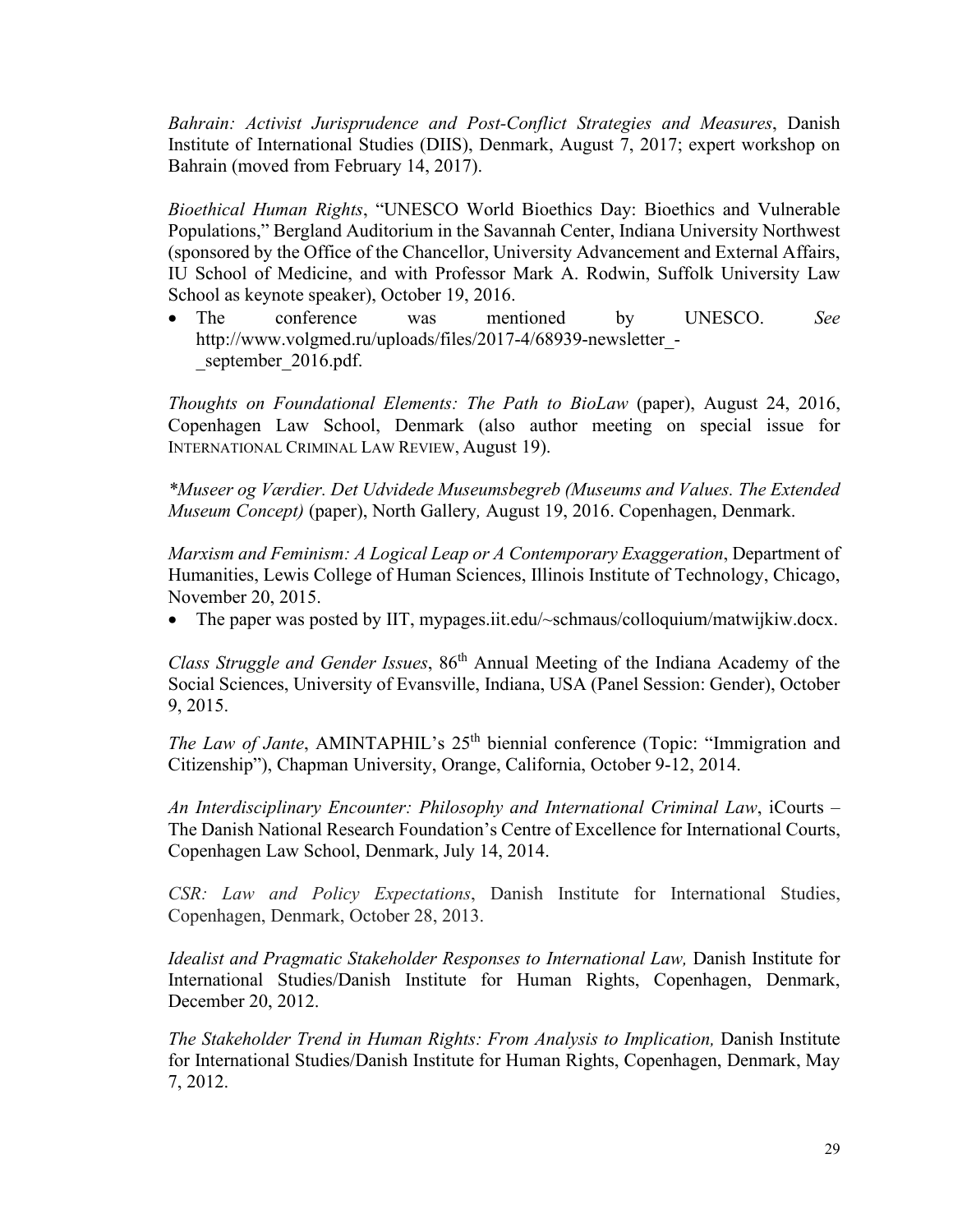*Bahrain: Activist Jurisprudence and Post-Conflict Strategies and Measures*, Danish Institute of International Studies (DIIS), Denmark, August 7, 2017; expert workshop on Bahrain (moved from February 14, 2017).

*Bioethical Human Rights*, "UNESCO World Bioethics Day: Bioethics and Vulnerable Populations," Bergland Auditorium in the Savannah Center, Indiana University Northwest (sponsored by the Office of the Chancellor, University Advancement and External Affairs, IU School of Medicine, and with Professor Mark A. Rodwin, Suffolk University Law School as keynote speaker), October 19, 2016.

- The conference was mentioned by UNESCO. *See* http://www.volgmed.ru/uploads/files/2017-4/68939-newsletter_-_september_2016.pdf.

*Thoughts on Foundational Elements: The Path to BioLaw* (paper), August 24, 2016, Copenhagen Law School, Denmark (also author meeting on special issue for INTERNATIONAL CRIMINAL LAW REVIEW, August 19).

**Museer og Værdier. Det Udvidede Museumsbegreb (Museums and Values. The Extended Museum Concept)* (paper), North Gallery*,* August 19, 2016. Copenhagen, Denmark.

*Marxism and Feminism: A Logical Leap or A Contemporary Exaggeration*, Department of Humanities, Lewis College of Human Sciences, Illinois Institute of Technology, Chicago, November 20, 2015.

- The paper was posted by IIT, mypages.iit.edu/~schmaus/colloquium/matwijkiw.docx.

*Class Struggle and Gender Issues*, 86th Annual Meeting of the Indiana Academy of the Social Sciences, University of Evansville, Indiana, USA (Panel Session: Gender), October 9, 2015.

*The Law of Jante*, AMINTAPHIL's 25th biennial conference (Topic: "Immigration and Citizenship"), Chapman University, Orange, California, October 9-12, 2014.

*An Interdisciplinary Encounter: Philosophy and International Criminal Law*, iCourts – The Danish National Research Foundation's Centre of Excellence for International Courts, Copenhagen Law School, Denmark, July 14, 2014.

*CSR: Law and Policy Expectations*, Danish Institute for International Studies, Copenhagen, Denmark, October 28, 2013.

*Idealist and Pragmatic Stakeholder Responses to International Law,* Danish Institute for International Studies/Danish Institute for Human Rights, Copenhagen, Denmark, December 20, 2012.

*The Stakeholder Trend in Human Rights: From Analysis to Implication,* Danish Institute for International Studies/Danish Institute for Human Rights, Copenhagen, Denmark, May 7, 2012.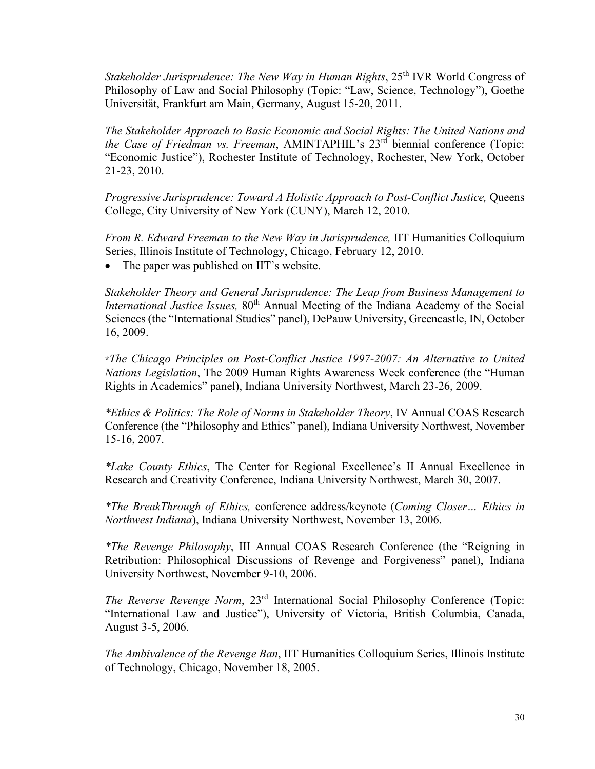*Stakeholder Jurisprudence: The New Way in Human Rights*, 25th IVR World Congress of Philosophy of Law and Social Philosophy (Topic: "Law, Science, Technology"), Goethe Universität, Frankfurt am Main, Germany, August 15-20, 2011.

*The Stakeholder Approach to Basic Economic and Social Rights: The United Nations and the Case of Friedman vs. Freeman*, AMINTAPHIL's 23rd biennial conference (Topic: "Economic Justice"), Rochester Institute of Technology, Rochester, New York, October 21-23, 2010.

*Progressive Jurisprudence: Toward A Holistic Approach to Post-Conflict Justice,* Queens College, City University of New York (CUNY), March 12, 2010.

*From R. Edward Freeman to the New Way in Jurisprudence,* IIT Humanities Colloquium Series, Illinois Institute of Technology, Chicago, February 12, 2010.

- The paper was published on IIT's website.

*Stakeholder Theory and General Jurisprudence: The Leap from Business Management to International Justice Issues,* 80th Annual Meeting of the Indiana Academy of the Social Sciences (the "International Studies" panel), DePauw University, Greencastle, IN, October 16, 2009.

**The Chicago Principles on Post-Conflict Justice 1997-2007: An Alternative to United Nations Legislation*, The 2009 Human Rights Awareness Week conference (the "Human Rights in Academics" panel), Indiana University Northwest, March 23-26, 2009.

**Ethics & Politics: The Role of Norms in Stakeholder Theory*, IV Annual COAS Research Conference (the "Philosophy and Ethics" panel), Indiana University Northwest, November 15-16, 2007.

**Lake County Ethics*, The Center for Regional Excellence's II Annual Excellence in Research and Creativity Conference, Indiana University Northwest, March 30, 2007.

**The BreakThrough of Ethics,* conference address/keynote (*Coming Closer… Ethics in Northwest Indiana*), Indiana University Northwest, November 13, 2006.

**The Revenge Philosophy*, III Annual COAS Research Conference (the "Reigning in Retribution: Philosophical Discussions of Revenge and Forgiveness" panel), Indiana University Northwest, November 9-10, 2006.

*The Reverse Revenge Norm*, 23rd International Social Philosophy Conference (Topic: "International Law and Justice"), University of Victoria, British Columbia, Canada, August 3-5, 2006.

*The Ambivalence of the Revenge Ban*, IIT Humanities Colloquium Series, Illinois Institute of Technology, Chicago, November 18, 2005.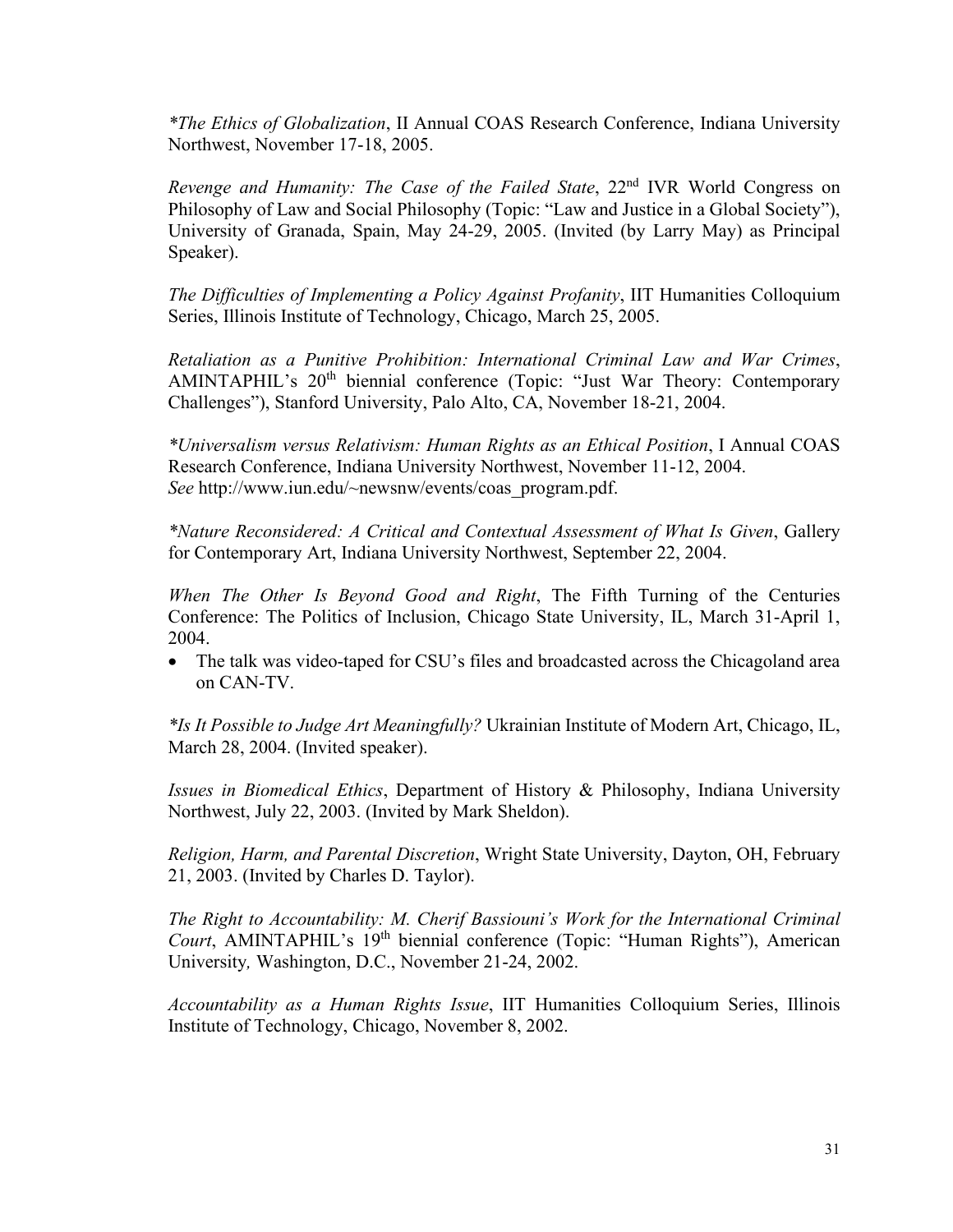*\*The Ethics of Globalization*, II Annual COAS Research Conference, Indiana University Northwest, November 17-18, 2005.

*Revenge and Humanity: The Case of the Failed State*, 22nd IVR World Congress on Philosophy of Law and Social Philosophy (Topic: "Law and Justice in a Global Society"), University of Granada, Spain, May 24-29, 2005. (Invited (by Larry May) as Principal Speaker).

*The Difficulties of Implementing a Policy Against Profanity*, IIT Humanities Colloquium Series, Illinois Institute of Technology, Chicago, March 25, 2005.

*Retaliation as a Punitive Prohibition: International Criminal Law and War Crimes*, AMINTAPHIL's 20th biennial conference (Topic: "Just War Theory: Contemporary Challenges"), Stanford University, Palo Alto, CA, November 18-21, 2004.

*\*Universalism versus Relativism: Human Rights as an Ethical Position*, I Annual COAS Research Conference, Indiana University Northwest, November 11-12, 2004. *See* http://www.iun.edu/~newsnw/events/coas_program.pdf.

*\*Nature Reconsidered: A Critical and Contextual Assessment of What Is Given*, Gallery for Contemporary Art, Indiana University Northwest, September 22, 2004.

*When The Other Is Beyond Good and Right*, The Fifth Turning of the Centuries Conference: The Politics of Inclusion, Chicago State University, IL, March 31-April 1, 2004.

- The talk was video-taped for CSU's files and broadcasted across the Chicagoland area on CAN-TV.

*\*Is It Possible to Judge Art Meaningfully?* Ukrainian Institute of Modern Art, Chicago, IL, March 28, 2004. (Invited speaker).

*Issues in Biomedical Ethics*, Department of History & Philosophy, Indiana University Northwest, July 22, 2003. (Invited by Mark Sheldon).

*Religion, Harm, and Parental Discretion*, Wright State University, Dayton, OH, February 21, 2003. (Invited by Charles D. Taylor).

*The Right to Accountability: M. Cherif Bassiouni's Work for the International Criminal Court*, AMINTAPHIL's 19th biennial conference (Topic: "Human Rights"), American University, Washington, D.C., November 21-24, 2002.

*Accountability as a Human Rights Issue*, IIT Humanities Colloquium Series, Illinois Institute of Technology, Chicago, November 8, 2002.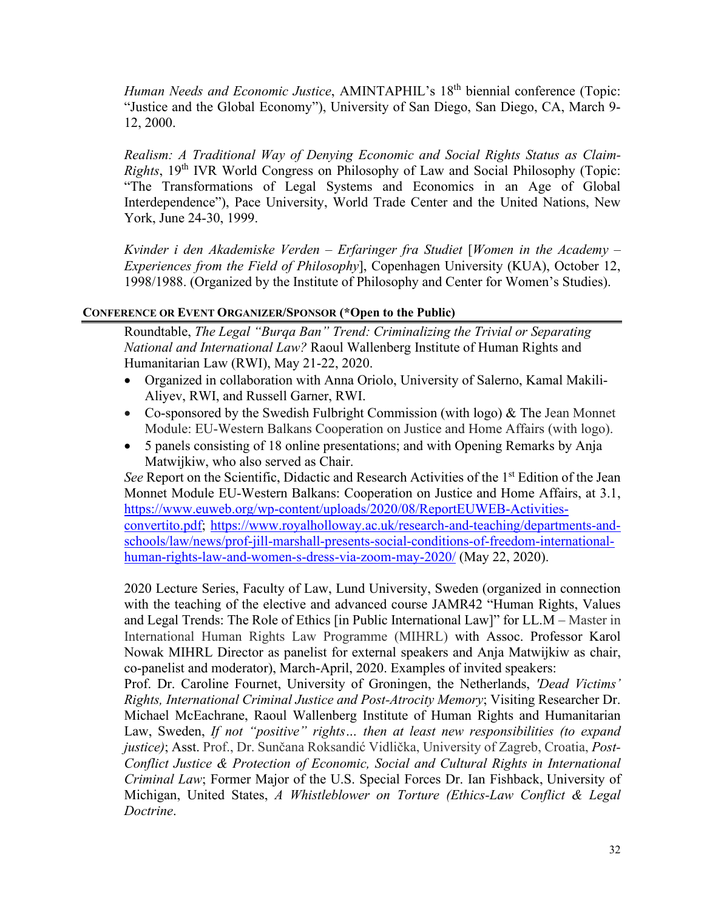*Human Needs and Economic Justice*, AMINTAPHIL's 18th biennial conference (Topic: "Justice and the Global Economy"), University of San Diego, San Diego, CA, March 9-12, 2000.

*Realism: A Traditional Way of Denying Economic and Social Rights Status as Claim-Rights*, 19th IVR World Congress on Philosophy of Law and Social Philosophy (Topic: "The Transformations of Legal Systems and Economics in an Age of Global Interdependence"), Pace University, World Trade Center and the United Nations, New York, June 24-30, 1999.

*Kvinder i den Akademiske Verden – Erfaringer fra Studiet* [*Women in the Academy – Experiences from the Field of Philosophy*], Copenhagen University (KUA), October 12, 1998/1988. (Organized by the Institute of Philosophy and Center for Women's Studies).

## CONFERENCE OR EVENT ORGANIZER/SPONSOR (*Open to the Public)

Roundtable, *The Legal "Burqa Ban" Trend: Criminalizing the Trivial or Separating National and International Law?* Raoul Wallenberg Institute of Human Rights and Humanitarian Law (RWI), May 21-22, 2020.

- Organized in collaboration with Anna Oriolo, University of Salerno, Kamal Makili-Aliyev, RWI, and Russell Garner, RWI.
- Co-sponsored by the Swedish Fulbright Commission (with logo) & The Jean Monnet Module: EU-Western Balkans Cooperation on Justice and Home Affairs (with logo).
- 5 panels consisting of 18 online presentations; and with Opening Remarks by Anja Matwijkiw, who also served as Chair.

*See* Report on the Scientific, Didactic and Research Activities of the 1st Edition of the Jean Monnet Module EU-Western Balkans: Cooperation on Justice and Home Affairs, at 3.1, https://www.euweb.org/wp-content/uploads/2020/08/ReportEUWEB-Activities-convertito.pdf; https://www.royalholloway.ac.uk/research-and-teaching/departments-and-schools/law/news/prof-jill-marshall-presents-social-conditions-of-freedom-international-human-rights-law-and-women-s-dress-via-zoom-may-2020/ (May 22, 2020).

2020 Lecture Series, Faculty of Law, Lund University, Sweden (organized in connection with the teaching of the elective and advanced course JAMR42 "Human Rights, Values and Legal Trends: The Role of Ethics [in Public International Law]" for LL.M – Master in International Human Rights Law Programme (MIHRL) with Assoc. Professor Karol Nowak MIHRL Director as panelist for external speakers and Anja Matwijkiw as chair, co-panelist and moderator), March-April, 2020. Examples of invited speakers:
Prof. Dr. Caroline Fournet, University of Groningen, the Netherlands, *'Dead Victims' Rights, International Criminal Justice and Post-Atrocity Memory*; Visiting Researcher Dr. Michael McEachrane, Raoul Wallenberg Institute of Human Rights and Humanitarian Law, Sweden, *If not "positive" rights… then at least new responsibilities (to expand justice)*; Asst. Prof., Dr. Sunčana Roksandić Vidlička, University of Zagreb, Croatia, *Post-Conflict Justice & Protection of Economic, Social and Cultural Rights in International Criminal Law*; Former Major of the U.S. Special Forces Dr. Ian Fishback, University of Michigan, United States, *A Whistleblower on Torture (Ethics-Law Conflict & Legal Doctrine*.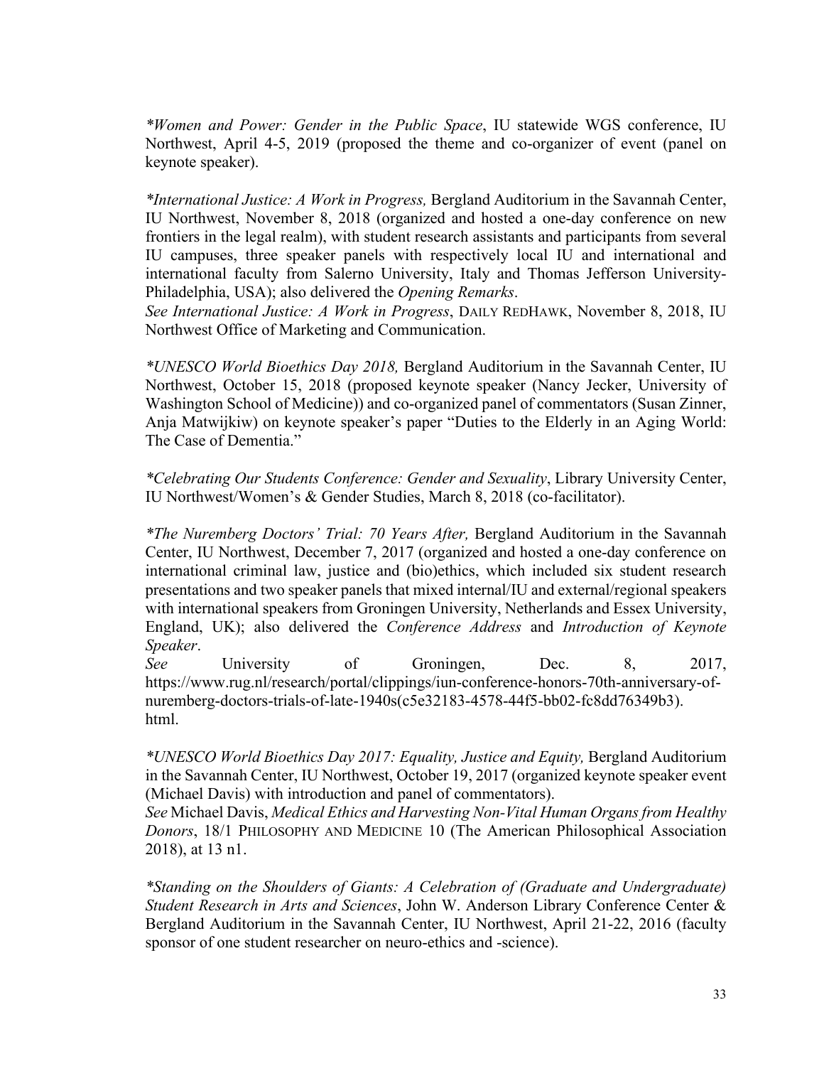*Women and Power: Gender in the Public Space*, IU statewide WGS conference, IU Northwest, April 4-5, 2019 (proposed the theme and co-organizer of event (panel on keynote speaker).

*International Justice: A Work in Progress,* Bergland Auditorium in the Savannah Center, IU Northwest, November 8, 2018 (organized and hosted a one-day conference on new frontiers in the legal realm), with student research assistants and participants from several IU campuses, three speaker panels with respectively local IU and international and international faculty from Salerno University, Italy and Thomas Jefferson University-Philadelphia, USA); also delivered the *Opening Remarks*.
*See International Justice: A Work in Progress*, DAILY REDHAWK, November 8, 2018, IU Northwest Office of Marketing and Communication.

*UNESCO World Bioethics Day 2018,* Bergland Auditorium in the Savannah Center, IU Northwest, October 15, 2018 (proposed keynote speaker (Nancy Jecker, University of Washington School of Medicine)) and co-organized panel of commentators (Susan Zinner, Anja Matwijkiw) on keynote speaker's paper "Duties to the Elderly in an Aging World: The Case of Dementia."

*Celebrating Our Students Conference: Gender and Sexuality*, Library University Center, IU Northwest/Women's & Gender Studies, March 8, 2018 (co-facilitator).

*The Nuremberg Doctors' Trial: 70 Years After,* Bergland Auditorium in the Savannah Center, IU Northwest, December 7, 2017 (organized and hosted a one-day conference on international criminal law, justice and (bio)ethics, which included six student research presentations and two speaker panels that mixed internal/IU and external/regional speakers with international speakers from Groningen University, Netherlands and Essex University, England, UK); also delivered the *Conference Address* and *Introduction of Keynote Speaker*.
*See* University of Groningen, Dec. 8, 2017, https://www.rug.nl/research/portal/clippings/iun-conference-honors-70th-anniversary-of-nuremberg-doctors-trials-of-late-1940s(c5e32183-4578-44f5-bb02-fc8dd76349b3).html.

*UNESCO World Bioethics Day 2017: Equality, Justice and Equity,* Bergland Auditorium in the Savannah Center, IU Northwest, October 19, 2017 (organized keynote speaker event (Michael Davis) with introduction and panel of commentators).
*See* Michael Davis, *Medical Ethics and Harvesting Non-Vital Human Organs from Healthy Donors*, 18/1 PHILOSOPHY AND MEDICINE 10 (The American Philosophical Association 2018), at 13 n1.

*Standing on the Shoulders of Giants: A Celebration of (Graduate and Undergraduate) Student Research in Arts and Sciences*, John W. Anderson Library Conference Center & Bergland Auditorium in the Savannah Center, IU Northwest, April 21-22, 2016 (faculty sponsor of one student researcher on neuro-ethics and -science).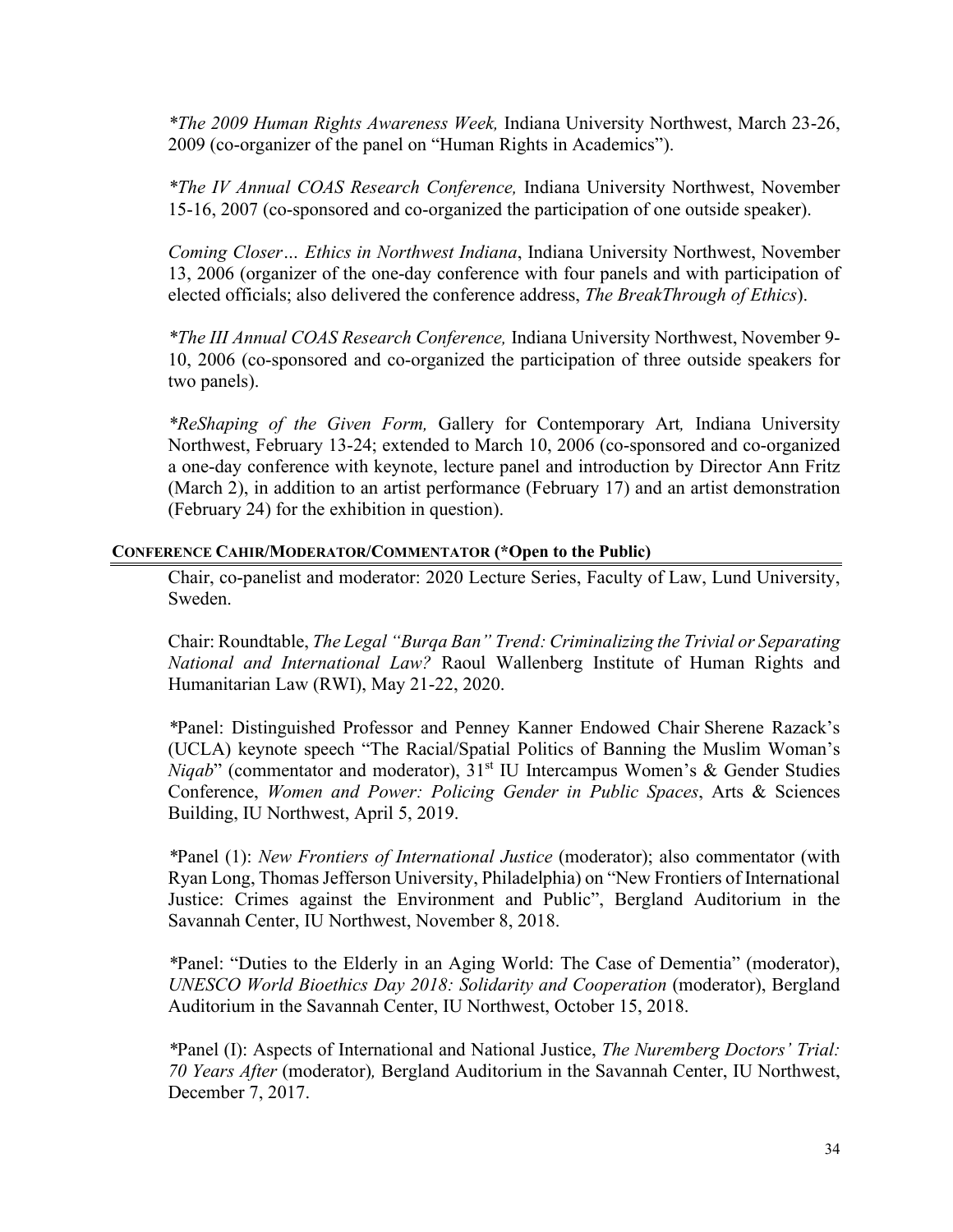**The 2009 Human Rights Awareness Week,* Indiana University Northwest, March 23-26, 2009 (co-organizer of the panel on "Human Rights in Academics").

**The IV Annual COAS Research Conference,* Indiana University Northwest, November 15-16, 2007 (co-sponsored and co-organized the participation of one outside speaker).

*Coming Closer… Ethics in Northwest Indiana*, Indiana University Northwest, November 13, 2006 (organizer of the one-day conference with four panels and with participation of elected officials; also delivered the conference address, *The BreakThrough of Ethics*).

**The III Annual COAS Research Conference,* Indiana University Northwest, November 9-10, 2006 (co-sponsored and co-organized the participation of three outside speakers for two panels).

**ReShaping of the Given Form,* Gallery for Contemporary Art*,* Indiana University Northwest, February 13-24; extended to March 10, 2006 (co-sponsored and co-organized a one-day conference with keynote, lecture panel and introduction by Director Ann Fritz (March 2), in addition to an artist performance (February 17) and an artist demonstration (February 24) for the exhibition in question).

**CONFERENCE CAHIR/MODERATOR/COMMENTATOR (*Open to the Public)**

Chair, co-panelist and moderator: 2020 Lecture Series, Faculty of Law, Lund University, Sweden.

Chair: Roundtable, *The Legal "Burqa Ban" Trend: Criminalizing the Trivial or Separating National and International Law?* Raoul Wallenberg Institute of Human Rights and Humanitarian Law (RWI), May 21-22, 2020.

*Panel: Distinguished Professor and Penney Kanner Endowed Chair Sherene Razack's (UCLA) keynote speech "The Racial/Spatial Politics of Banning the Muslim Woman's *Niqab*" (commentator and moderator), 31st IU Intercampus Women's & Gender Studies Conference, *Women and Power: Policing Gender in Public Spaces*, Arts & Sciences Building, IU Northwest, April 5, 2019.

*Panel (1): *New Frontiers of International Justice* (moderator); also commentator (with Ryan Long, Thomas Jefferson University, Philadelphia) on "New Frontiers of International Justice: Crimes against the Environment and Public", Bergland Auditorium in the Savannah Center, IU Northwest, November 8, 2018.

*Panel: "Duties to the Elderly in an Aging World: The Case of Dementia" (moderator), *UNESCO World Bioethics Day 2018: Solidarity and Cooperation* (moderator), Bergland Auditorium in the Savannah Center, IU Northwest, October 15, 2018.

*Panel (I): Aspects of International and National Justice, *The Nuremberg Doctors' Trial: 70 Years After* (moderator)*,* Bergland Auditorium in the Savannah Center, IU Northwest, December 7, 2017.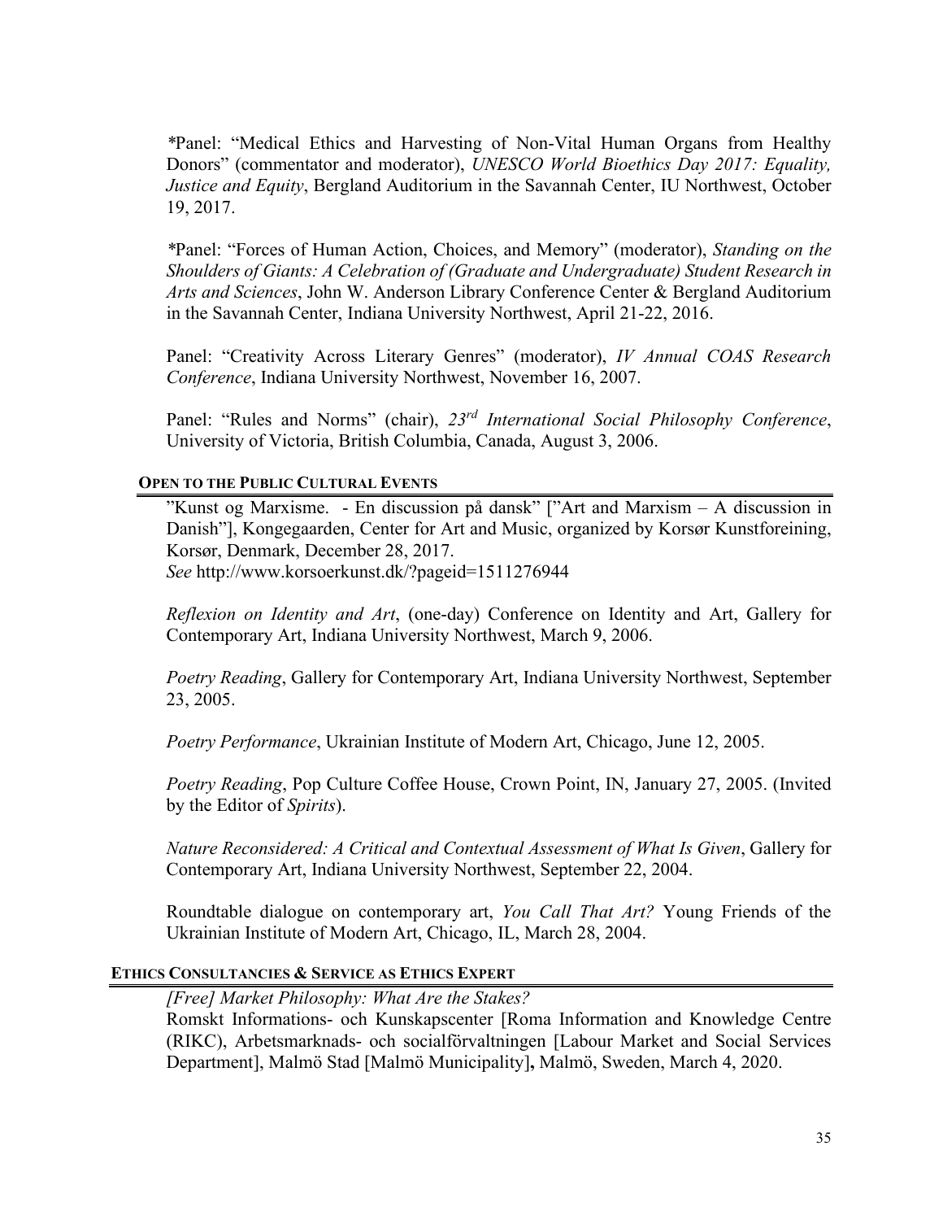*Panel: "Medical Ethics and Harvesting of Non-Vital Human Organs from Healthy Donors" (commentator and moderator), *UNESCO World Bioethics Day 2017: Equality, Justice and Equity*, Bergland Auditorium in the Savannah Center, IU Northwest, October 19, 2017.

*Panel: "Forces of Human Action, Choices, and Memory" (moderator), *Standing on the Shoulders of Giants: A Celebration of (Graduate and Undergraduate) Student Research in Arts and Sciences*, John W. Anderson Library Conference Center & Bergland Auditorium in the Savannah Center, Indiana University Northwest, April 21-22, 2016.

Panel: "Creativity Across Literary Genres" (moderator), *IV Annual COAS Research Conference*, Indiana University Northwest, November 16, 2007.

Panel: "Rules and Norms" (chair), *23rd International Social Philosophy Conference*, University of Victoria, British Columbia, Canada, August 3, 2006.

### OPEN TO THE PUBLIC CULTURAL EVENTS

"Kunst og Marxisme. - En discussion på dansk" ["Art and Marxism – A discussion in Danish"], Kongegaarden, Center for Art and Music, organized by Korsør Kunstforeining, Korsør, Denmark, December 28, 2017.
*See* http://www.korsoerkunst.dk/?pageid=1511276944

*Reflexion on Identity and Art*, (one-day) Conference on Identity and Art, Gallery for Contemporary Art, Indiana University Northwest, March 9, 2006.

*Poetry Reading*, Gallery for Contemporary Art, Indiana University Northwest, September 23, 2005.

*Poetry Performance*, Ukrainian Institute of Modern Art, Chicago, June 12, 2005.

*Poetry Reading*, Pop Culture Coffee House, Crown Point, IN, January 27, 2005. (Invited by the Editor of *Spirits*).

*Nature Reconsidered: A Critical and Contextual Assessment of What Is Given*, Gallery for Contemporary Art, Indiana University Northwest, September 22, 2004.

Roundtable dialogue on contemporary art, *You Call That Art?* Young Friends of the Ukrainian Institute of Modern Art, Chicago, IL, March 28, 2004.

### ETHICS CONSULTANCIES & SERVICE AS ETHICS EXPERT

*[Free] Market Philosophy: What Are the Stakes?*
Romskt Informations- och Kunskapscenter [Roma Information and Knowledge Centre (RIKC), Arbetsmarknads- och socialförvaltningen [Labour Market and Social Services Department], Malmö Stad [Malmö Municipality]**,** Malmö, Sweden, March 4, 2020.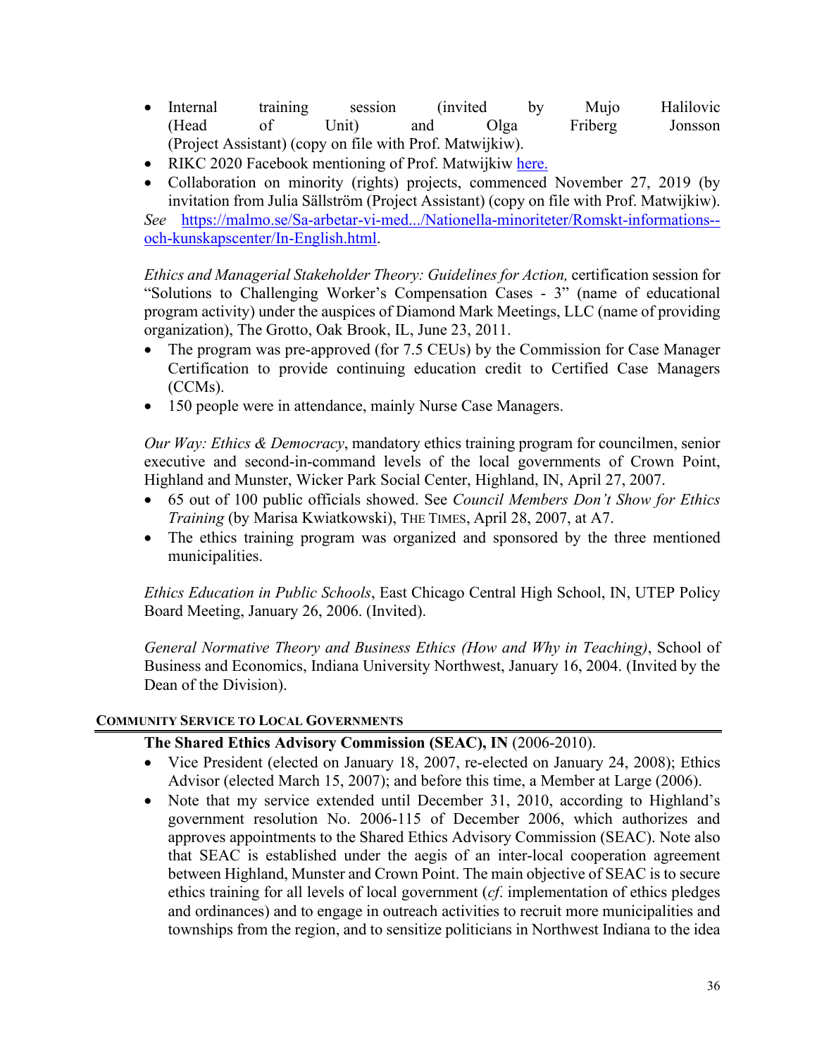- Internal training session (invited by Mujo Halilovic (Head of Unit) and Olga Friberg Jonsson (Project Assistant) (copy on file with Prof. Matwijkiw).
- RIKC 2020 Facebook mentioning of Prof. Matwijkiw [here.]()
- Collaboration on minority (rights) projects, commenced November 27, 2019 (by invitation from Julia Sällström (Project Assistant) (copy on file with Prof. Matwijkiw).

*See* [https://malmo.se/Sa-arbetar-vi-med.../Nationella-minoriteter/Romskt-informations--och-kunskapscenter/In-English.html](https://malmo.se/Sa-arbetar-vi-med.../Nationella-minoriteter/Romskt-informations--och-kunskapscenter/In-English.html).

*Ethics and Managerial Stakeholder Theory: Guidelines for Action,* certification session for "Solutions to Challenging Worker's Compensation Cases - 3" (name of educational program activity) under the auspices of Diamond Mark Meetings, LLC (name of providing organization), The Grotto, Oak Brook, IL, June 23, 2011.

- The program was pre-approved (for 7.5 CEUs) by the Commission for Case Manager Certification to provide continuing education credit to Certified Case Managers (CCMs).
- 150 people were in attendance, mainly Nurse Case Managers.

*Our Way: Ethics & Democracy*, mandatory ethics training program for councilmen, senior executive and second-in-command levels of the local governments of Crown Point, Highland and Munster, Wicker Park Social Center, Highland, IN, April 27, 2007.

- 65 out of 100 public officials showed. See *Council Members Don't Show for Ethics Training* (by Marisa Kwiatkowski), THE TIMES, April 28, 2007, at A7.
- The ethics training program was organized and sponsored by the three mentioned municipalities.

*Ethics Education in Public Schools*, East Chicago Central High School, IN, UTEP Policy Board Meeting, January 26, 2006. (Invited).

*General Normative Theory and Business Ethics (How and Why in Teaching)*, School of Business and Economics, Indiana University Northwest, January 16, 2004. (Invited by the Dean of the Division).

## COMMUNITY SERVICE TO LOCAL GOVERNMENTS

**The Shared Ethics Advisory Commission (SEAC), IN** (2006-2010).

- Vice President (elected on January 18, 2007, re-elected on January 24, 2008); Ethics Advisor (elected March 15, 2007); and before this time, a Member at Large (2006).
- Note that my service extended until December 31, 2010, according to Highland's government resolution No. 2006-115 of December 2006, which authorizes and approves appointments to the Shared Ethics Advisory Commission (SEAC). Note also that SEAC is established under the aegis of an inter-local cooperation agreement between Highland, Munster and Crown Point. The main objective of SEAC is to secure ethics training for all levels of local government (*cf.* implementation of ethics pledges and ordinances) and to engage in outreach activities to recruit more municipalities and townships from the region, and to sensitize politicians in Northwest Indiana to the idea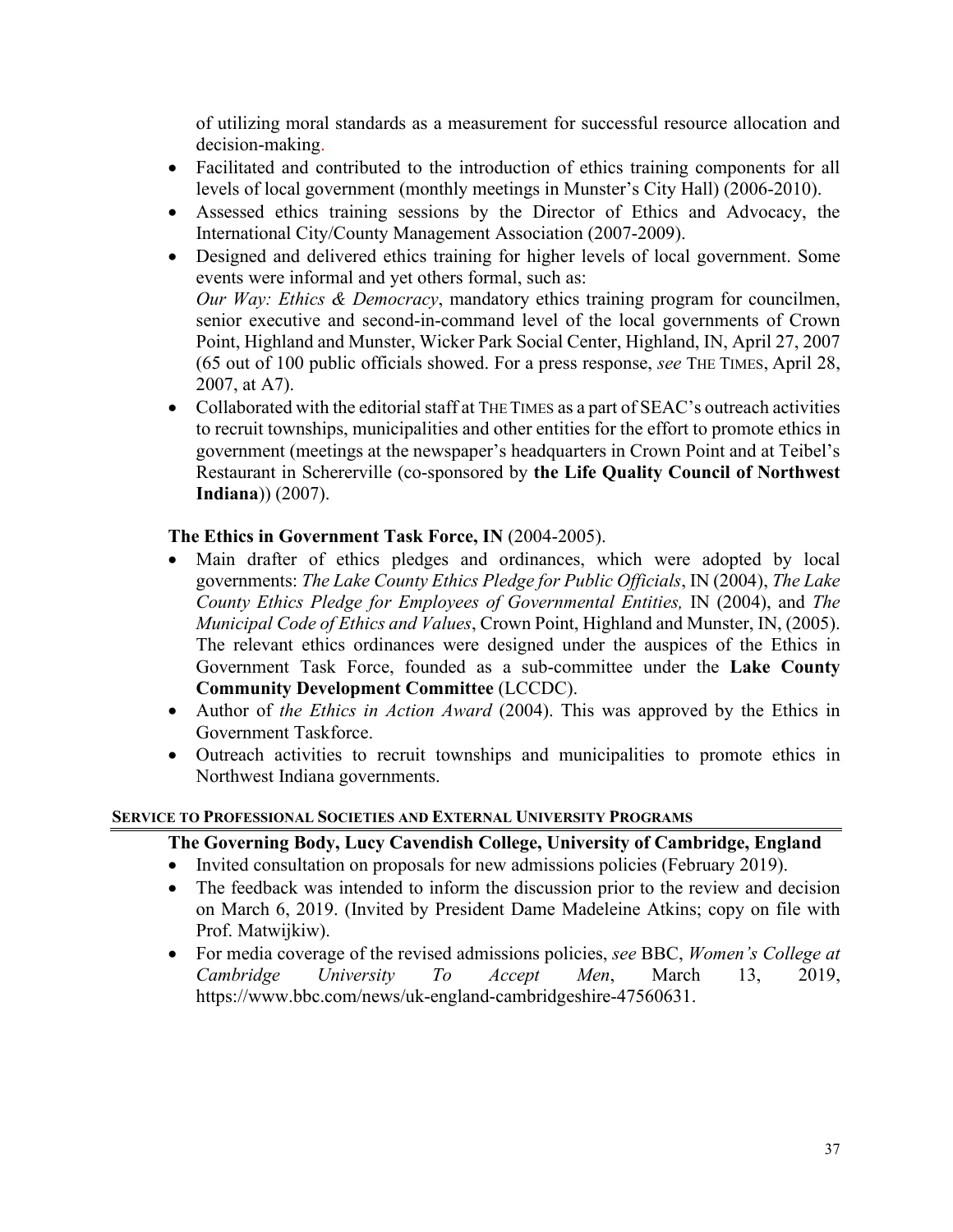of utilizing moral standards as a measurement for successful resource allocation and decision-making.

- Facilitated and contributed to the introduction of ethics training components for all levels of local government (monthly meetings in Munster's City Hall) (2006-2010).
- Assessed ethics training sessions by the Director of Ethics and Advocacy, the International City/County Management Association (2007-2009).
- Designed and delivered ethics training for higher levels of local government. Some events were informal and yet others formal, such as:
  *Our Way: Ethics & Democracy*, mandatory ethics training program for councilmen, senior executive and second-in-command level of the local governments of Crown Point, Highland and Munster, Wicker Park Social Center, Highland, IN, April 27, 2007 (65 out of 100 public officials showed. For a press response, *see* THE TIMES, April 28, 2007, at A7).
- Collaborated with the editorial staff at THE TIMES as a part of SEAC's outreach activities to recruit townships, municipalities and other entities for the effort to promote ethics in government (meetings at the newspaper's headquarters in Crown Point and at Teibel's Restaurant in Schererville (co-sponsored by **the Life Quality Council of Northwest Indiana**)) (2007).

**The Ethics in Government Task Force, IN** (2004-2005).

- Main drafter of ethics pledges and ordinances, which were adopted by local governments: *The Lake County Ethics Pledge for Public Officials*, IN (2004), *The Lake County Ethics Pledge for Employees of Governmental Entities,* IN (2004), and *The Municipal Code of Ethics and Values*, Crown Point, Highland and Munster, IN, (2005). The relevant ethics ordinances were designed under the auspices of the Ethics in Government Task Force, founded as a sub-committee under the **Lake County Community Development Committee** (LCCDC).
- Author of *the Ethics in Action Award* (2004). This was approved by the Ethics in Government Taskforce.
- Outreach activities to recruit townships and municipalities to promote ethics in Northwest Indiana governments.

## SERVICE TO PROFESSIONAL SOCIETIES AND EXTERNAL UNIVERSITY PROGRAMS

**The Governing Body, Lucy Cavendish College, University of Cambridge, England**

- Invited consultation on proposals for new admissions policies (February 2019).
- The feedback was intended to inform the discussion prior to the review and decision on March 6, 2019. (Invited by President Dame Madeleine Atkins; copy on file with Prof. Matwijkiw).
- For media coverage of the revised admissions policies, *see* BBC, *Women's College at Cambridge University To Accept Men*, March 13, 2019, https://www.bbc.com/news/uk-england-cambridgeshire-47560631.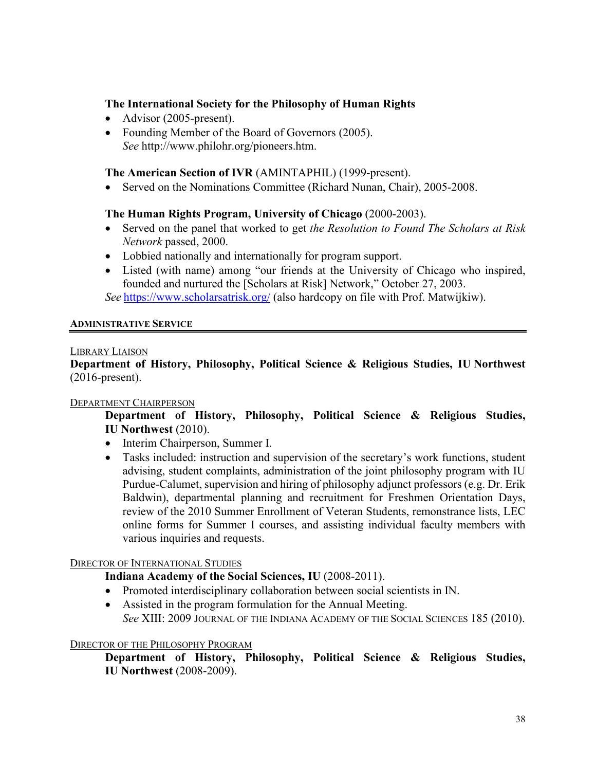**The International Society for the Philosophy of Human Rights**

- Advisor (2005-present).
- Founding Member of the Board of Governors (2005).
  *See* http://www.philohr.org/pioneers.htm.

**The American Section of IVR** (AMINTAPHIL) (1999-present).

- Served on the Nominations Committee (Richard Nunan, Chair), 2005-2008.

**The Human Rights Program, University of Chicago** (2000-2003).

- Served on the panel that worked to get *the Resolution to Found The Scholars at Risk Network* passed, 2000.
- Lobbied nationally and internationally for program support.
- Listed (with name) among "our friends at the University of Chicago who inspired, founded and nurtured the [Scholars at Risk] Network," October 27, 2003.

*See* https://www.scholarsatrisk.org/ (also hardcopy on file with Prof. Matwijkiw).

## ADMINISTRATIVE SERVICE

LIBRARY LIAISON

**Department of History, Philosophy, Political Science & Religious Studies, IU Northwest** (2016-present).

DEPARTMENT CHAIRPERSON

**Department of History, Philosophy, Political Science & Religious Studies, IU Northwest** (2010).

- Interim Chairperson, Summer I.
- Tasks included: instruction and supervision of the secretary's work functions, student advising, student complaints, administration of the joint philosophy program with IU Purdue-Calumet, supervision and hiring of philosophy adjunct professors (e.g. Dr. Erik Baldwin), departmental planning and recruitment for Freshmen Orientation Days, review of the 2010 Summer Enrollment of Veteran Students, remonstrance lists, LEC online forms for Summer I courses, and assisting individual faculty members with various inquiries and requests.

DIRECTOR OF INTERNATIONAL STUDIES

**Indiana Academy of the Social Sciences, IU** (2008-2011).

- Promoted interdisciplinary collaboration between social scientists in IN.
- Assisted in the program formulation for the Annual Meeting.
  *See* XIII: 2009 JOURNAL OF THE INDIANA ACADEMY OF THE SOCIAL SCIENCES 185 (2010).

DIRECTOR OF THE PHILOSOPHY PROGRAM

**Department of History, Philosophy, Political Science & Religious Studies, IU Northwest** (2008-2009).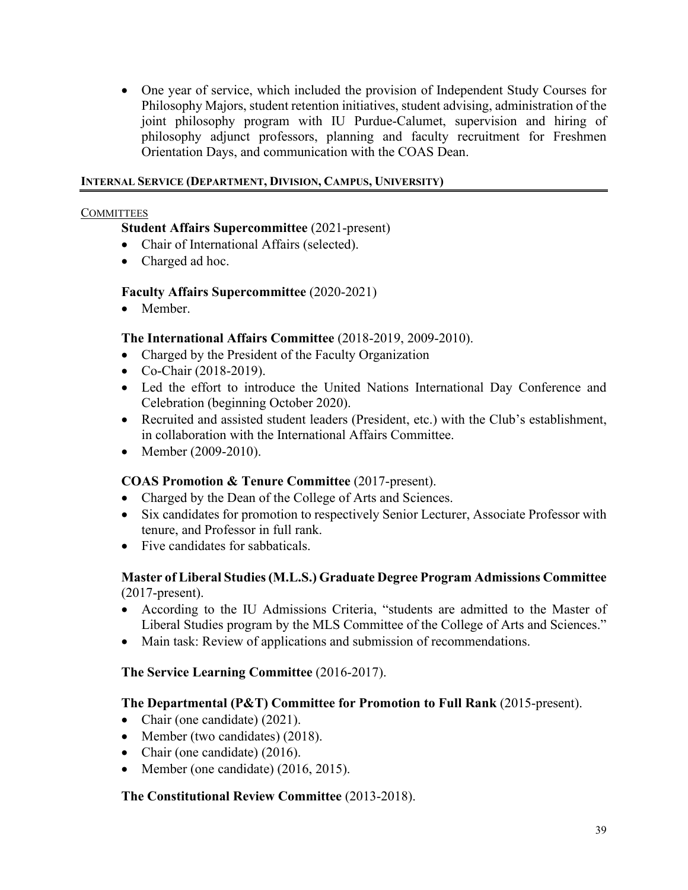- One year of service, which included the provision of Independent Study Courses for Philosophy Majors, student retention initiatives, student advising, administration of the joint philosophy program with IU Purdue-Calumet, supervision and hiring of philosophy adjunct professors, planning and faculty recruitment for Freshmen Orientation Days, and communication with the COAS Dean.

## INTERNAL SERVICE (DEPARTMENT, DIVISION, CAMPUS, UNIVERSITY)

### COMMITTEES

**Student Affairs Supercommittee** (2021-present)

- Chair of International Affairs (selected).
- Charged ad hoc.

**Faculty Affairs Supercommittee** (2020-2021)

- Member.

**The International Affairs Committee** (2018-2019, 2009-2010).

- Charged by the President of the Faculty Organization
- Co-Chair (2018-2019).
- Led the effort to introduce the United Nations International Day Conference and Celebration (beginning October 2020).
- Recruited and assisted student leaders (President, etc.) with the Club's establishment, in collaboration with the International Affairs Committee.
- Member (2009-2010).

**COAS Promotion & Tenure Committee** (2017-present).

- Charged by the Dean of the College of Arts and Sciences.
- Six candidates for promotion to respectively Senior Lecturer, Associate Professor with tenure, and Professor in full rank.
- Five candidates for sabbaticals.

**Master of Liberal Studies (M.L.S.) Graduate Degree Program Admissions Committee** (2017-present).

- According to the IU Admissions Criteria, "students are admitted to the Master of Liberal Studies program by the MLS Committee of the College of Arts and Sciences."
- Main task: Review of applications and submission of recommendations.

**The Service Learning Committee** (2016-2017).

**The Departmental (P&T) Committee for Promotion to Full Rank** (2015-present).

- Chair (one candidate) (2021).
- Member (two candidates) (2018).
- Chair (one candidate) (2016).
- Member (one candidate) (2016, 2015).

**The Constitutional Review Committee** (2013-2018).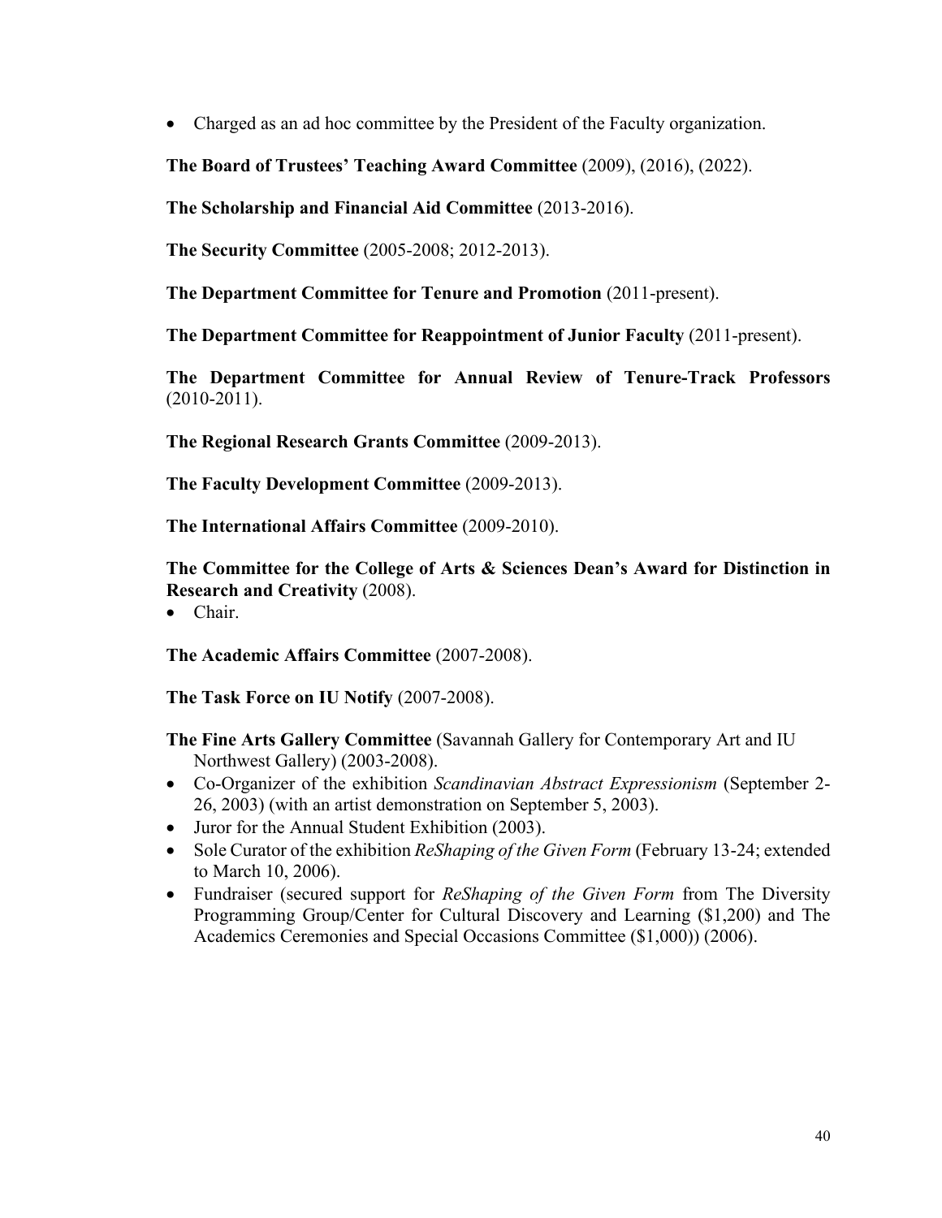- Charged as an ad hoc committee by the President of the Faculty organization.

**The Board of Trustees' Teaching Award Committee** (2009), (2016), (2022).

**The Scholarship and Financial Aid Committee** (2013-2016).

**The Security Committee** (2005-2008; 2012-2013).

**The Department Committee for Tenure and Promotion** (2011-present).

**The Department Committee for Reappointment of Junior Faculty** (2011-present).

**The Department Committee for Annual Review of Tenure-Track Professors** (2010-2011).

**The Regional Research Grants Committee** (2009-2013).

**The Faculty Development Committee** (2009-2013).

**The International Affairs Committee** (2009-2010).

**The Committee for the College of Arts & Sciences Dean's Award for Distinction in Research and Creativity** (2008).

- Chair.

**The Academic Affairs Committee** (2007-2008).

**The Task Force on IU Notify** (2007-2008).

**The Fine Arts Gallery Committee** (Savannah Gallery for Contemporary Art and IU Northwest Gallery) (2003-2008).

- Co-Organizer of the exhibition *Scandinavian Abstract Expressionism* (September 2-26, 2003) (with an artist demonstration on September 5, 2003).
- Juror for the Annual Student Exhibition (2003).
- Sole Curator of the exhibition *ReShaping of the Given Form* (February 13-24; extended to March 10, 2006).
- Fundraiser (secured support for *ReShaping of the Given Form* from The Diversity Programming Group/Center for Cultural Discovery and Learning ($1,200) and The Academics Ceremonies and Special Occasions Committee ($1,000)) (2006).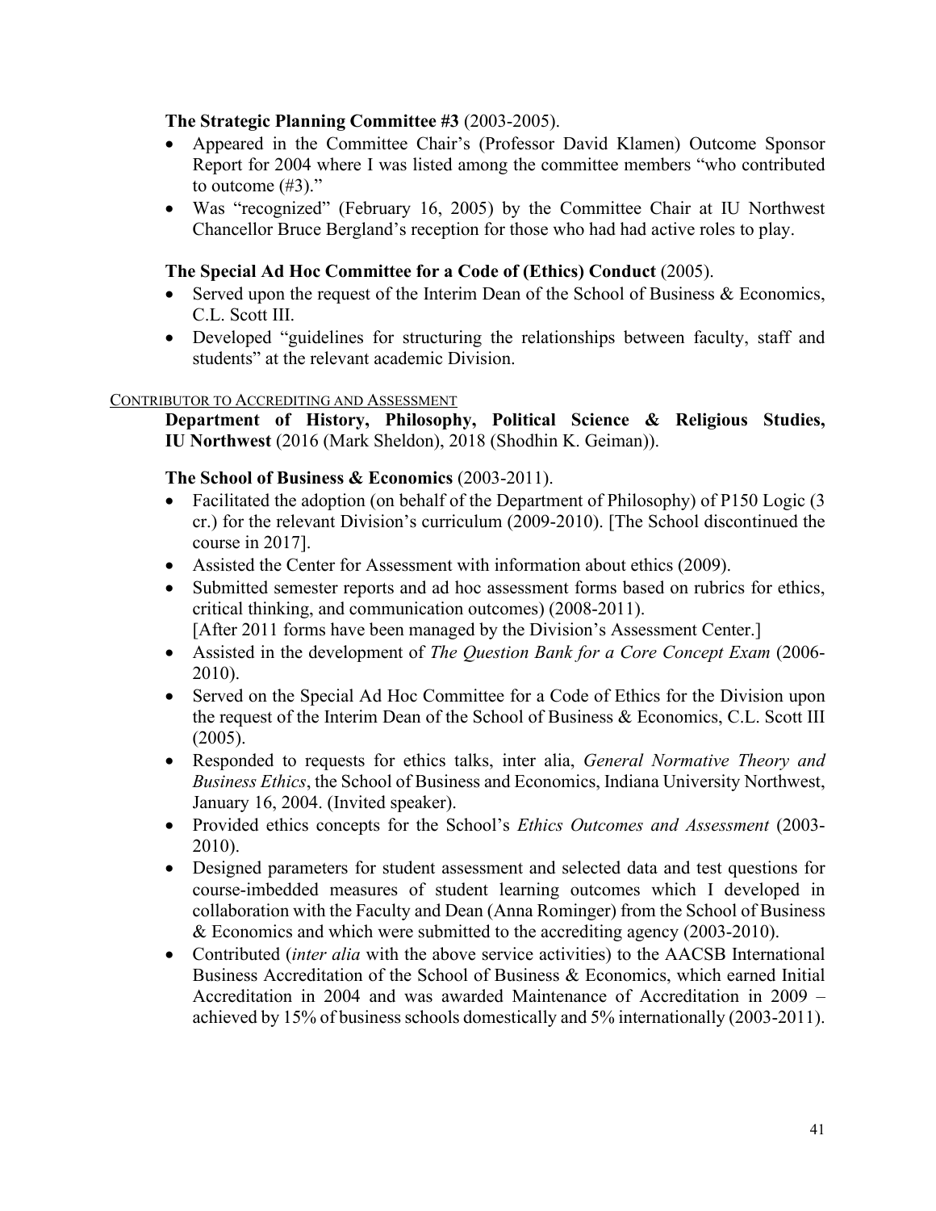**The Strategic Planning Committee #3** (2003-2005).

- Appeared in the Committee Chair's (Professor David Klamen) Outcome Sponsor Report for 2004 where I was listed among the committee members "who contributed to outcome (#3)."
- Was "recognized" (February 16, 2005) by the Committee Chair at IU Northwest Chancellor Bruce Bergland's reception for those who had had active roles to play.

**The Special Ad Hoc Committee for a Code of (Ethics) Conduct** (2005).

- Served upon the request of the Interim Dean of the School of Business & Economics, C.L. Scott III.
- Developed "guidelines for structuring the relationships between faculty, staff and students" at the relevant academic Division.

<u>CONTRIBUTOR TO ACCREDITING AND ASSESSMENT</u>

**Department of History, Philosophy, Political Science & Religious Studies, IU Northwest** (2016 (Mark Sheldon), 2018 (Shodhin K. Geiman)).

**The School of Business & Economics** (2003-2011).

- Facilitated the adoption (on behalf of the Department of Philosophy) of P150 Logic (3 cr.) for the relevant Division's curriculum (2009-2010). [The School discontinued the course in 2017].
- Assisted the Center for Assessment with information about ethics (2009).
- Submitted semester reports and ad hoc assessment forms based on rubrics for ethics, critical thinking, and communication outcomes) (2008-2011).
  [After 2011 forms have been managed by the Division's Assessment Center.]
- Assisted in the development of *The Question Bank for a Core Concept Exam* (2006-2010).
- Served on the Special Ad Hoc Committee for a Code of Ethics for the Division upon the request of the Interim Dean of the School of Business & Economics, C.L. Scott III (2005).
- Responded to requests for ethics talks, inter alia, *General Normative Theory and Business Ethics*, the School of Business and Economics, Indiana University Northwest, January 16, 2004. (Invited speaker).
- Provided ethics concepts for the School's *Ethics Outcomes and Assessment* (2003-2010).
- Designed parameters for student assessment and selected data and test questions for course-imbedded measures of student learning outcomes which I developed in collaboration with the Faculty and Dean (Anna Rominger) from the School of Business & Economics and which were submitted to the accrediting agency (2003-2010).
- Contributed (*inter alia* with the above service activities) to the AACSB International Business Accreditation of the School of Business & Economics, which earned Initial Accreditation in 2004 and was awarded Maintenance of Accreditation in 2009 – achieved by 15% of business schools domestically and 5% internationally (2003-2011).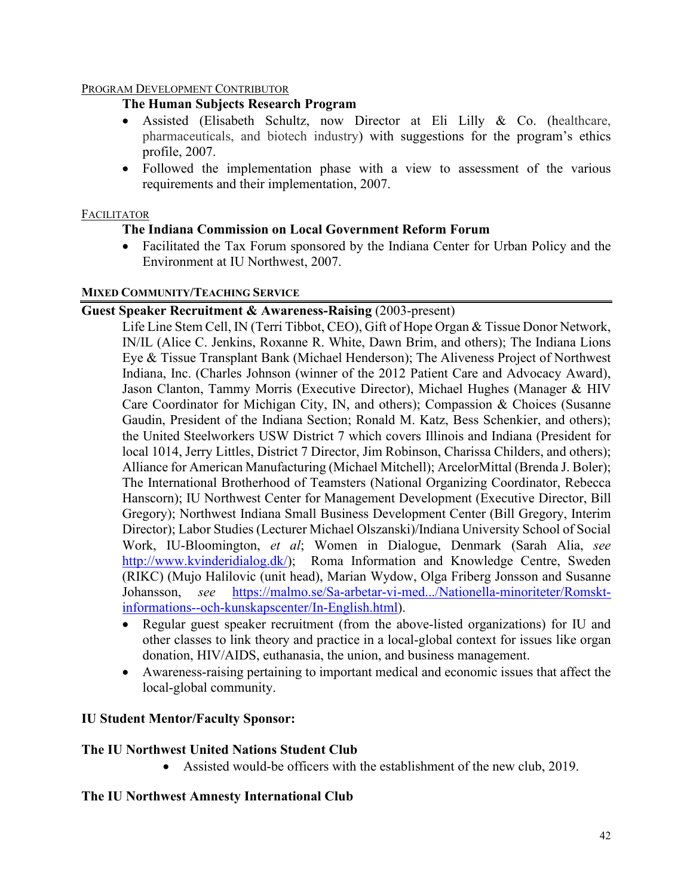PROGRAM DEVELOPMENT CONTRIBUTOR

**The Human Subjects Research Program**

- Assisted (Elisabeth Schultz, now Director at Eli Lilly & Co. (healthcare, pharmaceuticals, and biotech industry) with suggestions for the program's ethics profile, 2007.
- Followed the implementation phase with a view to assessment of the various requirements and their implementation, 2007.

FACILITATOR

**The Indiana Commission on Local Government Reform Forum**

- Facilitated the Tax Forum sponsored by the Indiana Center for Urban Policy and the Environment at IU Northwest, 2007.

**MIXED COMMUNITY/TEACHING SERVICE**

**Guest Speaker Recruitment & Awareness-Raising** (2003-present)

Life Line Stem Cell, IN (Terri Tibbot, CEO), Gift of Hope Organ & Tissue Donor Network, IN/IL (Alice C. Jenkins, Roxanne R. White, Dawn Brim, and others); The Indiana Lions Eye & Tissue Transplant Bank (Michael Henderson); The Aliveness Project of Northwest Indiana, Inc. (Charles Johnson (winner of the 2012 Patient Care and Advocacy Award), Jason Clanton, Tammy Morris (Executive Director), Michael Hughes (Manager & HIV Care Coordinator for Michigan City, IN, and others); Compassion & Choices (Susanne Gaudin, President of the Indiana Section; Ronald M. Katz, Bess Schenkier, and others); the United Steelworkers USW District 7 which covers Illinois and Indiana (President for local 1014, Jerry Littles, District 7 Director, Jim Robinson, Charissa Childers, and others); Alliance for American Manufacturing (Michael Mitchell); ArcelorMittal (Brenda J. Boler); The International Brotherhood of Teamsters (National Organizing Coordinator, Rebecca Hanscorn); IU Northwest Center for Management Development (Executive Director, Bill Gregory); Northwest Indiana Small Business Development Center (Bill Gregory, Interim Director); Labor Studies (Lecturer Michael Olszanski)/Indiana University School of Social Work, IU-Bloomington, *et al*; Women in Dialogue, Denmark (Sarah Alia, *see* http://www.kvinderidialog.dk/); Roma Information and Knowledge Centre, Sweden (RIKC) (Mujo Halilovic (unit head), Marian Wydow, Olga Friberg Jonsson and Susanne Johansson, *see* https://malmo.se/Sa-arbetar-vi-med.../Nationella-minoriteter/Romskt-informations--och-kunskapscenter/In-English.html).

- Regular guest speaker recruitment (from the above-listed organizations) for IU and other classes to link theory and practice in a local-global context for issues like organ donation, HIV/AIDS, euthanasia, the union, and business management.
- Awareness-raising pertaining to important medical and economic issues that affect the local-global community.

**IU Student Mentor/Faculty Sponsor:**

**The IU Northwest United Nations Student Club**

- Assisted would-be officers with the establishment of the new club, 2019.

**The IU Northwest Amnesty International Club**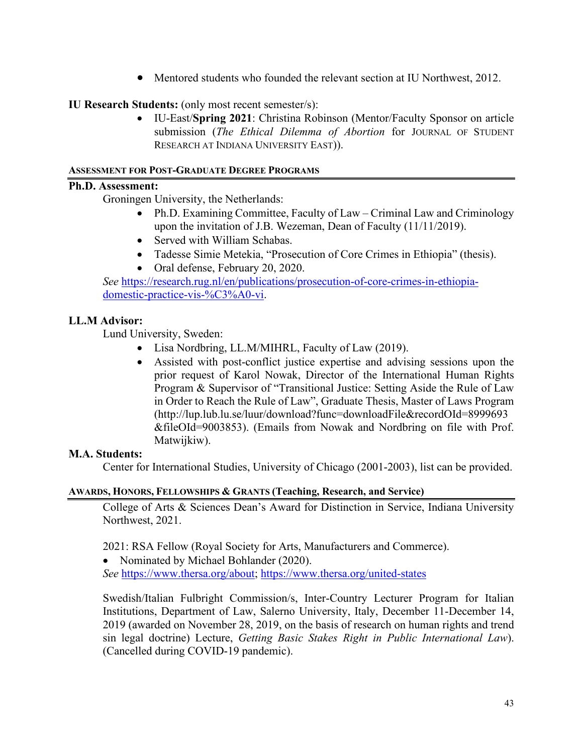- Mentored students who founded the relevant section at IU Northwest, 2012.

**IU Research Students:** (only most recent semester/s):

- IU-East/**Spring 2021**: Christina Robinson (Mentor/Faculty Sponsor on article submission (*The Ethical Dilemma of Abortion* for JOURNAL OF STUDENT RESEARCH AT INDIANA UNIVERSITY EAST)).

## ASSESSMENT FOR POST-GRADUATE DEGREE PROGRAMS

**Ph.D. Assessment:**

Groningen University, the Netherlands:

- Ph.D. Examining Committee, Faculty of Law – Criminal Law and Criminology upon the invitation of J.B. Wezeman, Dean of Faculty (11/11/2019).
- Served with William Schabas.
- Tadesse Simie Metekia, "Prosecution of Core Crimes in Ethiopia" (thesis).
- Oral defense, February 20, 2020.

*See* https://research.rug.nl/en/publications/prosecution-of-core-crimes-in-ethiopia-domestic-practice-vis-%C3%A0-vi.

**LL.M Advisor:**

Lund University, Sweden:

- Lisa Nordbring, LL.M/MIHRL, Faculty of Law (2019).
- Assisted with post-conflict justice expertise and advising sessions upon the prior request of Karol Nowak, Director of the International Human Rights Program & Supervisor of "Transitional Justice: Setting Aside the Rule of Law in Order to Reach the Rule of Law", Graduate Thesis, Master of Laws Program (http://lup.lub.lu.se/luur/download?func=downloadFile&recordOId=8999693&fileOId=9003853). (Emails from Nowak and Nordbring on file with Prof. Matwijkiw).

**M.A. Students:**

Center for International Studies, University of Chicago (2001-2003), list can be provided.

## AWARDS, HONORS, FELLOWSHIPS & GRANTS (Teaching, Research, and Service)

College of Arts & Sciences Dean's Award for Distinction in Service, Indiana University Northwest, 2021.

2021: RSA Fellow (Royal Society for Arts, Manufacturers and Commerce).

- Nominated by Michael Bohlander (2020).

*See* https://www.thersa.org/about; https://www.thersa.org/united-states

Swedish/Italian Fulbright Commission/s, Inter-Country Lecturer Program for Italian Institutions, Department of Law, Salerno University, Italy, December 11-December 14, 2019 (awarded on November 28, 2019, on the basis of research on human rights and trend sin legal doctrine) Lecture, *Getting Basic Stakes Right in Public International Law*). (Cancelled during COVID-19 pandemic).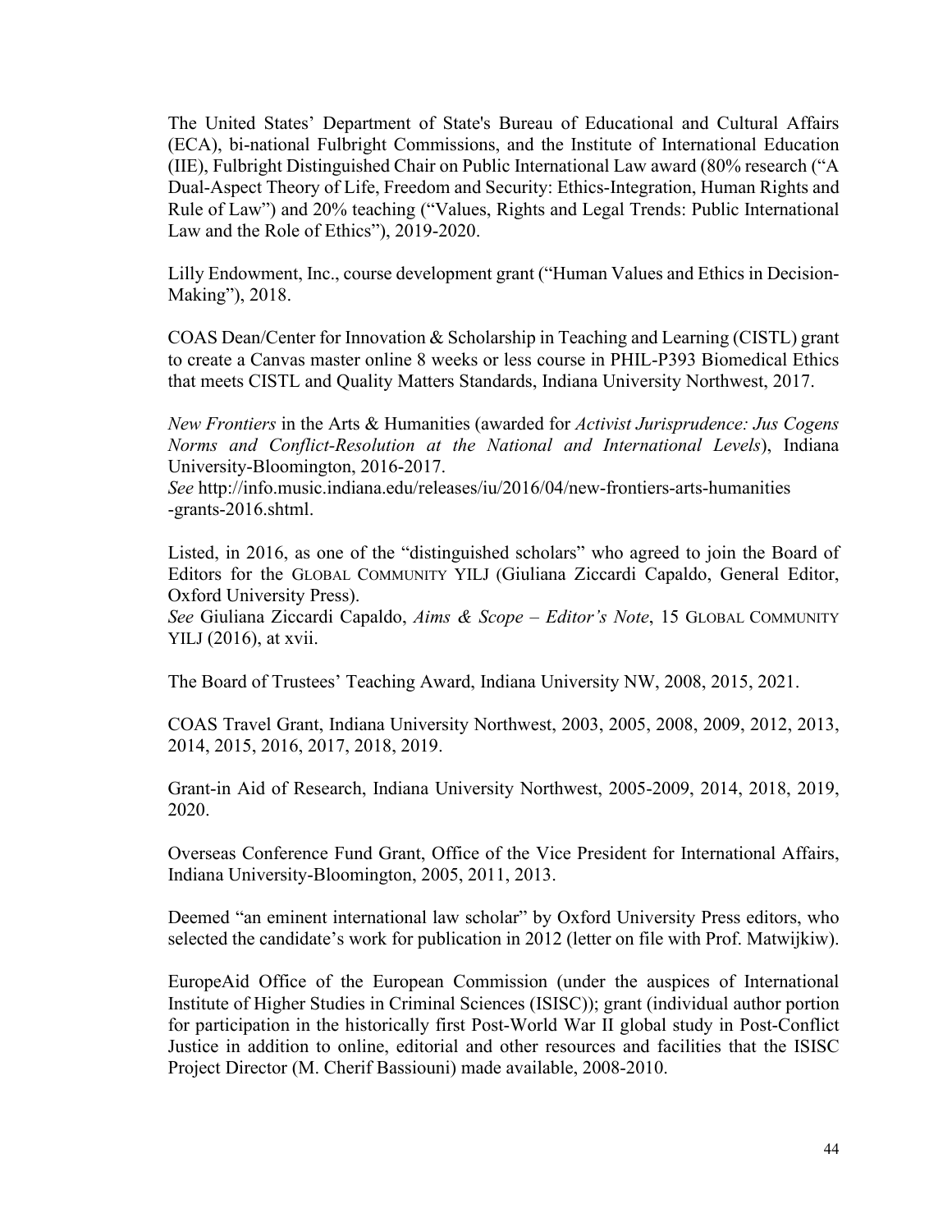The United States' Department of State's Bureau of Educational and Cultural Affairs (ECA), bi-national Fulbright Commissions, and the Institute of International Education (IIE), Fulbright Distinguished Chair on Public International Law award (80% research ("A Dual-Aspect Theory of Life, Freedom and Security: Ethics-Integration, Human Rights and Rule of Law") and 20% teaching ("Values, Rights and Legal Trends: Public International Law and the Role of Ethics"), 2019-2020.

Lilly Endowment, Inc., course development grant ("Human Values and Ethics in Decision-Making"), 2018.

COAS Dean/Center for Innovation & Scholarship in Teaching and Learning (CISTL) grant to create a Canvas master online 8 weeks or less course in PHIL-P393 Biomedical Ethics that meets CISTL and Quality Matters Standards, Indiana University Northwest, 2017.

*New Frontiers* in the Arts & Humanities (awarded for *Activist Jurisprudence: Jus Cogens Norms and Conflict-Resolution at the National and International Levels*), Indiana University-Bloomington, 2016-2017.
*See* http://info.music.indiana.edu/releases/iu/2016/04/new-frontiers-arts-humanities-grants-2016.shtml.

Listed, in 2016, as one of the "distinguished scholars" who agreed to join the Board of Editors for the GLOBAL COMMUNITY YILJ (Giuliana Ziccardi Capaldo, General Editor, Oxford University Press).
*See* Giuliana Ziccardi Capaldo, *Aims & Scope – Editor's Note*, 15 GLOBAL COMMUNITY YILJ (2016), at xvii.

The Board of Trustees' Teaching Award, Indiana University NW, 2008, 2015, 2021.

COAS Travel Grant, Indiana University Northwest, 2003, 2005, 2008, 2009, 2012, 2013, 2014, 2015, 2016, 2017, 2018, 2019.

Grant-in Aid of Research, Indiana University Northwest, 2005-2009, 2014, 2018, 2019, 2020.

Overseas Conference Fund Grant, Office of the Vice President for International Affairs, Indiana University-Bloomington, 2005, 2011, 2013.

Deemed "an eminent international law scholar" by Oxford University Press editors, who selected the candidate's work for publication in 2012 (letter on file with Prof. Matwijkiw).

EuropeAid Office of the European Commission (under the auspices of International Institute of Higher Studies in Criminal Sciences (ISISC)); grant (individual author portion for participation in the historically first Post-World War II global study in Post-Conflict Justice in addition to online, editorial and other resources and facilities that the ISISC Project Director (M. Cherif Bassiouni) made available, 2008-2010.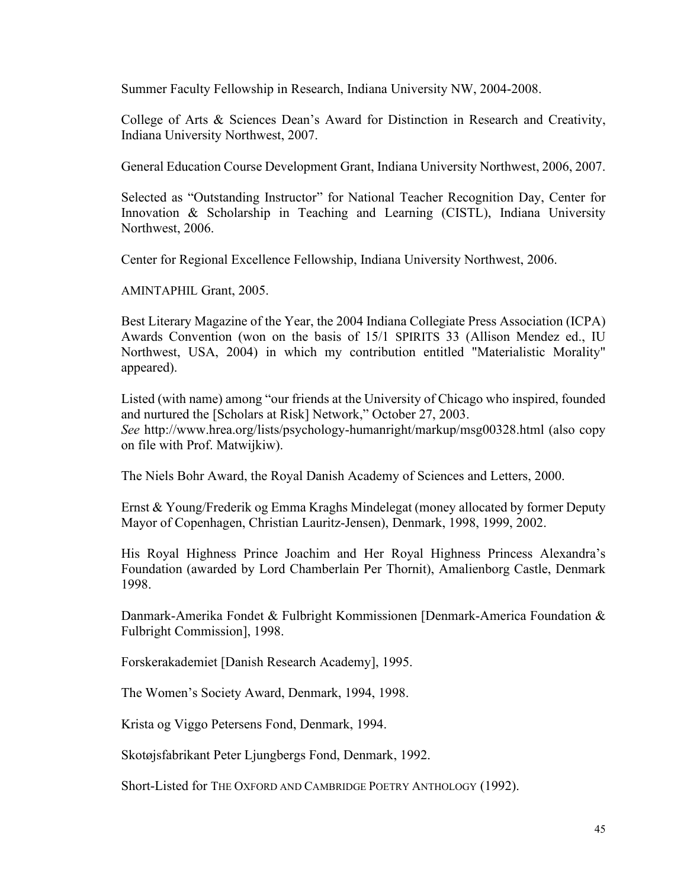Summer Faculty Fellowship in Research, Indiana University NW, 2004-2008.

College of Arts & Sciences Dean's Award for Distinction in Research and Creativity, Indiana University Northwest, 2007.

General Education Course Development Grant, Indiana University Northwest, 2006, 2007.

Selected as "Outstanding Instructor" for National Teacher Recognition Day, Center for Innovation & Scholarship in Teaching and Learning (CISTL), Indiana University Northwest, 2006.

Center for Regional Excellence Fellowship, Indiana University Northwest, 2006.

AMINTAPHIL Grant, 2005.

Best Literary Magazine of the Year, the 2004 Indiana Collegiate Press Association (ICPA) Awards Convention (won on the basis of 15/1 SPIRITS 33 (Allison Mendez ed., IU Northwest, USA, 2004) in which my contribution entitled "Materialistic Morality" appeared).

Listed (with name) among "our friends at the University of Chicago who inspired, founded and nurtured the [Scholars at Risk] Network," October 27, 2003. *See* http://www.hrea.org/lists/psychology-humanright/markup/msg00328.html (also copy on file with Prof. Matwijkiw).

The Niels Bohr Award, the Royal Danish Academy of Sciences and Letters, 2000.

Ernst & Young/Frederik og Emma Kraghs Mindelegat (money allocated by former Deputy Mayor of Copenhagen, Christian Lauritz-Jensen), Denmark, 1998, 1999, 2002.

His Royal Highness Prince Joachim and Her Royal Highness Princess Alexandra's Foundation (awarded by Lord Chamberlain Per Thornit), Amalienborg Castle, Denmark 1998.

Danmark-Amerika Fondet & Fulbright Kommissionen [Denmark-America Foundation & Fulbright Commission], 1998.

Forskerakademiet [Danish Research Academy], 1995.

The Women's Society Award, Denmark, 1994, 1998.

Krista og Viggo Petersens Fond, Denmark, 1994.

Skotøjsfabrikant Peter Ljungbergs Fond, Denmark, 1992.

Short-Listed for THE OXFORD AND CAMBRIDGE POETRY ANTHOLOGY (1992).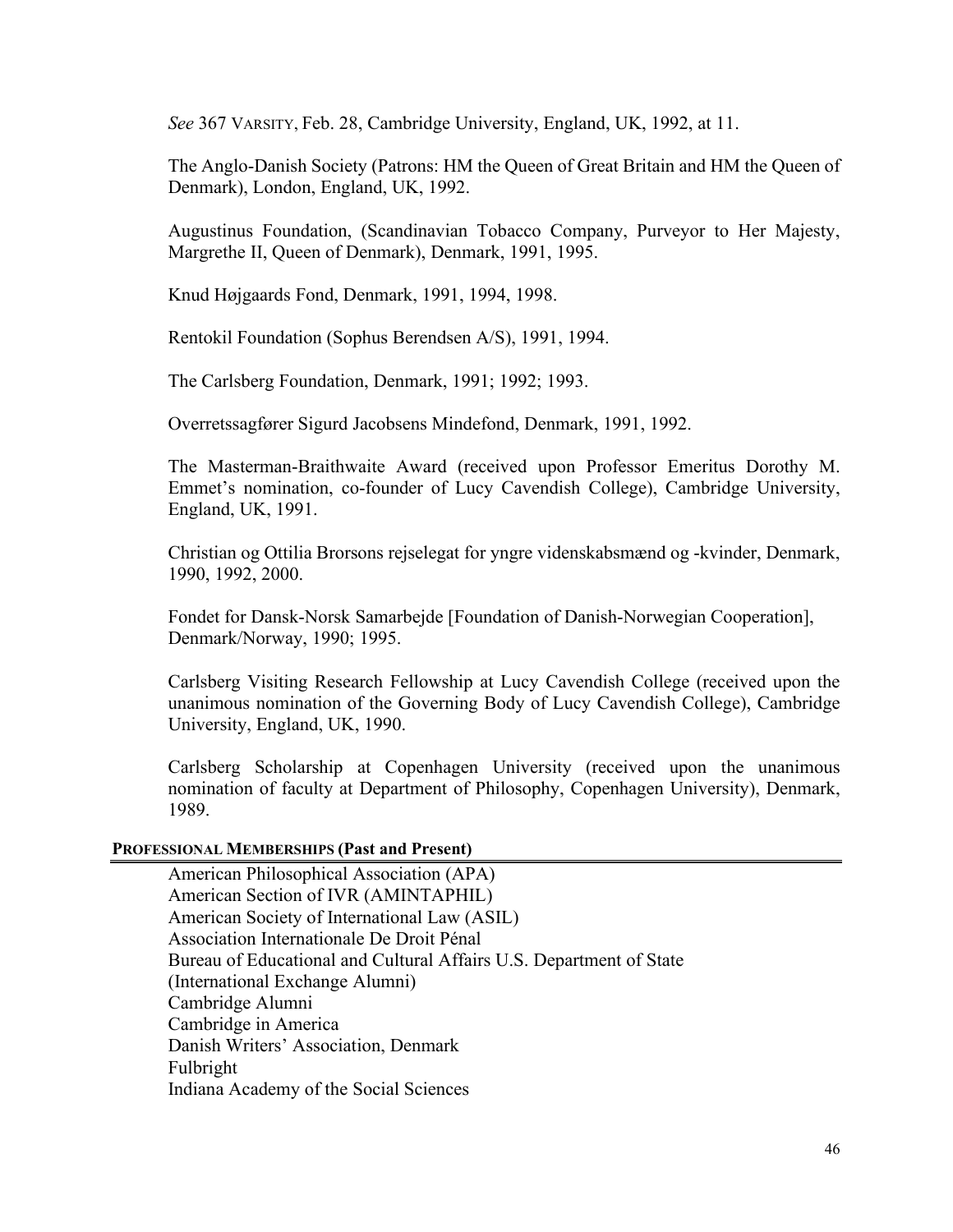*See* 367 VARSITY, Feb. 28, Cambridge University, England, UK, 1992, at 11.

The Anglo-Danish Society (Patrons: HM the Queen of Great Britain and HM the Queen of Denmark), London, England, UK, 1992.

Augustinus Foundation, (Scandinavian Tobacco Company, Purveyor to Her Majesty, Margrethe II, Queen of Denmark), Denmark, 1991, 1995.

Knud Højgaards Fond, Denmark, 1991, 1994, 1998.

Rentokil Foundation (Sophus Berendsen A/S), 1991, 1994.

The Carlsberg Foundation, Denmark, 1991; 1992; 1993.

Overretssagfører Sigurd Jacobsens Mindefond, Denmark, 1991, 1992.

The Masterman-Braithwaite Award (received upon Professor Emeritus Dorothy M. Emmet's nomination, co-founder of Lucy Cavendish College), Cambridge University, England, UK, 1991.

Christian og Ottilia Brorsons rejselegat for yngre videnskabsmænd og -kvinder, Denmark, 1990, 1992, 2000.

Fondet for Dansk-Norsk Samarbejde [Foundation of Danish-Norwegian Cooperation], Denmark/Norway, 1990; 1995.

Carlsberg Visiting Research Fellowship at Lucy Cavendish College (received upon the unanimous nomination of the Governing Body of Lucy Cavendish College), Cambridge University, England, UK, 1990.

Carlsberg Scholarship at Copenhagen University (received upon the unanimous nomination of faculty at Department of Philosophy, Copenhagen University), Denmark, 1989.

## PROFESSIONAL MEMBERSHIPS (Past and Present)

American Philosophical Association (APA)
American Section of IVR (AMINTAPHIL)
American Society of International Law (ASIL)
Association Internationale De Droit Pénal
Bureau of Educational and Cultural Affairs U.S. Department of State (International Exchange Alumni)
Cambridge Alumni
Cambridge in America
Danish Writers' Association, Denmark
Fulbright
Indiana Academy of the Social Sciences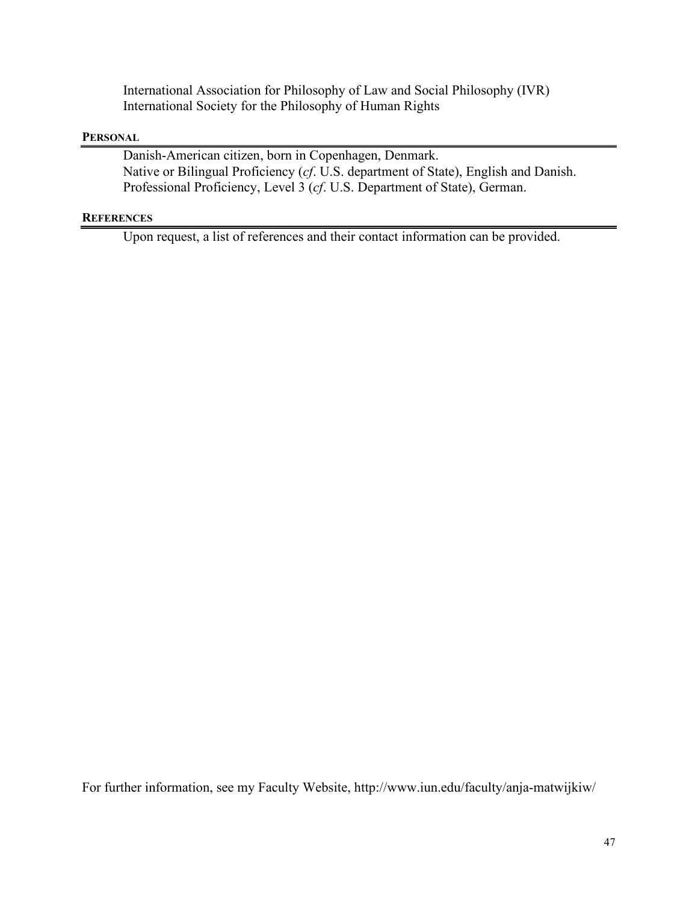International Association for Philosophy of Law and Social Philosophy (IVR)
International Society for the Philosophy of Human Rights

## PERSONAL

Danish-American citizen, born in Copenhagen, Denmark.
Native or Bilingual Proficiency (*cf*. U.S. department of State), English and Danish.
Professional Proficiency, Level 3 (*cf*. U.S. Department of State), German.

## REFERENCES

Upon request, a list of references and their contact information can be provided.

For further information, see my Faculty Website, http://www.iun.edu/faculty/anja-matwijkiw/